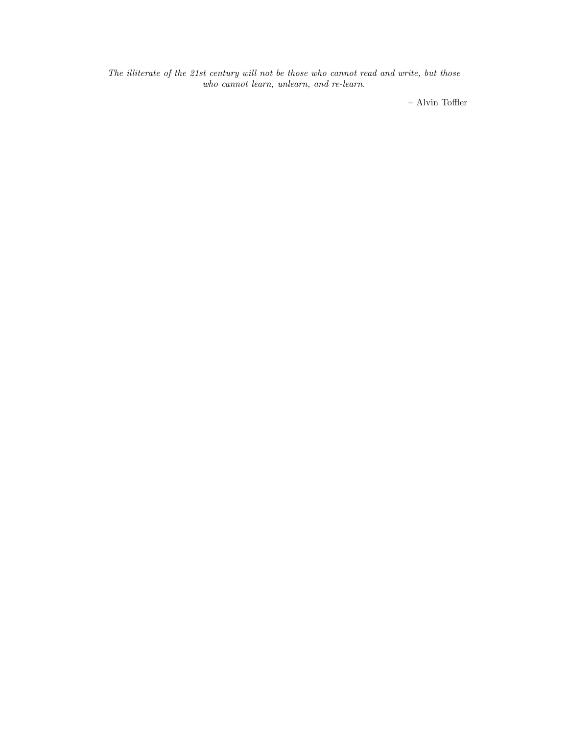*The illiterate of the 21st century will not be those who cannot read and write, but those who cannot learn, unlearn, and re-learn.*

– Alvin Toffler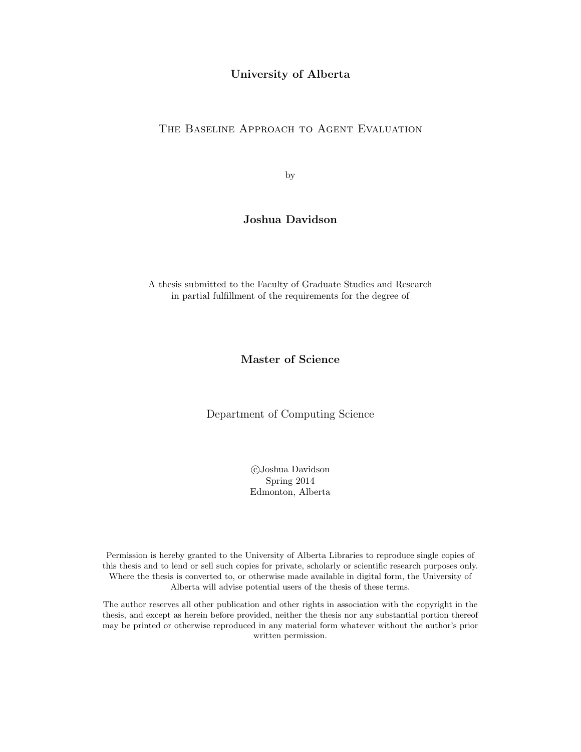**University of Alberta**

# The Baseline Approach to Agent Evaluation

by

**Joshua Davidson**

A thesis submitted to the Faculty of Graduate Studies and Research
in partial fulfillment of the requirements for the degree of

**Master of Science**

Department of Computing Science

©Joshua Davidson
Spring 2014
Edmonton, Alberta

Permission is hereby granted to the University of Alberta Libraries to reproduce single copies of this thesis and to lend or sell such copies for private, scholarly or scientific research purposes only. Where the thesis is converted to, or otherwise made available in digital form, the University of Alberta will advise potential users of the thesis of these terms.

The author reserves all other publication and other rights in association with the copyright in the thesis, and except as herein before provided, neither the thesis nor any substantial portion thereof may be printed or otherwise reproduced in any material form whatever without the author's prior written permission.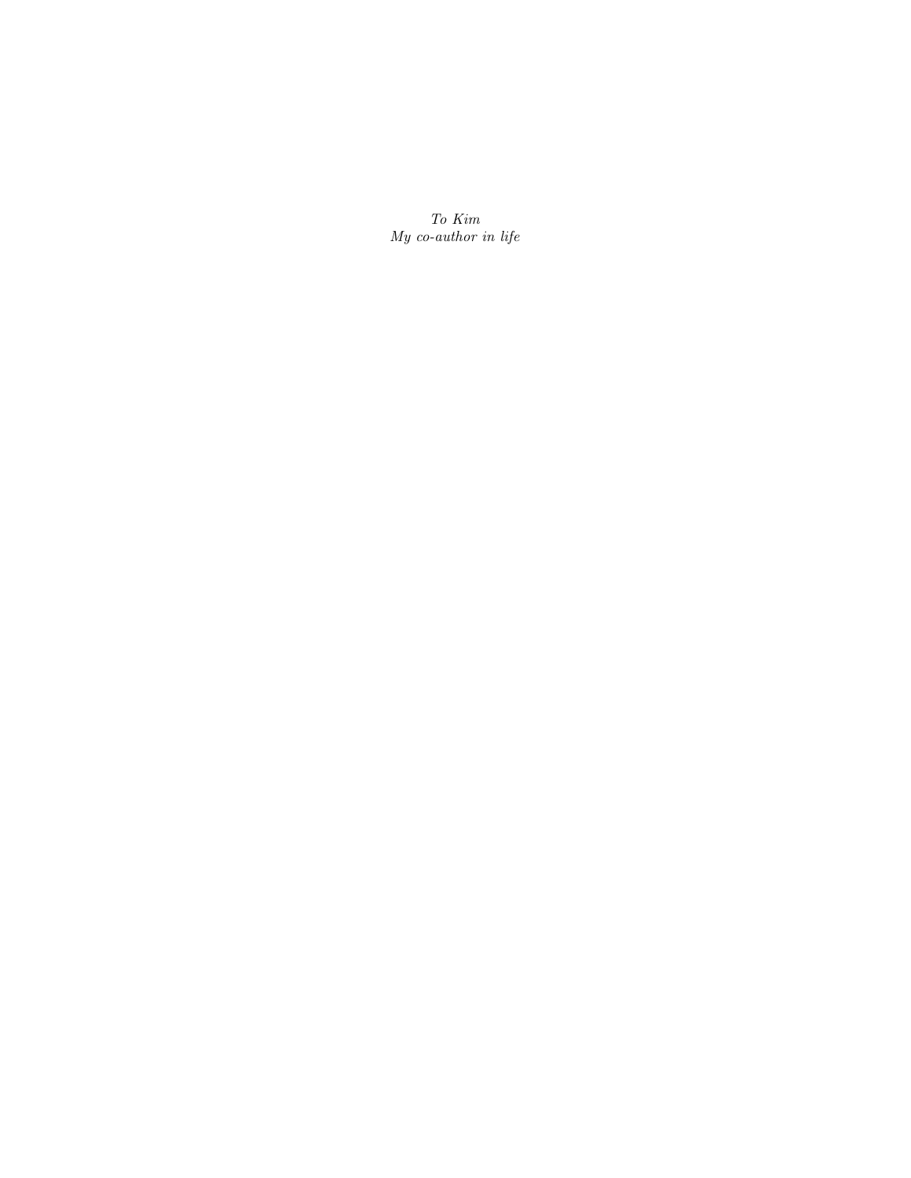*To Kim*  
*My co-author in life*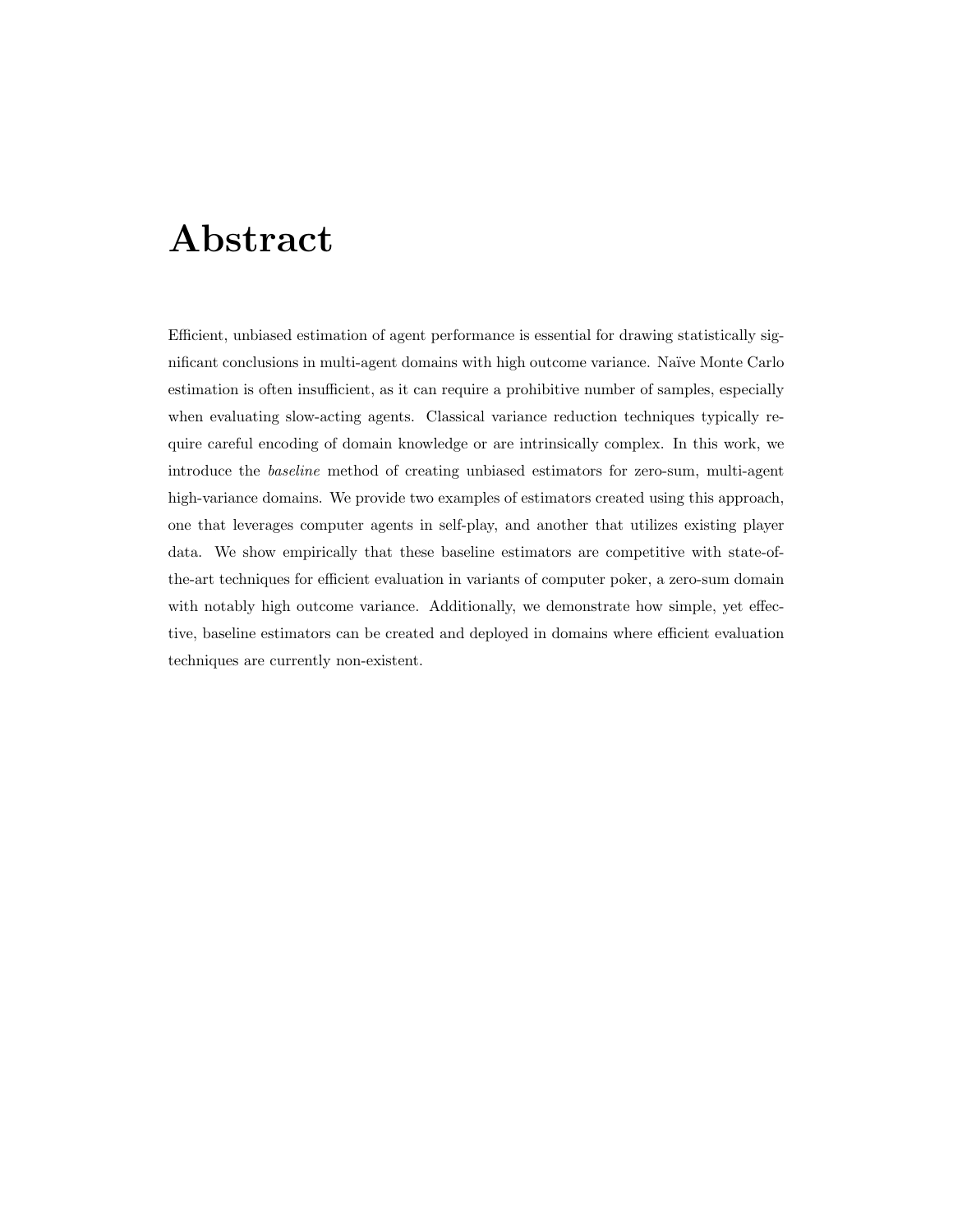# Abstract

Efficient, unbiased estimation of agent performance is essential for drawing statistically significant conclusions in multi-agent domains with high outcome variance. Naïve Monte Carlo estimation is often insufficient, as it can require a prohibitive number of samples, especially when evaluating slow-acting agents. Classical variance reduction techniques typically require careful encoding of domain knowledge or are intrinsically complex. In this work, we introduce the *baseline* method of creating unbiased estimators for zero-sum, multi-agent high-variance domains. We provide two examples of estimators created using this approach, one that leverages computer agents in self-play, and another that utilizes existing player data. We show empirically that these baseline estimators are competitive with state-of-the-art techniques for efficient evaluation in variants of computer poker, a zero-sum domain with notably high outcome variance. Additionally, we demonstrate how simple, yet effective, baseline estimators can be created and deployed in domains where efficient evaluation techniques are currently non-existent.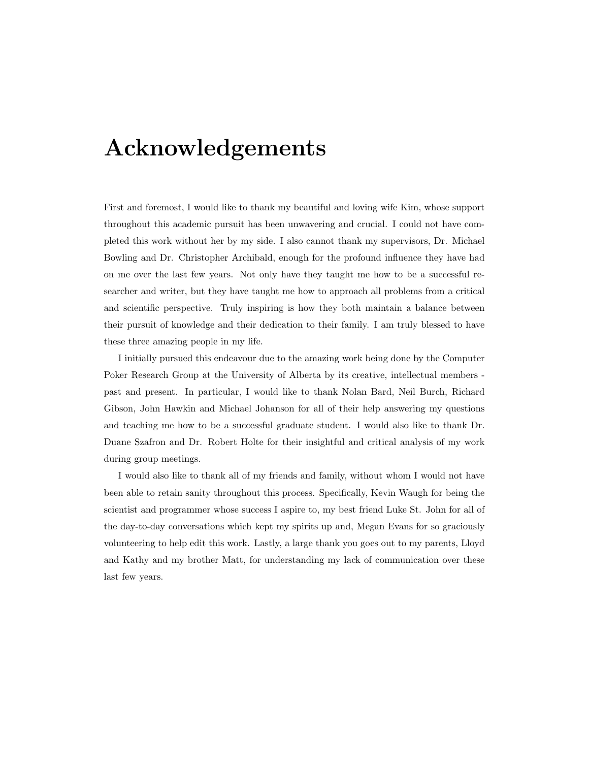# Acknowledgements

First and foremost, I would like to thank my beautiful and loving wife Kim, whose support throughout this academic pursuit has been unwavering and crucial. I could not have completed this work without her by my side. I also cannot thank my supervisors, Dr. Michael Bowling and Dr. Christopher Archibald, enough for the profound influence they have had on me over the last few years. Not only have they taught me how to be a successful researcher and writer, but they have taught me how to approach all problems from a critical and scientific perspective. Truly inspiring is how they both maintain a balance between their pursuit of knowledge and their dedication to their family. I am truly blessed to have these three amazing people in my life.

I initially pursued this endeavour due to the amazing work being done by the Computer Poker Research Group at the University of Alberta by its creative, intellectual members - past and present. In particular, I would like to thank Nolan Bard, Neil Burch, Richard Gibson, John Hawkin and Michael Johanson for all of their help answering my questions and teaching me how to be a successful graduate student. I would also like to thank Dr. Duane Szafron and Dr. Robert Holte for their insightful and critical analysis of my work during group meetings.

I would also like to thank all of my friends and family, without whom I would not have been able to retain sanity throughout this process. Specifically, Kevin Waugh for being the scientist and programmer whose success I aspire to, my best friend Luke St. John for all of the day-to-day conversations which kept my spirits up and, Megan Evans for so graciously volunteering to help edit this work. Lastly, a large thank you goes out to my parents, Lloyd and Kathy and my brother Matt, for understanding my lack of communication over these last few years.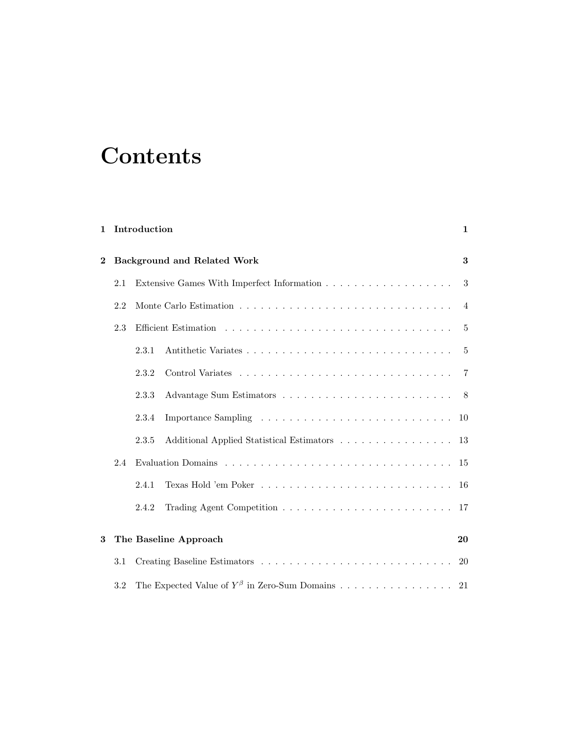# Contents

**1 Introduction** **1**

**2 Background and Related Work** **3**

2.1 Extensive Games With Imperfect Information . . . . . . . . . . . . . . . . . . 3

2.2 Monte Carlo Estimation . . . . . . . . . . . . . . . . . . . . . . . . . . . . . . 4

2.3 Efficient Estimation . . . . . . . . . . . . . . . . . . . . . . . . . . . . . . . . 5

2.3.1 Antithetic Variates . . . . . . . . . . . . . . . . . . . . . . . . . . . . 5

2.3.2 Control Variates . . . . . . . . . . . . . . . . . . . . . . . . . . . . . 7

2.3.3 Advantage Sum Estimators . . . . . . . . . . . . . . . . . . . . . . . . 8

2.3.4 Importance Sampling . . . . . . . . . . . . . . . . . . . . . . . . . . . 10

2.3.5 Additional Applied Statistical Estimators . . . . . . . . . . . . . . . . 13

2.4 Evaluation Domains . . . . . . . . . . . . . . . . . . . . . . . . . . . . . . . . 15

2.4.1 Texas Hold 'em Poker . . . . . . . . . . . . . . . . . . . . . . . . . . . 16

2.4.2 Trading Agent Competition . . . . . . . . . . . . . . . . . . . . . . . . 17

**3 The Baseline Approach** **20**

3.1 Creating Baseline Estimators . . . . . . . . . . . . . . . . . . . . . . . . . . . 20

3.2 The Expected Value of $Y^{\beta}$ in Zero-Sum Domains . . . . . . . . . . . . . . . . 21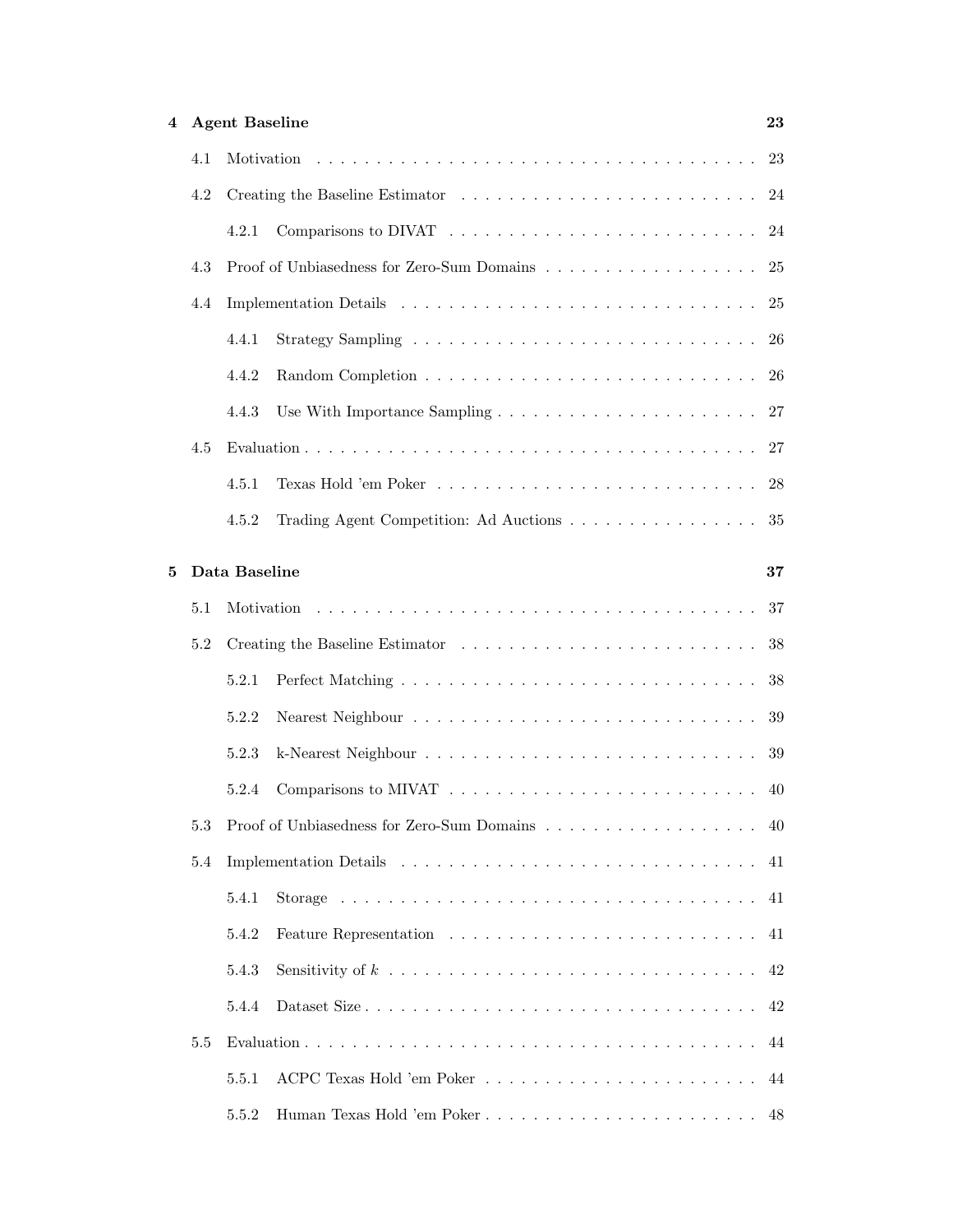**4 Agent Baseline** 23

- 4.1 Motivation . . . . . . . . . . . . . . . . . . . . . . . . . . . . . . . . . . . . 23
- 4.2 Creating the Baseline Estimator . . . . . . . . . . . . . . . . . . . . . . . . 24
  - 4.2.1 Comparisons to DIVAT . . . . . . . . . . . . . . . . . . . . . . . . . 24
- 4.3 Proof of Unbiasedness for Zero-Sum Domains . . . . . . . . . . . . . . . . . 25
- 4.4 Implementation Details . . . . . . . . . . . . . . . . . . . . . . . . . . . . . 25
  - 4.4.1 Strategy Sampling . . . . . . . . . . . . . . . . . . . . . . . . . . . 26
  - 4.4.2 Random Completion . . . . . . . . . . . . . . . . . . . . . . . . . . . 26
  - 4.4.3 Use With Importance Sampling . . . . . . . . . . . . . . . . . . . . . 27
- 4.5 Evaluation . . . . . . . . . . . . . . . . . . . . . . . . . . . . . . . . . . . 27
  - 4.5.1 Texas Hold 'em Poker . . . . . . . . . . . . . . . . . . . . . . . . . 28
  - 4.5.2 Trading Agent Competition: Ad Auctions . . . . . . . . . . . . . . . . 35

**5 Data Baseline** 37

- 5.1 Motivation . . . . . . . . . . . . . . . . . . . . . . . . . . . . . . . . . . . . 37
- 5.2 Creating the Baseline Estimator . . . . . . . . . . . . . . . . . . . . . . . . 38
  - 5.2.1 Perfect Matching . . . . . . . . . . . . . . . . . . . . . . . . . . . . 38
  - 5.2.2 Nearest Neighbour . . . . . . . . . . . . . . . . . . . . . . . . . . . 39
  - 5.2.3 k-Nearest Neighbour . . . . . . . . . . . . . . . . . . . . . . . . . . 39
  - 5.2.4 Comparisons to MIVAT . . . . . . . . . . . . . . . . . . . . . . . . . 40
- 5.3 Proof of Unbiasedness for Zero-Sum Domains . . . . . . . . . . . . . . . . . 40
- 5.4 Implementation Details . . . . . . . . . . . . . . . . . . . . . . . . . . . . . 41
  - 5.4.1 Storage . . . . . . . . . . . . . . . . . . . . . . . . . . . . . . . . . 41
  - 5.4.2 Feature Representation . . . . . . . . . . . . . . . . . . . . . . . . . 41
  - 5.4.3 Sensitivity of $k$ . . . . . . . . . . . . . . . . . . . . . . . . . . . 42
  - 5.4.4 Dataset Size . . . . . . . . . . . . . . . . . . . . . . . . . . . . . . 42
- 5.5 Evaluation . . . . . . . . . . . . . . . . . . . . . . . . . . . . . . . . . . . 44
  - 5.5.1 ACPC Texas Hold 'em Poker . . . . . . . . . . . . . . . . . . . . . . . 44
  - 5.5.2 Human Texas Hold 'em Poker . . . . . . . . . . . . . . . . . . . . . . 48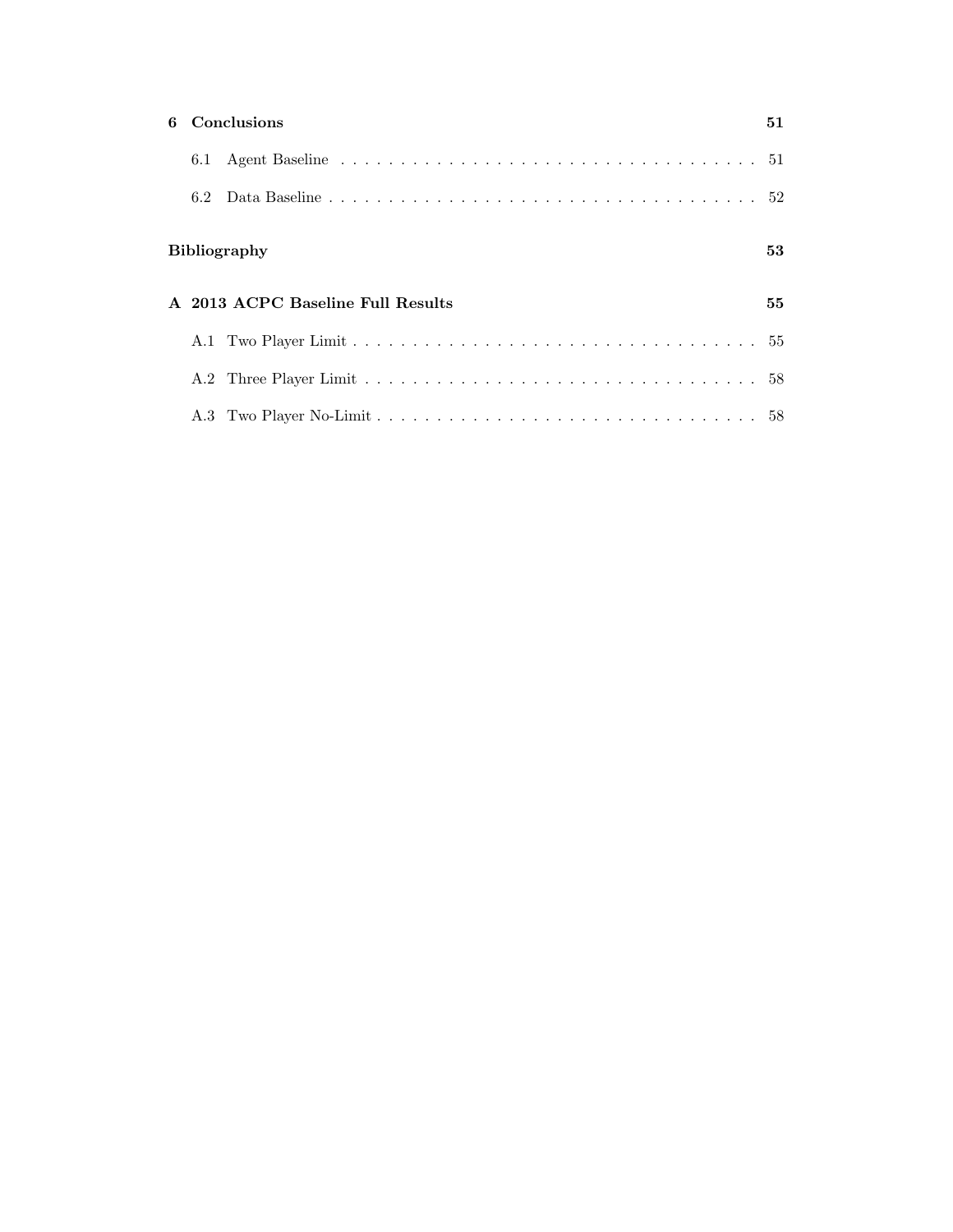**6 Conclusions** 51

- 6.1 Agent Baseline . . . . . . . . . . . . . . . . . . . . . . . . . . . . . . . . . . . . 51
- 6.2 Data Baseline . . . . . . . . . . . . . . . . . . . . . . . . . . . . . . . . . . . . 52

**Bibliography** 53

**A 2013 ACPC Baseline Full Results** 55

- A.1 Two Player Limit . . . . . . . . . . . . . . . . . . . . . . . . . . . . . . . . . . . 55
- A.2 Three Player Limit . . . . . . . . . . . . . . . . . . . . . . . . . . . . . . . . . . 58
- A.3 Two Player No-Limit . . . . . . . . . . . . . . . . . . . . . . . . . . . . . . . . . 58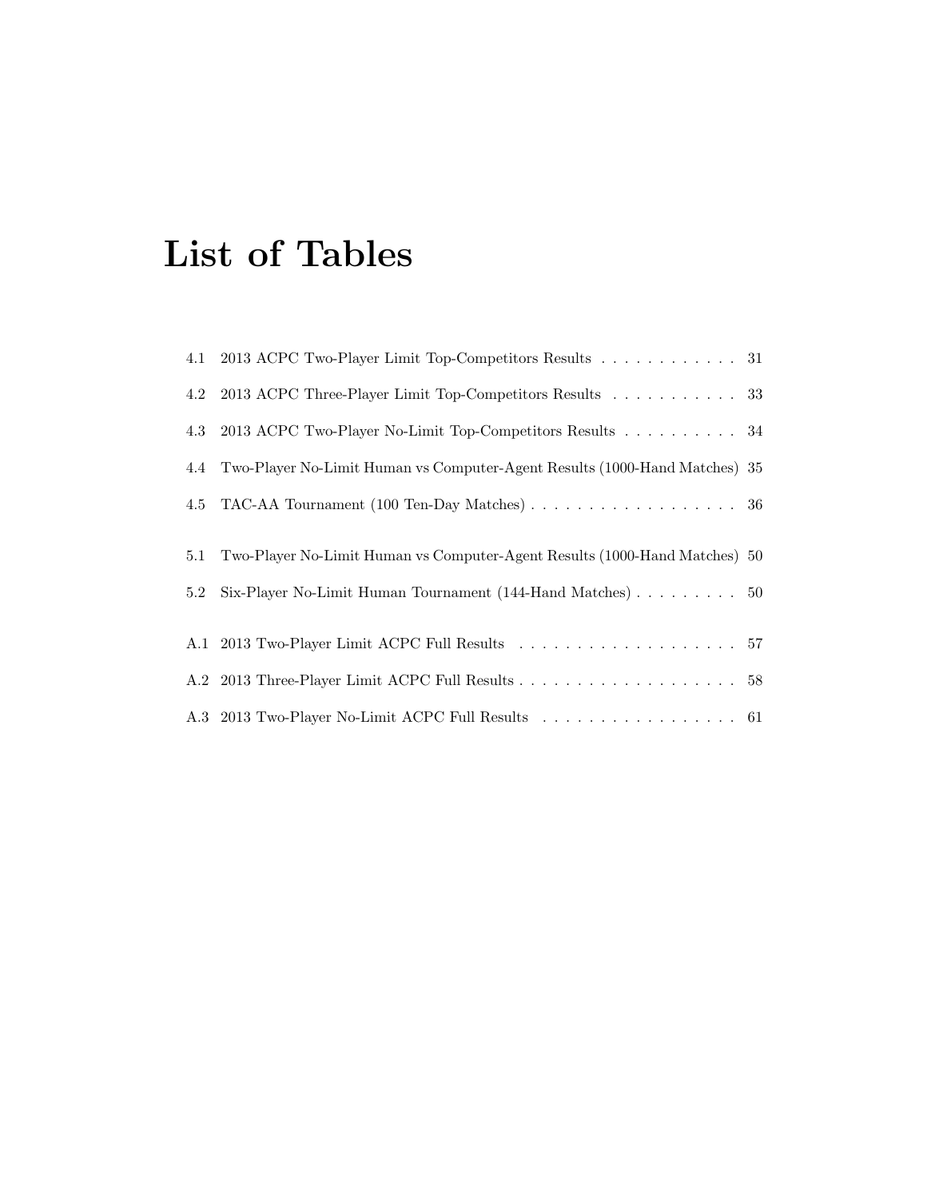# List of Tables

4.1 2013 ACPC Two-Player Limit Top-Competitors Results . . . . . . . . . . . . 31

4.2 2013 ACPC Three-Player Limit Top-Competitors Results . . . . . . . . . . . 33

4.3 2013 ACPC Two-Player No-Limit Top-Competitors Results . . . . . . . . . . 34

4.4 Two-Player No-Limit Human vs Computer-Agent Results (1000-Hand Matches) 35

4.5 TAC-AA Tournament (100 Ten-Day Matches) . . . . . . . . . . . . . . . . . . 36

5.1 Two-Player No-Limit Human vs Computer-Agent Results (1000-Hand Matches) 50

5.2 Six-Player No-Limit Human Tournament (144-Hand Matches) . . . . . . . . . 50

A.1 2013 Two-Player Limit ACPC Full Results . . . . . . . . . . . . . . . . . . . 57

A.2 2013 Three-Player Limit ACPC Full Results . . . . . . . . . . . . . . . . . . . 58

A.3 2013 Two-Player No-Limit ACPC Full Results . . . . . . . . . . . . . . . . . 61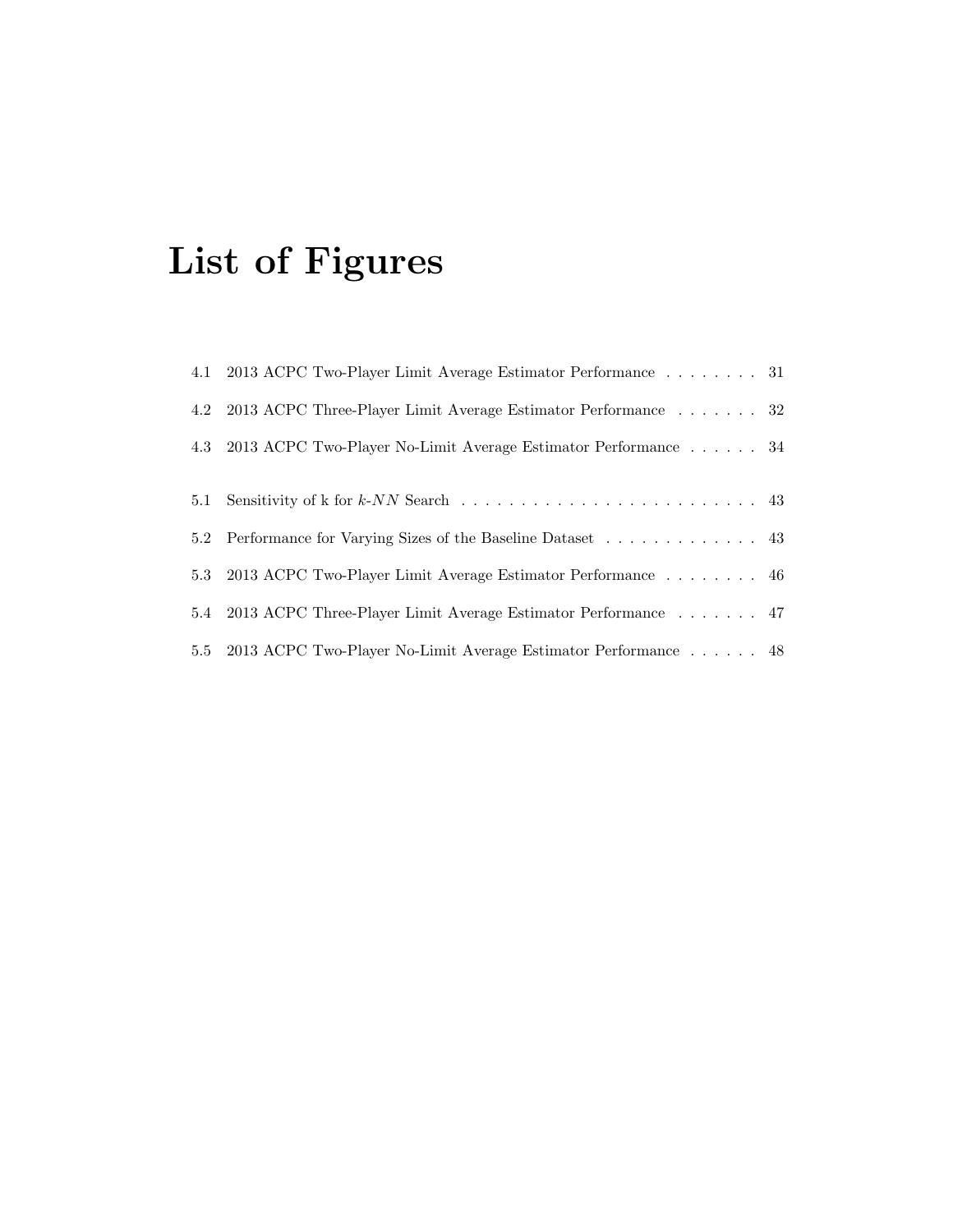# List of Figures

4.1 2013 ACPC Two-Player Limit Average Estimator Performance . . . . . . . . 31

4.2 2013 ACPC Three-Player Limit Average Estimator Performance . . . . . . . 32

4.3 2013 ACPC Two-Player No-Limit Average Estimator Performance . . . . . . 34

5.1 Sensitivity of k for $k$-$NN$ Search . . . . . . . . . . . . . . . . . . . . . . . . . 43

5.2 Performance for Varying Sizes of the Baseline Dataset . . . . . . . . . . . . . 43

5.3 2013 ACPC Two-Player Limit Average Estimator Performance . . . . . . . . 46

5.4 2013 ACPC Three-Player Limit Average Estimator Performance . . . . . . . 47

5.5 2013 ACPC Two-Player No-Limit Average Estimator Performance . . . . . . 48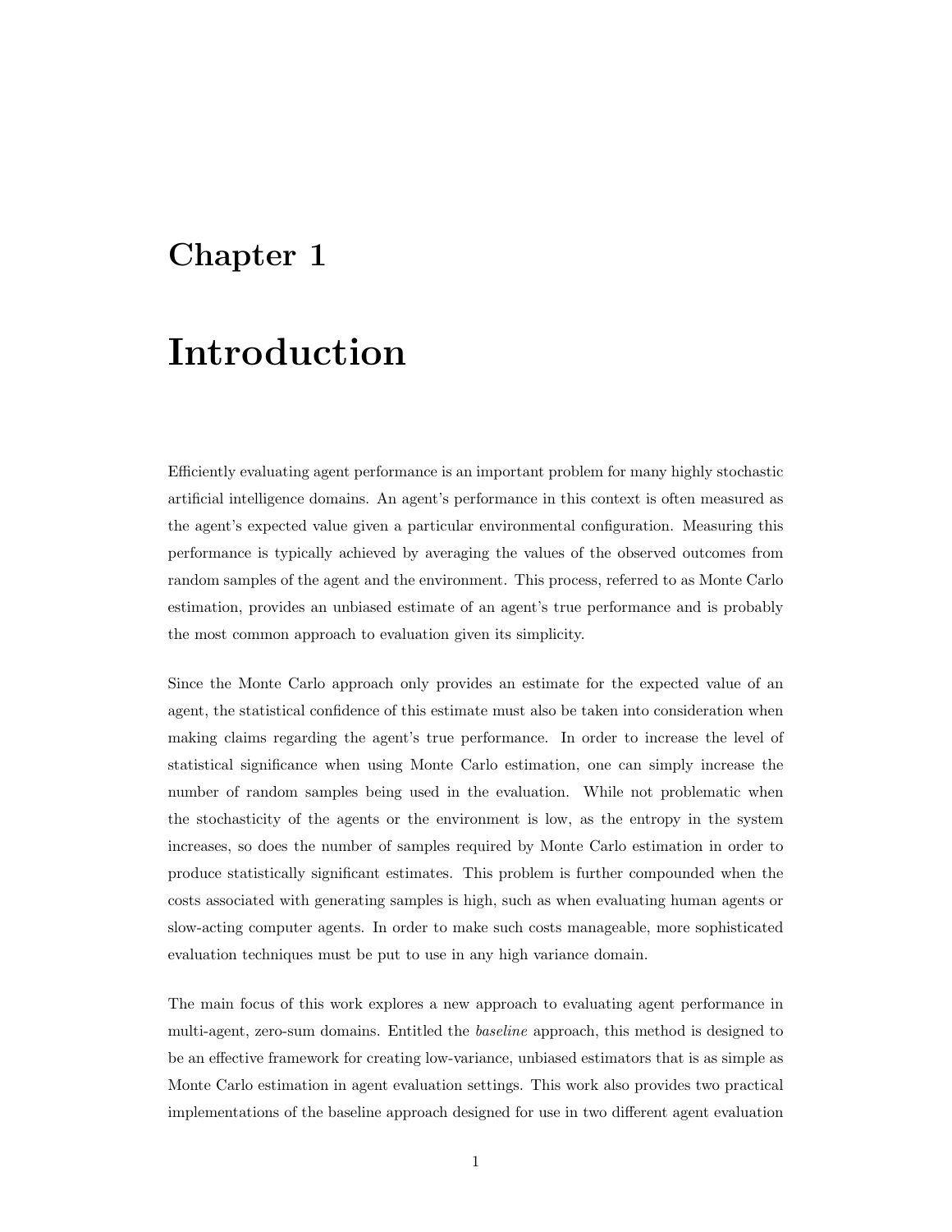# Chapter 1

# Introduction

Efficiently evaluating agent performance is an important problem for many highly stochastic artificial intelligence domains. An agent's performance in this context is often measured as the agent's expected value given a particular environmental configuration. Measuring this performance is typically achieved by averaging the values of the observed outcomes from random samples of the agent and the environment. This process, referred to as Monte Carlo estimation, provides an unbiased estimate of an agent's true performance and is probably the most common approach to evaluation given its simplicity.

Since the Monte Carlo approach only provides an estimate for the expected value of an agent, the statistical confidence of this estimate must also be taken into consideration when making claims regarding the agent's true performance. In order to increase the level of statistical significance when using Monte Carlo estimation, one can simply increase the number of random samples being used in the evaluation. While not problematic when the stochasticity of the agents or the environment is low, as the entropy in the system increases, so does the number of samples required by Monte Carlo estimation in order to produce statistically significant estimates. This problem is further compounded when the costs associated with generating samples is high, such as when evaluating human agents or slow-acting computer agents. In order to make such costs manageable, more sophisticated evaluation techniques must be put to use in any high variance domain.

The main focus of this work explores a new approach to evaluating agent performance in multi-agent, zero-sum domains. Entitled the *baseline* approach, this method is designed to be an effective framework for creating low-variance, unbiased estimators that is as simple as Monte Carlo estimation in agent evaluation settings. This work also provides two practical implementations of the baseline approach designed for use in two different agent evaluation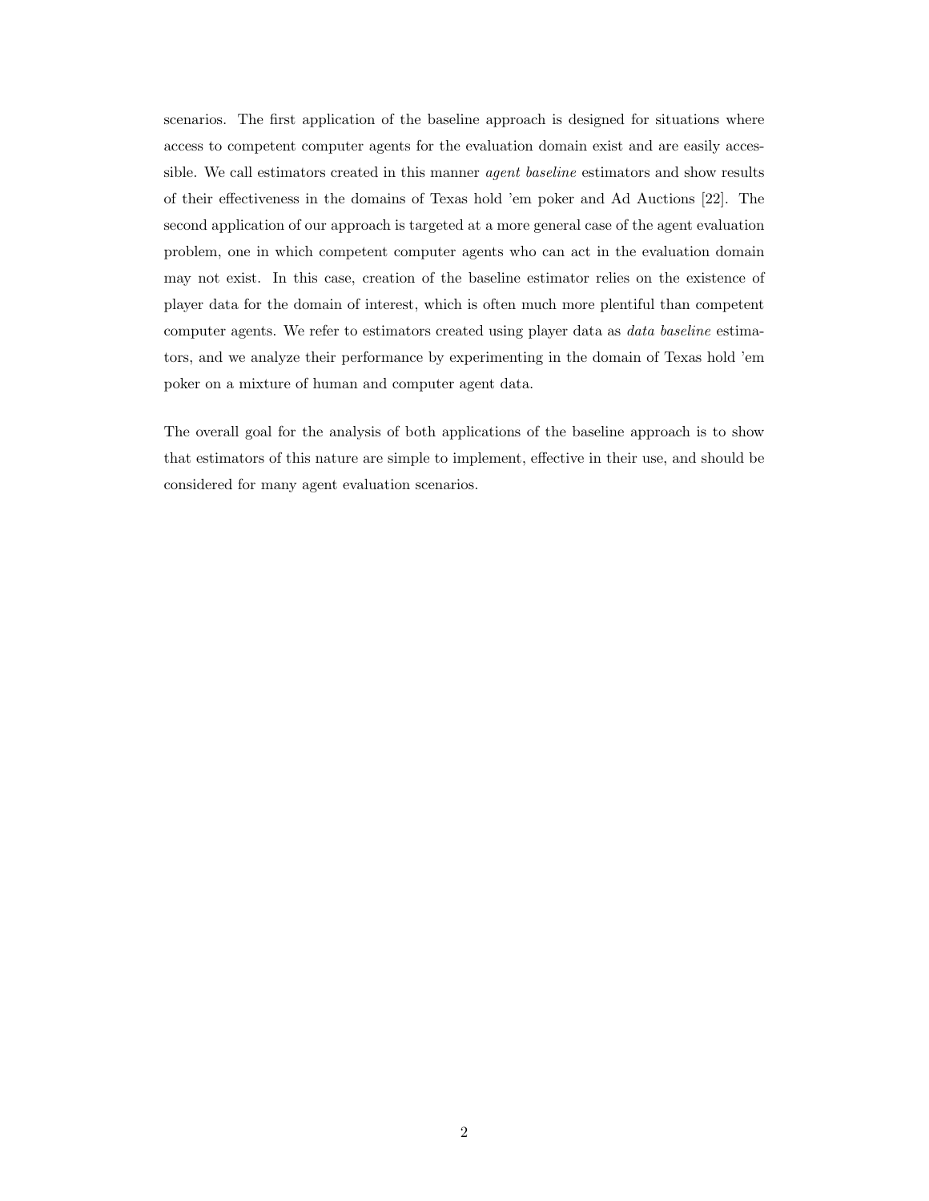scenarios. The first application of the baseline approach is designed for situations where access to competent computer agents for the evaluation domain exist and are easily accessible. We call estimators created in this manner *agent baseline* estimators and show results of their effectiveness in the domains of Texas hold 'em poker and Ad Auctions [22]. The second application of our approach is targeted at a more general case of the agent evaluation problem, one in which competent computer agents who can act in the evaluation domain may not exist. In this case, creation of the baseline estimator relies on the existence of player data for the domain of interest, which is often much more plentiful than competent computer agents. We refer to estimators created using player data as *data baseline* estimators, and we analyze their performance by experimenting in the domain of Texas hold 'em poker on a mixture of human and computer agent data.

The overall goal for the analysis of both applications of the baseline approach is to show that estimators of this nature are simple to implement, effective in their use, and should be considered for many agent evaluation scenarios.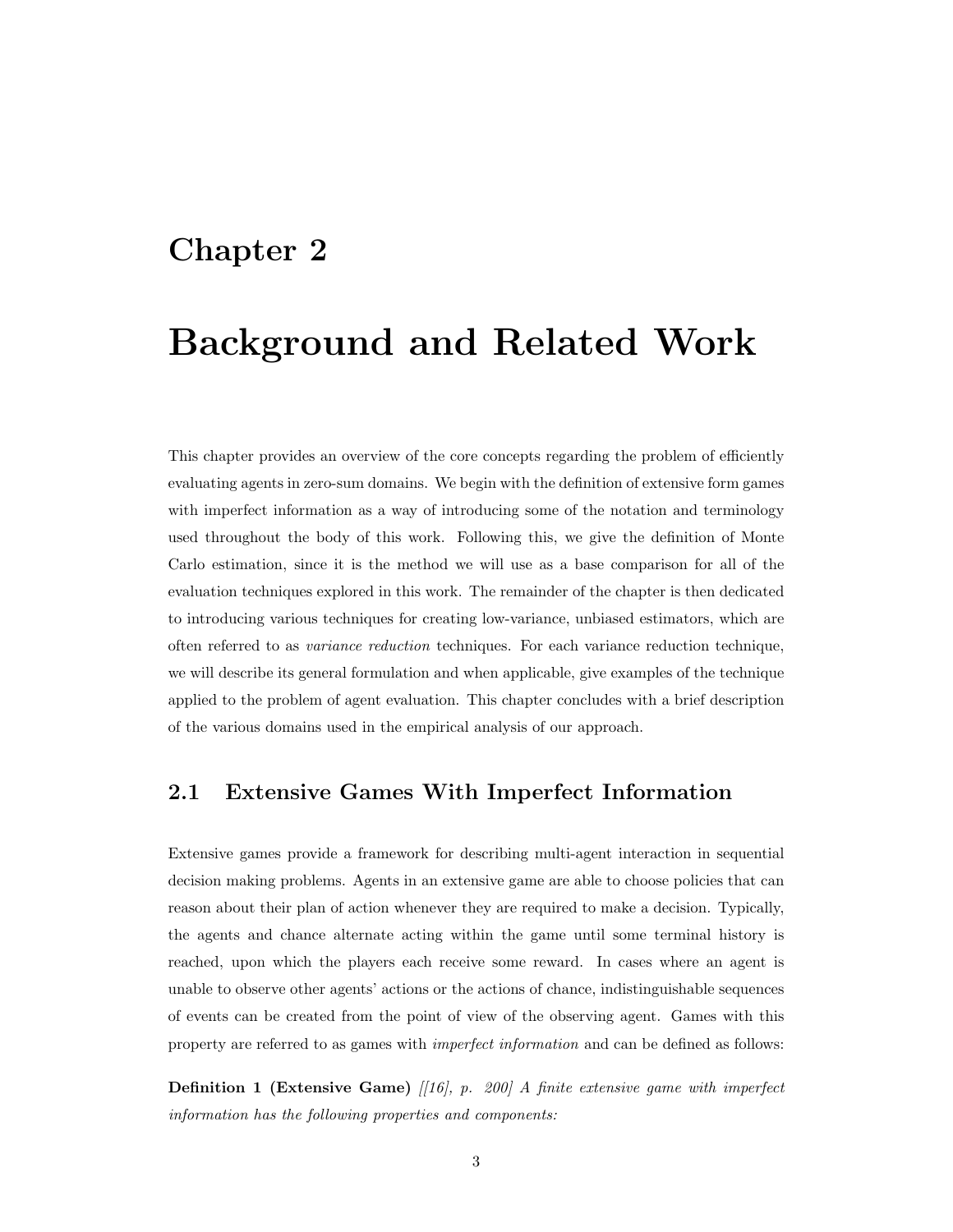# Chapter 2

# Background and Related Work

This chapter provides an overview of the core concepts regarding the problem of efficiently evaluating agents in zero-sum domains. We begin with the definition of extensive form games with imperfect information as a way of introducing some of the notation and terminology used throughout the body of this work. Following this, we give the definition of Monte Carlo estimation, since it is the method we will use as a base comparison for all of the evaluation techniques explored in this work. The remainder of the chapter is then dedicated to introducing various techniques for creating low-variance, unbiased estimators, which are often referred to as *variance reduction* techniques. For each variance reduction technique, we will describe its general formulation and when applicable, give examples of the technique applied to the problem of agent evaluation. This chapter concludes with a brief description of the various domains used in the empirical analysis of our approach.

## 2.1 Extensive Games With Imperfect Information

Extensive games provide a framework for describing multi-agent interaction in sequential decision making problems. Agents in an extensive game are able to choose policies that can reason about their plan of action whenever they are required to make a decision. Typically, the agents and chance alternate acting within the game until some terminal history is reached, upon which the players each receive some reward. In cases where an agent is unable to observe other agents' actions or the actions of chance, indistinguishable sequences of events can be created from the point of view of the observing agent. Games with this property are referred to as games with *imperfect information* and can be defined as follows:

**Definition 1 (Extensive Game)** *[[16], p. 200] A finite extensive game with imperfect information has the following properties and components:*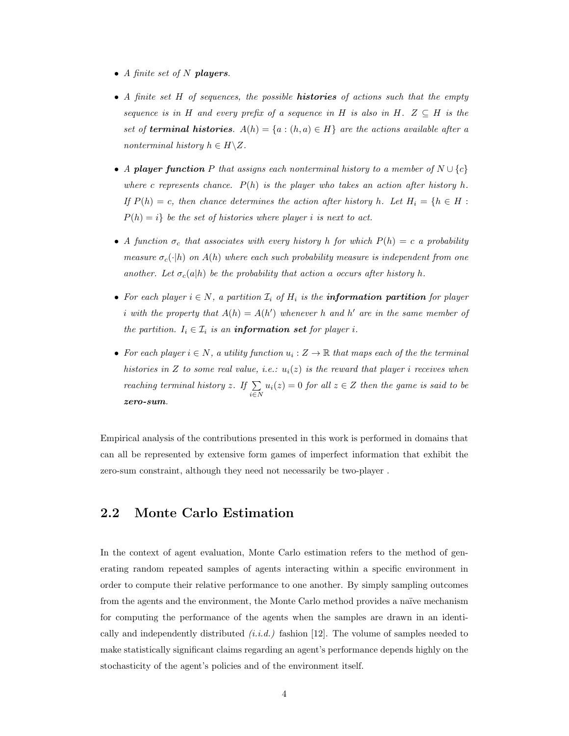- *A finite set of $N$ **players**.*

- *A finite set $H$ of sequences, the possible **histories** of actions such that the empty sequence is in $H$ and every prefix of a sequence in $H$ is also in $H$. $Z \subseteq H$ is the set of **terminal histories**. $A(h) = \{a : (h, a) \in H\}$ are the actions available after a nonterminal history $h \in H \backslash Z$.*

- *A **player function** $P$ that assigns each nonterminal history to a member of $N \cup \{c\}$ where $c$ represents chance. $P(h)$ is the player who takes an action after history $h$. If $P(h) = c$, then chance determines the action after history $h$. Let $H_i = \{h \in H : P(h) = i\}$ be the set of histories where player $i$ is next to act.*

- *A function $\sigma_c$ that associates with every history $h$ for which $P(h) = c$ a probability measure $\sigma_c(\cdot|h)$ on $A(h)$ where each such probability measure is independent from one another. Let $\sigma_c(a|h)$ be the probability that action $a$ occurs after history $h$.*

- *For each player $i \in N$, a partition $\mathcal{I}_i$ of $H_i$ is the **information partition** for player $i$ with the property that $A(h) = A(h')$ whenever $h$ and $h'$ are in the same member of the partition. $I_i \in \mathcal{I}_i$ is an **information set** for player $i$.*

- *For each player $i \in N$, a utility function $u_i : Z \to \mathbb{R}$ that maps each of the the terminal histories in $Z$ to some real value, i.e.: $u_i(z)$ is the reward that player $i$ receives when reaching terminal history $z$. If $\sum_{i \in N} u_i(z) = 0$ for all $z \in Z$ then the game is said to be **zero-sum**.*

Empirical analysis of the contributions presented in this work is performed in domains that can all be represented by extensive form games of imperfect information that exhibit the zero-sum constraint, although they need not necessarily be two-player .

## 2.2 Monte Carlo Estimation

In the context of agent evaluation, Monte Carlo estimation refers to the method of generating random repeated samples of agents interacting within a specific environment in order to compute their relative performance to one another. By simply sampling outcomes from the agents and the environment, the Monte Carlo method provides a naïve mechanism for computing the performance of the agents when the samples are drawn in an identically and independently distributed *(i.i.d.)* fashion [12]. The volume of samples needed to make statistically significant claims regarding an agent's performance depends highly on the stochasticity of the agent's policies and of the environment itself.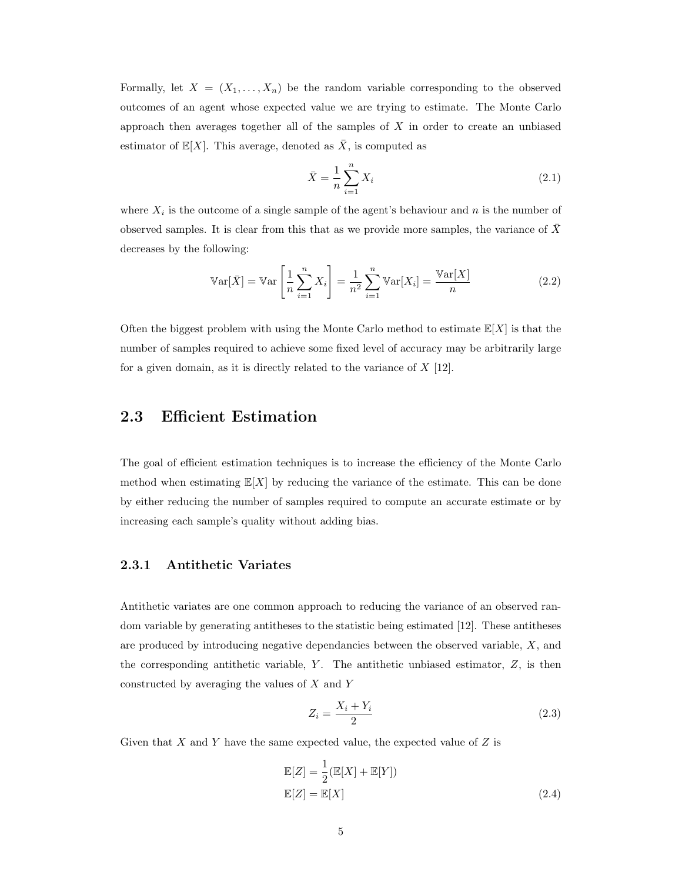Formally, let $X = (X_1, \ldots, X_n)$ be the random variable corresponding to the observed outcomes of an agent whose expected value we are trying to estimate. The Monte Carlo approach then averages together all of the samples of $X$ in order to create an unbiased estimator of $\mathbb{E}[X]$. This average, denoted as $\bar{X}$, is computed as

$$\bar{X} = \frac{1}{n} \sum_{i=1}^{n} X_i \tag{2.1}$$

where $X_i$ is the outcome of a single sample of the agent's behaviour and $n$ is the number of observed samples. It is clear from this that as we provide more samples, the variance of $\bar{X}$ decreases by the following:

$$\mathbb{V}\text{ar}[\bar{X}] = \mathbb{V}\text{ar}\left[\frac{1}{n}\sum_{i=1}^{n} X_i\right] = \frac{1}{n^2}\sum_{i=1}^{n} \mathbb{V}\text{ar}[X_i] = \frac{\mathbb{V}\text{ar}[X]}{n} \tag{2.2}$$

Often the biggest problem with using the Monte Carlo method to estimate $\mathbb{E}[X]$ is that the number of samples required to achieve some fixed level of accuracy may be arbitrarily large for a given domain, as it is directly related to the variance of $X$ [12].

## 2.3 Efficient Estimation

The goal of efficient estimation techniques is to increase the efficiency of the Monte Carlo method when estimating $\mathbb{E}[X]$ by reducing the variance of the estimate. This can be done by either reducing the number of samples required to compute an accurate estimate or by increasing each sample's quality without adding bias.

### 2.3.1 Antithetic Variates

Antithetic variates are one common approach to reducing the variance of an observed random variable by generating antitheses to the statistic being estimated [12]. These antitheses are produced by introducing negative dependancies between the observed variable, $X$, and the corresponding antithetic variable, $Y$. The antithetic unbiased estimator, $Z$, is then constructed by averaging the values of $X$ and $Y$

$$Z_i = \frac{X_i + Y_i}{2} \tag{2.3}$$

Given that $X$ and $Y$ have the same expected value, the expected value of $Z$ is

$$\mathbb{E}[Z] = \frac{1}{2}(\mathbb{E}[X] + \mathbb{E}[Y])$$

$$\mathbb{E}[Z] = \mathbb{E}[X] \tag{2.4}$$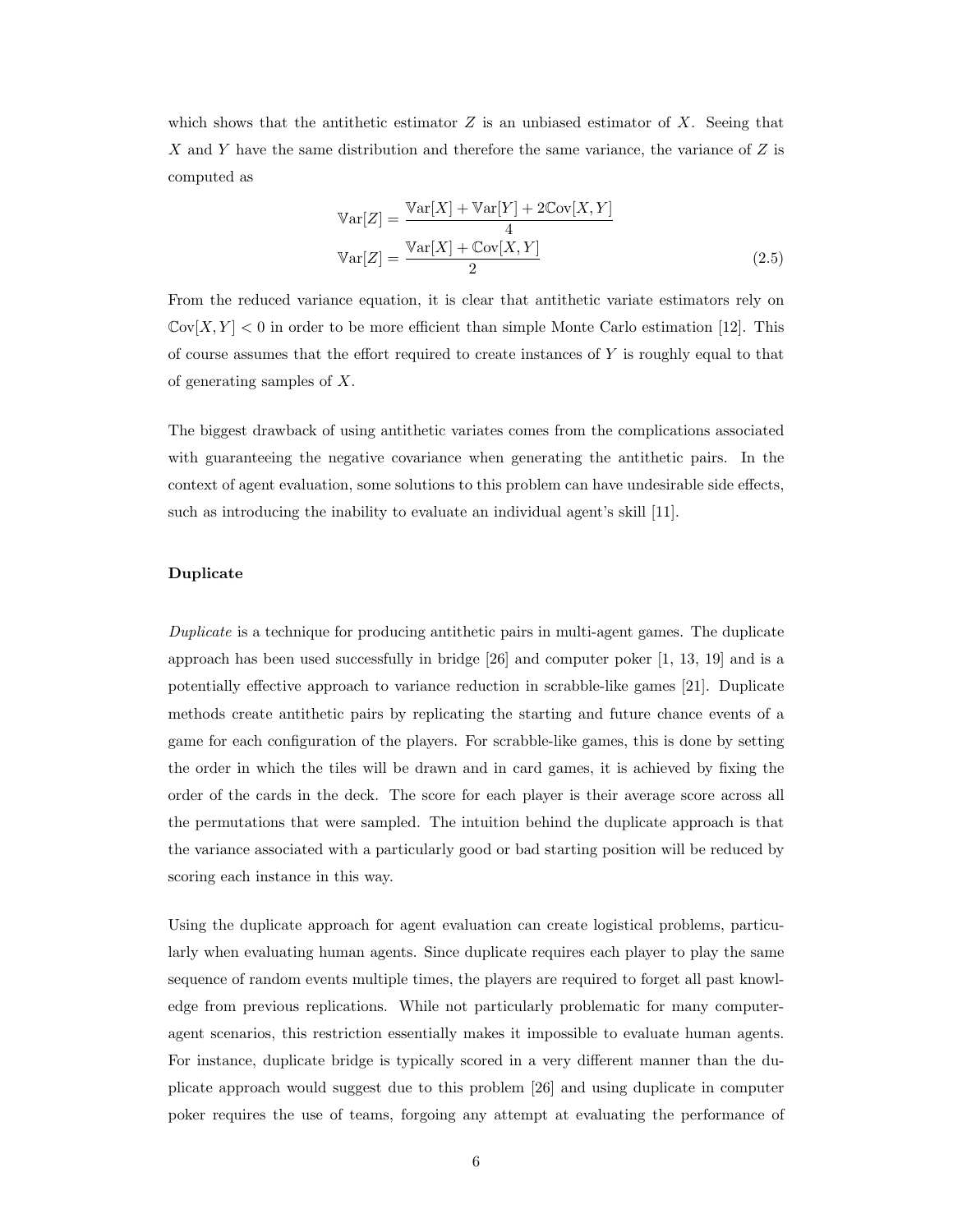which shows that the antithetic estimator $Z$ is an unbiased estimator of $X$. Seeing that $X$ and $Y$ have the same distribution and therefore the same variance, the variance of $Z$ is computed as

$$
\begin{aligned}
\mathbb{V}\text{ar}[Z] &= \frac{\mathbb{V}\text{ar}[X] + \mathbb{V}\text{ar}[Y] + 2\mathbb{C}\text{ov}[X, Y]}{4} \\
\mathbb{V}\text{ar}[Z] &= \frac{\mathbb{V}\text{ar}[X] + \mathbb{C}\text{ov}[X, Y]}{2}
\end{aligned}
\tag{2.5}
$$

From the reduced variance equation, it is clear that antithetic variate estimators rely on $\mathbb{C}\text{ov}[X, Y] < 0$ in order to be more efficient than simple Monte Carlo estimation [12]. This of course assumes that the effort required to create instances of $Y$ is roughly equal to that of generating samples of $X$.

The biggest drawback of using antithetic variates comes from the complications associated with guaranteeing the negative covariance when generating the antithetic pairs. In the context of agent evaluation, some solutions to this problem can have undesirable side effects, such as introducing the inability to evaluate an individual agent's skill [11].

### Duplicate

*Duplicate* is a technique for producing antithetic pairs in multi-agent games. The duplicate approach has been used successfully in bridge [26] and computer poker [1, 13, 19] and is a potentially effective approach to variance reduction in scrabble-like games [21]. Duplicate methods create antithetic pairs by replicating the starting and future chance events of a game for each configuration of the players. For scrabble-like games, this is done by setting the order in which the tiles will be drawn and in card games, it is achieved by fixing the order of the cards in the deck. The score for each player is their average score across all the permutations that were sampled. The intuition behind the duplicate approach is that the variance associated with a particularly good or bad starting position will be reduced by scoring each instance in this way.

Using the duplicate approach for agent evaluation can create logistical problems, particularly when evaluating human agents. Since duplicate requires each player to play the same sequence of random events multiple times, the players are required to forget all past knowledge from previous replications. While not particularly problematic for many computer-agent scenarios, this restriction essentially makes it impossible to evaluate human agents. For instance, duplicate bridge is typically scored in a very different manner than the duplicate approach would suggest due to this problem [26] and using duplicate in computer poker requires the use of teams, forgoing any attempt at evaluating the performance of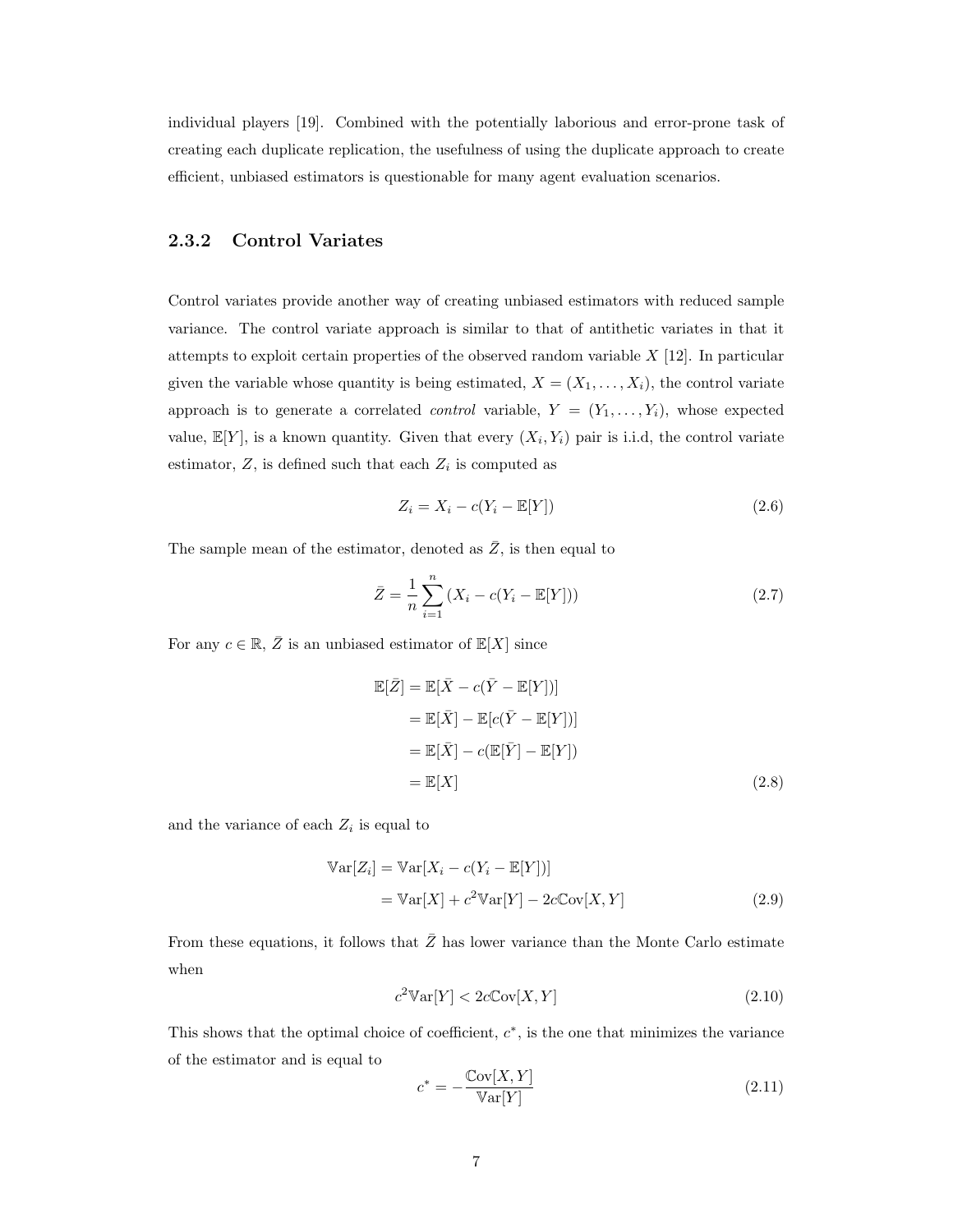individual players [19]. Combined with the potentially laborious and error-prone task of creating each duplicate replication, the usefulness of using the duplicate approach to create efficient, unbiased estimators is questionable for many agent evaluation scenarios.

### 2.3.2 Control Variates

Control variates provide another way of creating unbiased estimators with reduced sample variance. The control variate approach is similar to that of antithetic variates in that it attempts to exploit certain properties of the observed random variable $X$ [12]. In particular given the variable whose quantity is being estimated, $X = (X_1, \ldots, X_i)$, the control variate approach is to generate a correlated *control* variable, $Y = (Y_1, \ldots, Y_i)$, whose expected value, $\mathbb{E}[Y]$, is a known quantity. Given that every $(X_i, Y_i)$ pair is i.i.d, the control variate estimator, $Z$, is defined such that each $Z_i$ is computed as

$$Z_i = X_i - c(Y_i - \mathbb{E}[Y]) \tag{2.6}$$

The sample mean of the estimator, denoted as $\bar{Z}$, is then equal to

$$\bar{Z} = \frac{1}{n} \sum_{i=1}^{n} (X_i - c(Y_i - \mathbb{E}[Y])) \tag{2.7}$$

For any $c \in \mathbb{R}$, $\bar{Z}$ is an unbiased estimator of $\mathbb{E}[X]$ since

$$\begin{aligned}
\mathbb{E}[\bar{Z}] &= \mathbb{E}[\bar{X} - c(\bar{Y} - \mathbb{E}[Y])] \\
&= \mathbb{E}[\bar{X}] - \mathbb{E}[c(\bar{Y} - \mathbb{E}[Y])] \\
&= \mathbb{E}[\bar{X}] - c(\mathbb{E}[\bar{Y}] - \mathbb{E}[Y]) \\
&= \mathbb{E}[X]
\end{aligned} \tag{2.8}$$

and the variance of each $Z_i$ is equal to

$$\begin{aligned}
\mathbb{V}\text{ar}[Z_i] &= \mathbb{V}\text{ar}[X_i - c(Y_i - \mathbb{E}[Y])] \\
&= \mathbb{V}\text{ar}[X] + c^2 \mathbb{V}\text{ar}[Y] - 2c\mathbb{C}\text{ov}[X, Y]
\end{aligned} \tag{2.9}$$

From these equations, it follows that $\bar{Z}$ has lower variance than the Monte Carlo estimate when

$$c^2 \mathbb{V}\text{ar}[Y] < 2c\mathbb{C}\text{ov}[X, Y] \tag{2.10}$$

This shows that the optimal choice of coefficient, $c^*$, is the one that minimizes the variance of the estimator and is equal to

$$c^* = -\frac{\mathbb{C}\text{ov}[X, Y]}{\mathbb{V}\text{ar}[Y]} \tag{2.11}$$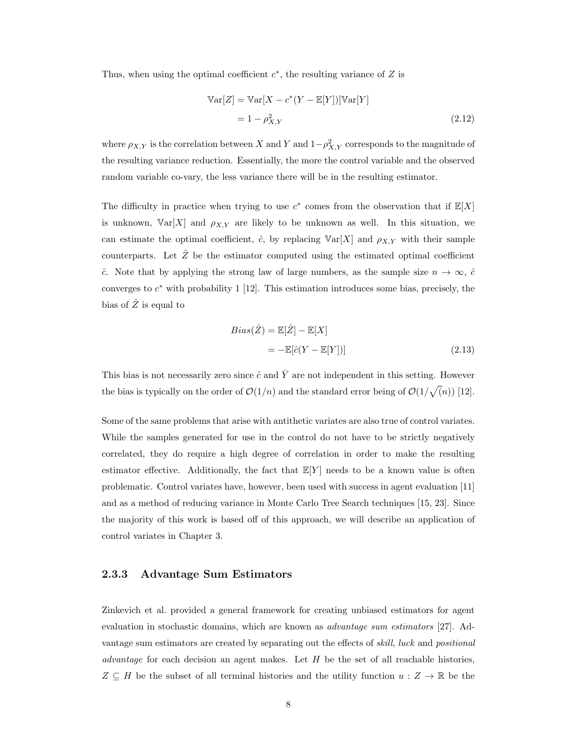Thus, when using the optimal coefficient $c^*$, the resulting variance of $Z$ is

$$
\begin{aligned}
\mathbb{V}\text{ar}[Z] &= \mathbb{V}\text{ar}[X - c^*(Y - \mathbb{E}[Y])]\mathbb{V}\text{ar}[Y] \\
&= 1 - \rho_{X,Y}^2
\end{aligned}
\tag{2.12}
$$

where $\rho_{X,Y}$ is the correlation between $X$ and $Y$ and $1-\rho_{X,Y}^2$ corresponds to the magnitude of the resulting variance reduction. Essentially, the more the control variable and the observed random variable co-vary, the less variance there will be in the resulting estimator.

The difficulty in practice when trying to use $c^*$ comes from the observation that if $\mathbb{E}[X]$ is unknown, $\mathbb{V}\text{ar}[X]$ and $\rho_{X,Y}$ are likely to be unknown as well. In this situation, we can estimate the optimal coefficient, $\hat{c}$, by replacing $\mathbb{V}\text{ar}[X]$ and $\rho_{X,Y}$ with their sample counterparts. Let $\hat{Z}$ be the estimator computed using the estimated optimal coefficient $\hat{c}$. Note that by applying the strong law of large numbers, as the sample size $n \to \infty$, $\hat{c}$ converges to $c^*$ with probability 1 [12]. This estimation introduces some bias, precisely, the bias of $\hat{Z}$ is equal to

$$
\begin{aligned}
Bias(\hat{Z}) &= \mathbb{E}[\hat{Z}] - \mathbb{E}[X] \\
&= -\mathbb{E}[\hat{c}(Y - \mathbb{E}[Y])]
\end{aligned}
\tag{2.13}
$$

This bias is not necessarily zero since $\hat{c}$ and $\bar{Y}$ are not independent in this setting. However the bias is typically on the order of $\mathcal{O}(1/n)$ and the standard error being of $\mathcal{O}(1/\sqrt(n))$ [12].

Some of the same problems that arise with antithetic variates are also true of control variates. While the samples generated for use in the control do not have to be strictly negatively correlated, they do require a high degree of correlation in order to make the resulting estimator effective. Additionally, the fact that $\mathbb{E}[Y]$ needs to be a known value is often problematic. Control variates have, however, been used with success in agent evaluation [11] and as a method of reducing variance in Monte Carlo Tree Search techniques [15, 23]. Since the majority of this work is based off of this approach, we will describe an application of control variates in Chapter 3.

### 2.3.3 Advantage Sum Estimators

Zinkevich et al. provided a general framework for creating unbiased estimators for agent evaluation in stochastic domains, which are known as *advantage sum estimators* [27]. Advantage sum estimators are created by separating out the effects of *skill*, *luck* and *positional advantage* for each decision an agent makes. Let $H$ be the set of all reachable histories, $Z \subseteq H$ be the subset of all terminal histories and the utility function $u : Z \to \mathbb{R}$ be the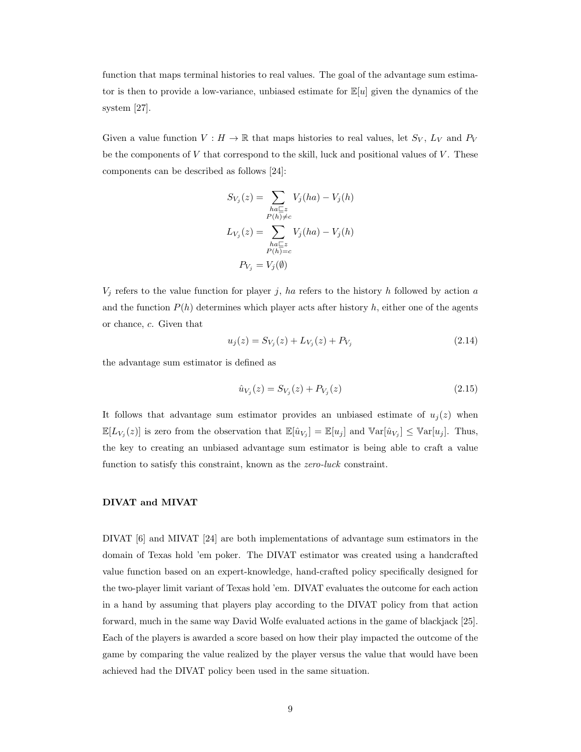function that maps terminal histories to real values. The goal of the advantage sum estimator is then to provide a low-variance, unbiased estimate for $\mathbb{E}[u]$ given the dynamics of the system [27].

Given a value function $V : H \to \mathbb{R}$ that maps histories to real values, let $S_V$, $L_V$ and $P_V$ be the components of $V$ that correspond to the skill, luck and positional values of $V$. These components can be described as follows [24]:

$$S_{V_j}(z) = \sum_{\substack{ha \sqsubseteq z \\ P(h) \neq c}} V_j(ha) - V_j(h)$$

$$L_{V_j}(z) = \sum_{\substack{ha \sqsubseteq z \\ P(h) = c}} V_j(ha) - V_j(h)$$

$$P_{V_j} = V_j(\emptyset)$$

$V_j$ refers to the value function for player $j$, $ha$ refers to the history $h$ followed by action $a$ and the function $P(h)$ determines which player acts after history $h$, either one of the agents or chance, $c$. Given that

$$u_j(z) = S_{V_j}(z) + L_{V_j}(z) + P_{V_j} \tag{2.14}$$

the advantage sum estimator is defined as

$$\hat{u}_{V_j}(z) = S_{V_j}(z) + P_{V_j}(z) \tag{2.15}$$

It follows that advantage sum estimator provides an unbiased estimate of $u_j(z)$ when $\mathbb{E}[L_{V_j}(z)]$ is zero from the observation that $\mathbb{E}[\hat{u}_{V_j}] = \mathbb{E}[u_j]$ and $\mathbb{V}\text{ar}[\hat{u}_{V_j}] \leq \mathbb{V}\text{ar}[u_j]$. Thus, the key to creating an unbiased advantage sum estimator is being able to craft a value function to satisfy this constraint, known as the *zero-luck* constraint.

**DIVAT and MIVAT**

DIVAT [6] and MIVAT [24] are both implementations of advantage sum estimators in the domain of Texas hold 'em poker. The DIVAT estimator was created using a handcrafted value function based on an expert-knowledge, hand-crafted policy specifically designed for the two-player limit variant of Texas hold 'em. DIVAT evaluates the outcome for each action in a hand by assuming that players play according to the DIVAT policy from that action forward, much in the same way David Wolfe evaluated actions in the game of blackjack [25]. Each of the players is awarded a score based on how their play impacted the outcome of the game by comparing the value realized by the player versus the value that would have been achieved had the DIVAT policy been used in the same situation.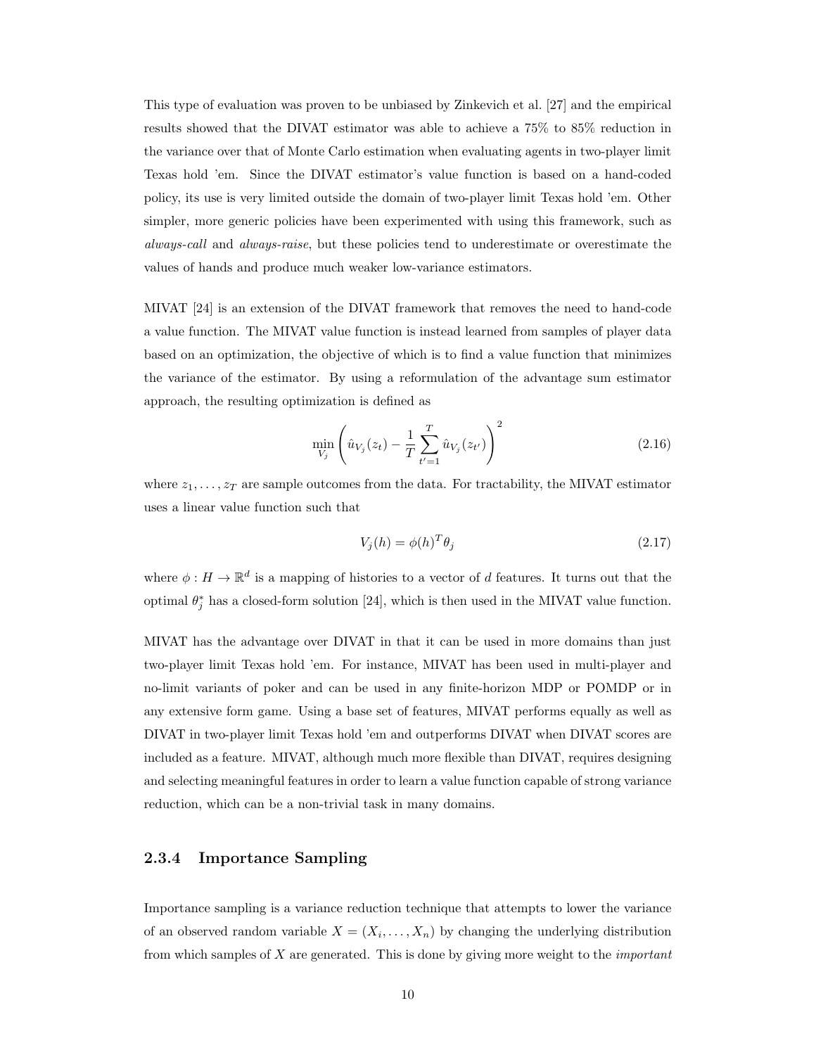This type of evaluation was proven to be unbiased by Zinkevich et al. [27] and the empirical results showed that the DIVAT estimator was able to achieve a 75% to 85% reduction in the variance over that of Monte Carlo estimation when evaluating agents in two-player limit Texas hold 'em. Since the DIVAT estimator's value function is based on a hand-coded policy, its use is very limited outside the domain of two-player limit Texas hold 'em. Other simpler, more generic policies have been experimented with using this framework, such as *always-call* and *always-raise*, but these policies tend to underestimate or overestimate the values of hands and produce much weaker low-variance estimators.

MIVAT [24] is an extension of the DIVAT framework that removes the need to hand-code a value function. The MIVAT value function is instead learned from samples of player data based on an optimization, the objective of which is to find a value function that minimizes the variance of the estimator. By using a reformulation of the advantage sum estimator approach, the resulting optimization is defined as

$$\min_{V_j} \left( \hat{u}_{V_j}(z_t) - \frac{1}{T} \sum_{t'=1}^{T} \hat{u}_{V_j}(z_{t'}) \right)^2 \tag{2.16}$$

where $z_1, \ldots, z_T$ are sample outcomes from the data. For tractability, the MIVAT estimator uses a linear value function such that

$$V_j(h) = \phi(h)^T \theta_j \tag{2.17}$$

where $\phi : H \to \mathbb{R}^d$ is a mapping of histories to a vector of $d$ features. It turns out that the optimal $\theta_j^*$ has a closed-form solution [24], which is then used in the MIVAT value function.

MIVAT has the advantage over DIVAT in that it can be used in more domains than just two-player limit Texas hold 'em. For instance, MIVAT has been used in multi-player and no-limit variants of poker and can be used in any finite-horizon MDP or POMDP or in any extensive form game. Using a base set of features, MIVAT performs equally as well as DIVAT in two-player limit Texas hold 'em and outperforms DIVAT when DIVAT scores are included as a feature. MIVAT, although much more flexible than DIVAT, requires designing and selecting meaningful features in order to learn a value function capable of strong variance reduction, which can be a non-trivial task in many domains.

### 2.3.4 Importance Sampling

Importance sampling is a variance reduction technique that attempts to lower the variance of an observed random variable $X = (X_i, \ldots, X_n)$ by changing the underlying distribution from which samples of $X$ are generated. This is done by giving more weight to the *important*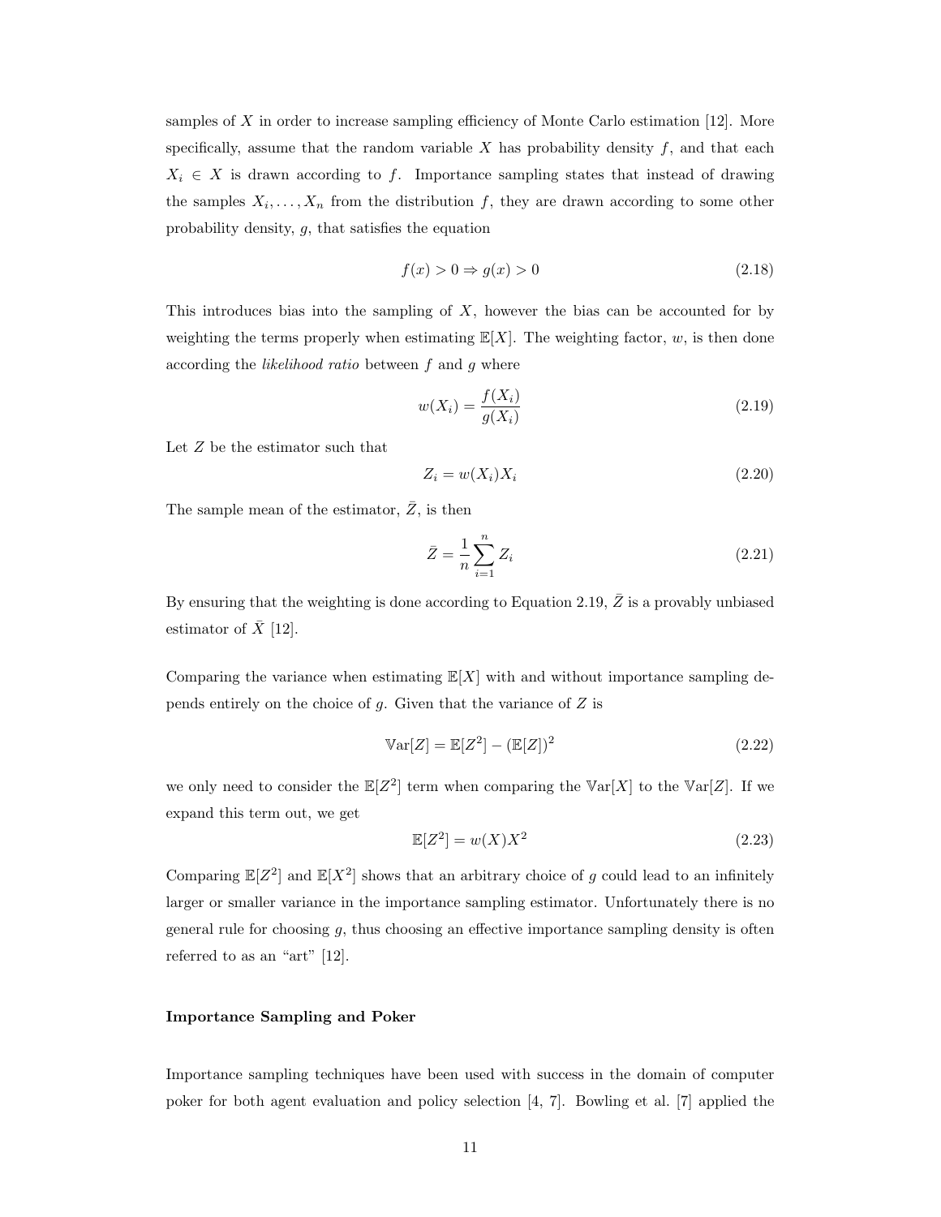samples of $X$ in order to increase sampling efficiency of Monte Carlo estimation [12]. More specifically, assume that the random variable $X$ has probability density $f$, and that each $X_i \in X$ is drawn according to $f$. Importance sampling states that instead of drawing the samples $X_i, \ldots, X_n$ from the distribution $f$, they are drawn according to some other probability density, $g$, that satisfies the equation

$$f(x) > 0 \Rightarrow g(x) > 0 \tag{2.18}$$

This introduces bias into the sampling of $X$, however the bias can be accounted for by weighting the terms properly when estimating $\mathbb{E}[X]$. The weighting factor, $w$, is then done according the *likelihood ratio* between $f$ and $g$ where

$$w(X_i) = \frac{f(X_i)}{g(X_i)} \tag{2.19}$$

Let $Z$ be the estimator such that

$$Z_i = w(X_i)X_i \tag{2.20}$$

The sample mean of the estimator, $\bar{Z}$, is then

$$\bar{Z} = \frac{1}{n}\sum_{i=1}^{n} Z_i \tag{2.21}$$

By ensuring that the weighting is done according to Equation 2.19, $\bar{Z}$ is a provably unbiased estimator of $\bar{X}$ [12].

Comparing the variance when estimating $\mathbb{E}[X]$ with and without importance sampling depends entirely on the choice of $g$. Given that the variance of $Z$ is

$$\mathbb{V}\text{ar}[Z] = \mathbb{E}[Z^2] - (\mathbb{E}[Z])^2 \tag{2.22}$$

we only need to consider the $\mathbb{E}[Z^2]$ term when comparing the $\mathbb{V}\text{ar}[X]$ to the $\mathbb{V}\text{ar}[Z]$. If we expand this term out, we get

$$\mathbb{E}[Z^2] = w(X)X^2 \tag{2.23}$$

Comparing $\mathbb{E}[Z^2]$ and $\mathbb{E}[X^2]$ shows that an arbitrary choice of $g$ could lead to an infinitely larger or smaller variance in the importance sampling estimator. Unfortunately there is no general rule for choosing $g$, thus choosing an effective importance sampling density is often referred to as an "art" [12].

**Importance Sampling and Poker**

Importance sampling techniques have been used with success in the domain of computer poker for both agent evaluation and policy selection [4, 7]. Bowling et al. [7] applied the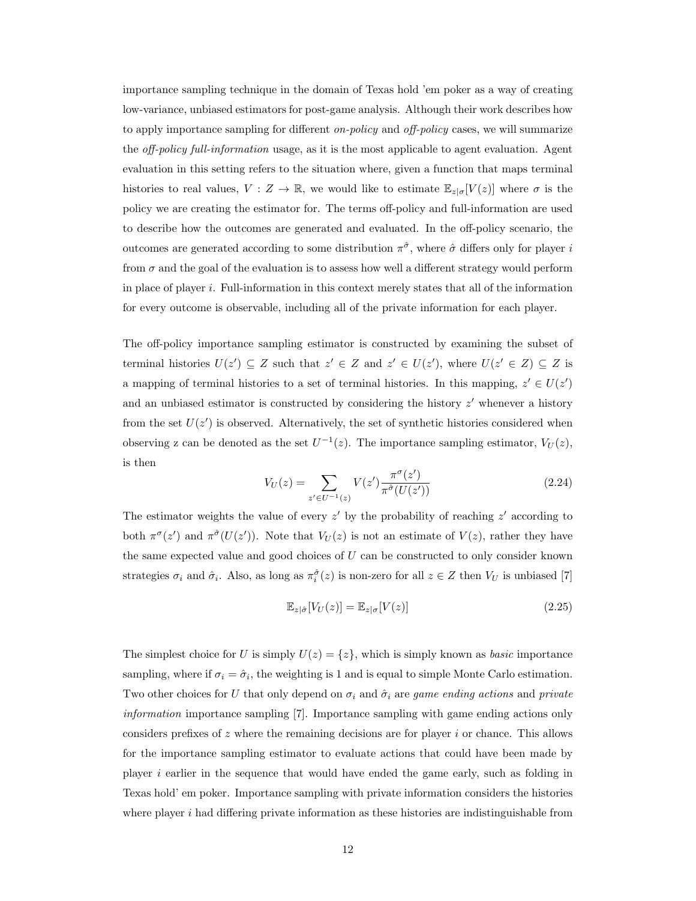importance sampling technique in the domain of Texas hold 'em poker as a way of creating low-variance, unbiased estimators for post-game analysis. Although their work describes how to apply importance sampling for different *on-policy* and *off-policy* cases, we will summarize the *off-policy full-information* usage, as it is the most applicable to agent evaluation. Agent evaluation in this setting refers to the situation where, given a function that maps terminal histories to real values, $V : Z \rightarrow \mathbb{R}$, we would like to estimate $\mathbb{E}_{z|\sigma}[V(z)]$ where $\sigma$ is the policy we are creating the estimator for. The terms off-policy and full-information are used to describe how the outcomes are generated and evaluated. In the off-policy scenario, the outcomes are generated according to some distribution $\pi^{\hat{\sigma}}$, where $\hat{\sigma}$ differs only for player $i$ from $\sigma$ and the goal of the evaluation is to assess how well a different strategy would perform in place of player $i$. Full-information in this context merely states that all of the information for every outcome is observable, including all of the private information for each player.

The off-policy importance sampling estimator is constructed by examining the subset of terminal histories $U(z') \subseteq Z$ such that $z' \in Z$ and $z' \in U(z')$, where $U(z' \in Z) \subseteq Z$ is a mapping of terminal histories to a set of terminal histories. In this mapping, $z' \in U(z')$ and an unbiased estimator is constructed by considering the history $z'$ whenever a history from the set $U(z')$ is observed. Alternatively, the set of synthetic histories considered when observing z can be denoted as the set $U^{-1}(z)$. The importance sampling estimator, $V_U(z)$, is then

$$V_U(z) = \sum_{z' \in U^{-1}(z)} V(z') \frac{\pi^{\sigma}(z')}{\pi^{\hat{\sigma}}(U(z'))} \tag{2.24}$$

The estimator weights the value of every $z'$ by the probability of reaching $z'$ according to both $\pi^{\sigma}(z')$ and $\pi^{\hat{\sigma}}(U(z'))$. Note that $V_U(z)$ is not an estimate of $V(z)$, rather they have the same expected value and good choices of $U$ can be constructed to only consider known strategies $\sigma_i$ and $\hat{\sigma}_i$. Also, as long as $\pi_i^{\hat{\sigma}}(z)$ is non-zero for all $z \in Z$ then $V_U$ is unbiased [7]

$$\mathbb{E}_{z|\hat{\sigma}}[V_U(z)] = \mathbb{E}_{z|\sigma}[V(z)] \tag{2.25}$$

The simplest choice for $U$ is simply $U(z) = \{z\}$, which is simply known as *basic* importance sampling, where if $\sigma_i = \hat{\sigma}_i$, the weighting is 1 and is equal to simple Monte Carlo estimation. Two other choices for $U$ that only depend on $\sigma_i$ and $\hat{\sigma}_i$ are *game ending actions* and *private information* importance sampling [7]. Importance sampling with game ending actions only considers prefixes of $z$ where the remaining decisions are for player $i$ or chance. This allows for the importance sampling estimator to evaluate actions that could have been made by player $i$ earlier in the sequence that would have ended the game early, such as folding in Texas hold' em poker. Importance sampling with private information considers the histories where player $i$ had differing private information as these histories are indistinguishable from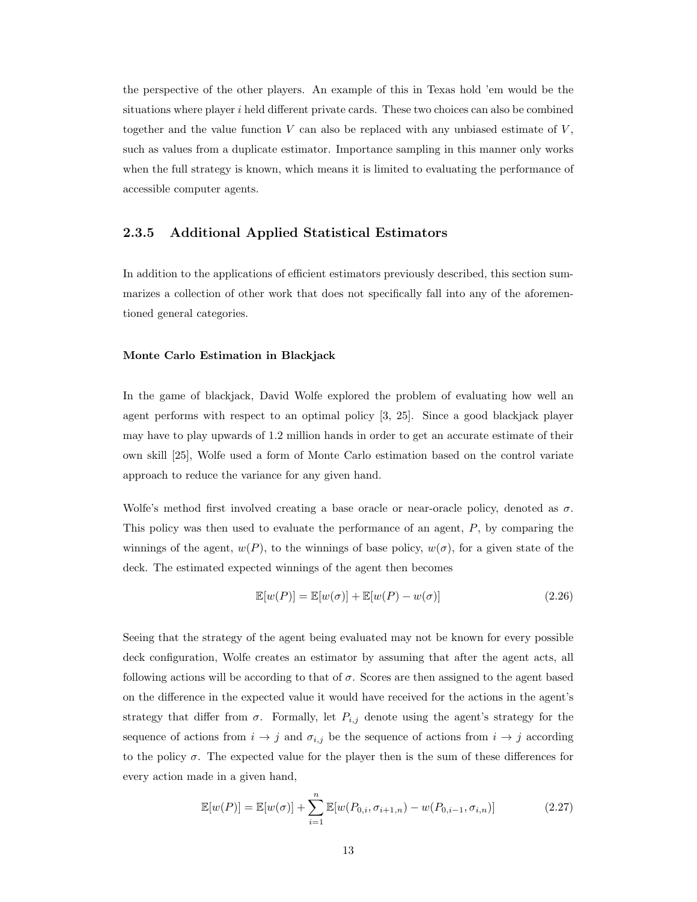the perspective of the other players. An example of this in Texas hold 'em would be the situations where player $i$ held different private cards. These two choices can also be combined together and the value function $V$ can also be replaced with any unbiased estimate of $V$, such as values from a duplicate estimator. Importance sampling in this manner only works when the full strategy is known, which means it is limited to evaluating the performance of accessible computer agents.

### 2.3.5 Additional Applied Statistical Estimators

In addition to the applications of efficient estimators previously described, this section summarizes a collection of other work that does not specifically fall into any of the aforementioned general categories.

#### Monte Carlo Estimation in Blackjack

In the game of blackjack, David Wolfe explored the problem of evaluating how well an agent performs with respect to an optimal policy [3, 25]. Since a good blackjack player may have to play upwards of 1.2 million hands in order to get an accurate estimate of their own skill [25], Wolfe used a form of Monte Carlo estimation based on the control variate approach to reduce the variance for any given hand.

Wolfe's method first involved creating a base oracle or near-oracle policy, denoted as $\sigma$. This policy was then used to evaluate the performance of an agent, $P$, by comparing the winnings of the agent, $w(P)$, to the winnings of base policy, $w(\sigma)$, for a given state of the deck. The estimated expected winnings of the agent then becomes

$$\mathbb{E}[w(P)] = \mathbb{E}[w(\sigma)] + \mathbb{E}[w(P) - w(\sigma)] \tag{2.26}$$

Seeing that the strategy of the agent being evaluated may not be known for every possible deck configuration, Wolfe creates an estimator by assuming that after the agent acts, all following actions will be according to that of $\sigma$. Scores are then assigned to the agent based on the difference in the expected value it would have received for the actions in the agent's strategy that differ from $\sigma$. Formally, let $P_{i,j}$ denote using the agent's strategy for the sequence of actions from $i \to j$ and $\sigma_{i,j}$ be the sequence of actions from $i \to j$ according to the policy $\sigma$. The expected value for the player then is the sum of these differences for every action made in a given hand,

$$\mathbb{E}[w(P)] = \mathbb{E}[w(\sigma)] + \sum_{i=1}^{n} \mathbb{E}[w(P_{0,i}, \sigma_{i+1,n}) - w(P_{0,i-1}, \sigma_{i,n})] \tag{2.27}$$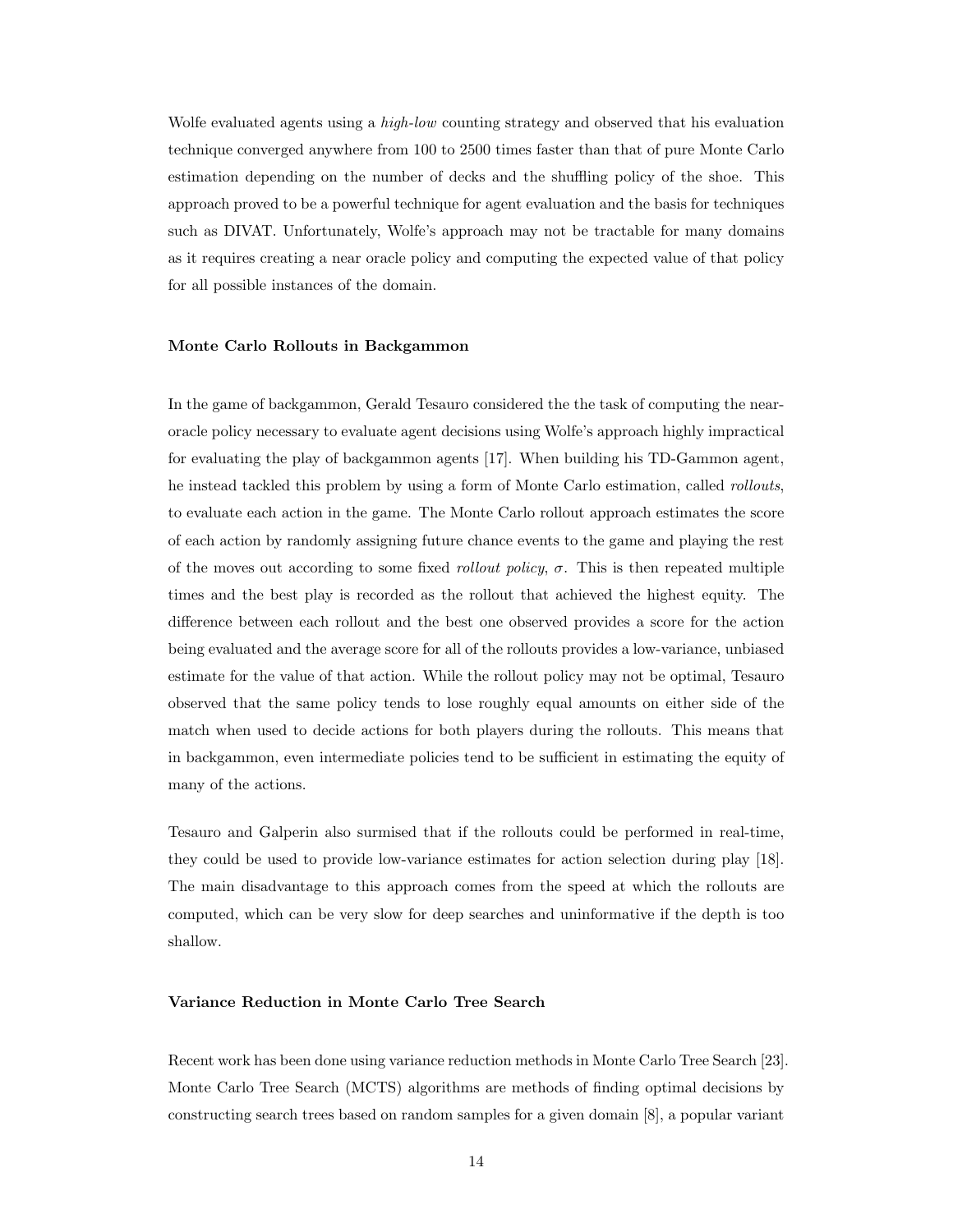Wolfe evaluated agents using a *high-low* counting strategy and observed that his evaluation technique converged anywhere from 100 to 2500 times faster than that of pure Monte Carlo estimation depending on the number of decks and the shuffling policy of the shoe. This approach proved to be a powerful technique for agent evaluation and the basis for techniques such as DIVAT. Unfortunately, Wolfe's approach may not be tractable for many domains as it requires creating a near oracle policy and computing the expected value of that policy for all possible instances of the domain.

**Monte Carlo Rollouts in Backgammon**

In the game of backgammon, Gerald Tesauro considered the the task of computing the near-oracle policy necessary to evaluate agent decisions using Wolfe's approach highly impractical for evaluating the play of backgammon agents [17]. When building his TD-Gammon agent, he instead tackled this problem by using a form of Monte Carlo estimation, called *rollouts*, to evaluate each action in the game. The Monte Carlo rollout approach estimates the score of each action by randomly assigning future chance events to the game and playing the rest of the moves out according to some fixed *rollout policy*, $\sigma$. This is then repeated multiple times and the best play is recorded as the rollout that achieved the highest equity. The difference between each rollout and the best one observed provides a score for the action being evaluated and the average score for all of the rollouts provides a low-variance, unbiased estimate for the value of that action. While the rollout policy may not be optimal, Tesauro observed that the same policy tends to lose roughly equal amounts on either side of the match when used to decide actions for both players during the rollouts. This means that in backgammon, even intermediate policies tend to be sufficient in estimating the equity of many of the actions.

Tesauro and Galperin also surmised that if the rollouts could be performed in real-time, they could be used to provide low-variance estimates for action selection during play [18]. The main disadvantage to this approach comes from the speed at which the rollouts are computed, which can be very slow for deep searches and uninformative if the depth is too shallow.

**Variance Reduction in Monte Carlo Tree Search**

Recent work has been done using variance reduction methods in Monte Carlo Tree Search [23]. Monte Carlo Tree Search (MCTS) algorithms are methods of finding optimal decisions by constructing search trees based on random samples for a given domain [8], a popular variant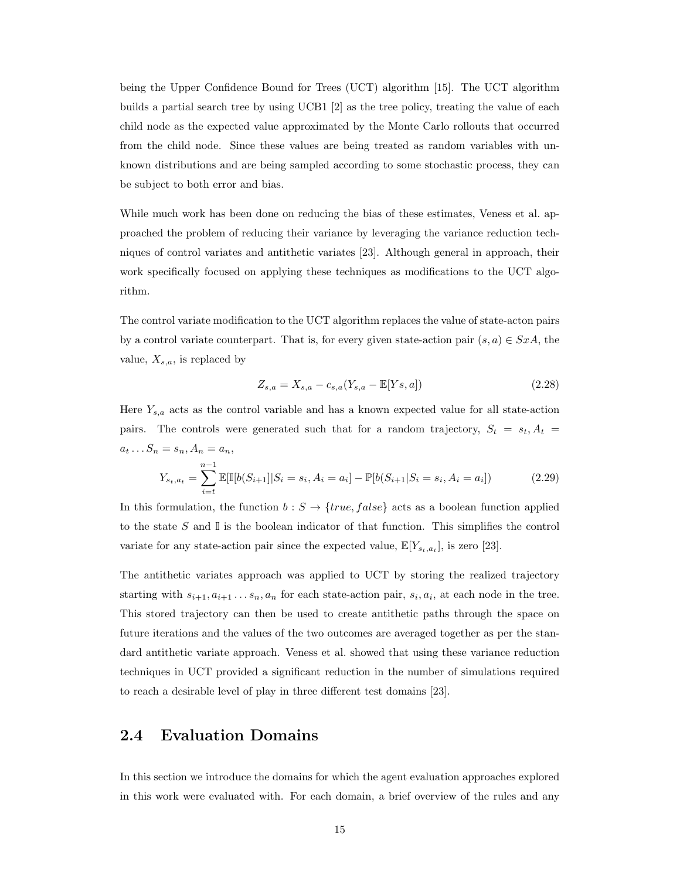being the Upper Confidence Bound for Trees (UCT) algorithm [15]. The UCT algorithm builds a partial search tree by using UCB1 [2] as the tree policy, treating the value of each child node as the expected value approximated by the Monte Carlo rollouts that occurred from the child node. Since these values are being treated as random variables with unknown distributions and are being sampled according to some stochastic process, they can be subject to both error and bias.

While much work has been done on reducing the bias of these estimates, Veness et al. approached the problem of reducing their variance by leveraging the variance reduction techniques of control variates and antithetic variates [23]. Although general in approach, their work specifically focused on applying these techniques as modifications to the UCT algorithm.

The control variate modification to the UCT algorithm replaces the value of state-acton pairs by a control variate counterpart. That is, for every given state-action pair $(s, a) \in SxA$, the value, $X_{s,a}$, is replaced by

$$Z_{s,a} = X_{s,a} - c_{s,a}(Y_{s,a} - \mathbb{E}[Ys, a]) \tag{2.28}$$

Here $Y_{s,a}$ acts as the control variable and has a known expected value for all state-action pairs. The controls were generated such that for a random trajectory, $S_t = s_t, A_t = a_t \dots S_n = s_n, A_n = a_n$,

$$Y_{s_t,a_t} = \sum_{i=t}^{n-1} \mathbb{E}[\mathbb{I}[b(S_{i+1}]|S_i = s_i, A_i = a_i] - \mathbb{P}[b(S_{i+1}|S_i = s_i, A_i = a_i]) \tag{2.29}$$

In this formulation, the function $b : S \rightarrow \{true, false\}$ acts as a boolean function applied to the state $S$ and $\mathbb{I}$ is the boolean indicator of that function. This simplifies the control variate for any state-action pair since the expected value, $\mathbb{E}[Y_{s_t,a_t}]$, is zero [23].

The antithetic variates approach was applied to UCT by storing the realized trajectory starting with $s_{i+1}, a_{i+1} \dots s_n, a_n$ for each state-action pair, $s_i, a_i$, at each node in the tree. This stored trajectory can then be used to create antithetic paths through the space on future iterations and the values of the two outcomes are averaged together as per the standard antithetic variate approach. Veness et al. showed that using these variance reduction techniques in UCT provided a significant reduction in the number of simulations required to reach a desirable level of play in three different test domains [23].

## 2.4 Evaluation Domains

In this section we introduce the domains for which the agent evaluation approaches explored in this work were evaluated with. For each domain, a brief overview of the rules and any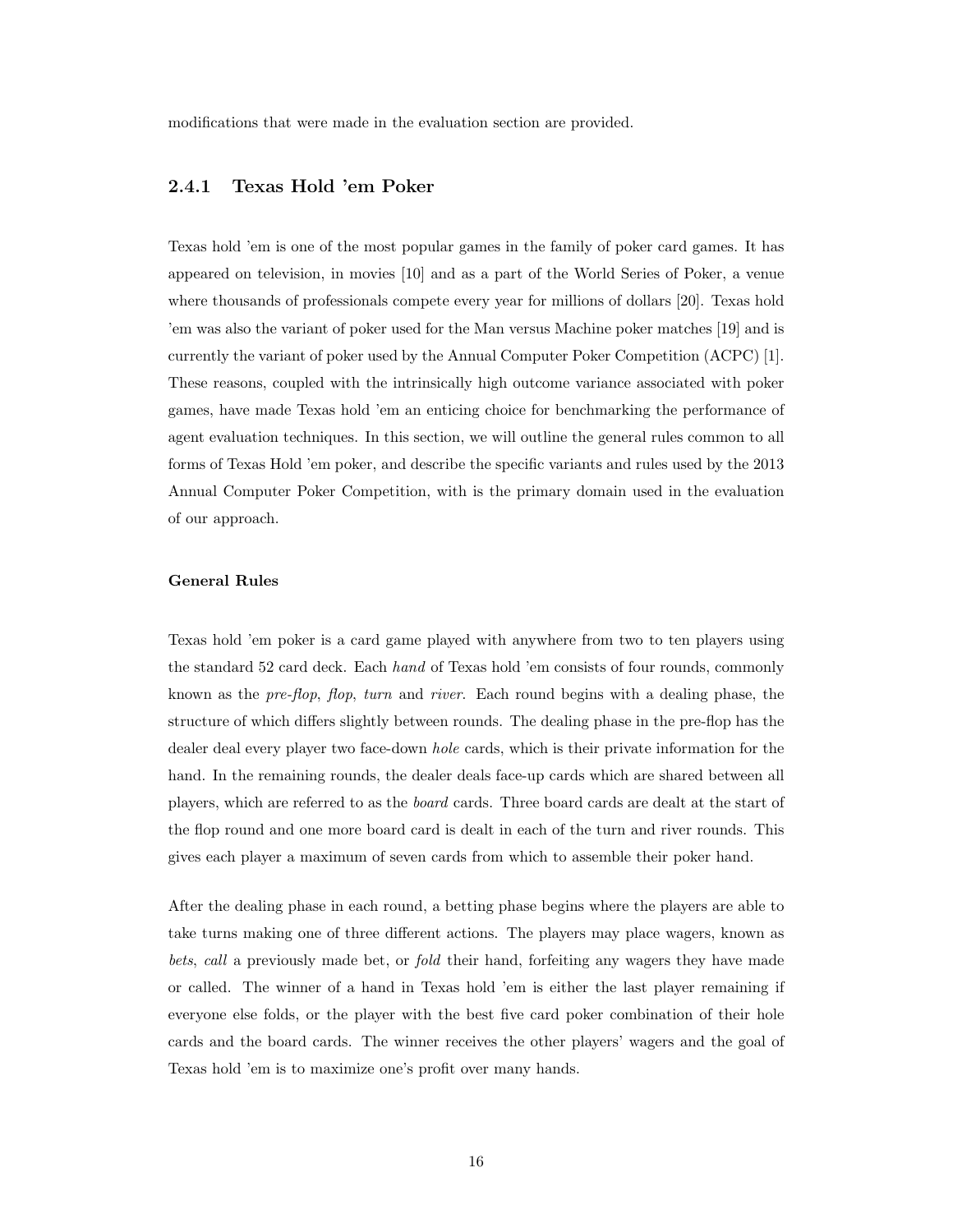modifications that were made in the evaluation section are provided.

### 2.4.1 Texas Hold 'em Poker

Texas hold 'em is one of the most popular games in the family of poker card games. It has appeared on television, in movies [10] and as a part of the World Series of Poker, a venue where thousands of professionals compete every year for millions of dollars [20]. Texas hold 'em was also the variant of poker used for the Man versus Machine poker matches [19] and is currently the variant of poker used by the Annual Computer Poker Competition (ACPC) [1]. These reasons, coupled with the intrinsically high outcome variance associated with poker games, have made Texas hold 'em an enticing choice for benchmarking the performance of agent evaluation techniques. In this section, we will outline the general rules common to all forms of Texas Hold 'em poker, and describe the specific variants and rules used by the 2013 Annual Computer Poker Competition, with is the primary domain used in the evaluation of our approach.

#### General Rules

Texas hold 'em poker is a card game played with anywhere from two to ten players using the standard 52 card deck. Each *hand* of Texas hold 'em consists of four rounds, commonly known as the *pre-flop*, *flop*, *turn* and *river*. Each round begins with a dealing phase, the structure of which differs slightly between rounds. The dealing phase in the pre-flop has the dealer deal every player two face-down *hole* cards, which is their private information for the hand. In the remaining rounds, the dealer deals face-up cards which are shared between all players, which are referred to as the *board* cards. Three board cards are dealt at the start of the flop round and one more board card is dealt in each of the turn and river rounds. This gives each player a maximum of seven cards from which to assemble their poker hand.

After the dealing phase in each round, a betting phase begins where the players are able to take turns making one of three different actions. The players may place wagers, known as *bets*, *call* a previously made bet, or *fold* their hand, forfeiting any wagers they have made or called. The winner of a hand in Texas hold 'em is either the last player remaining if everyone else folds, or the player with the best five card poker combination of their hole cards and the board cards. The winner receives the other players' wagers and the goal of Texas hold 'em is to maximize one's profit over many hands.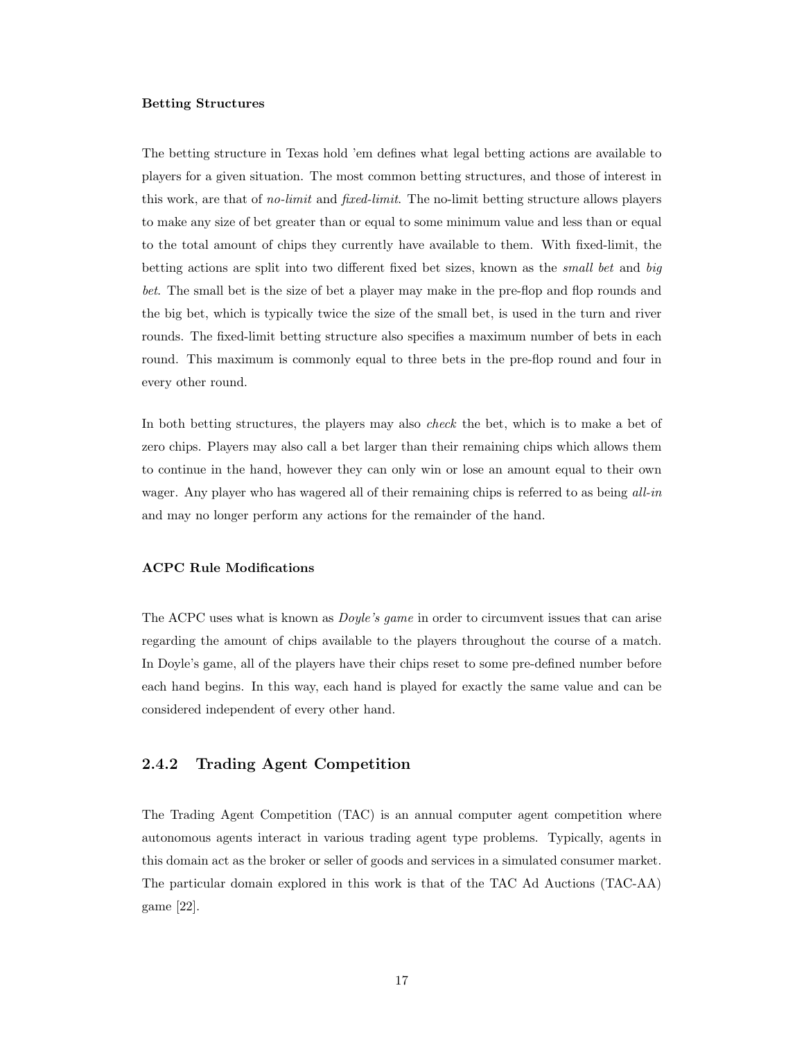**Betting Structures**

The betting structure in Texas hold 'em defines what legal betting actions are available to players for a given situation. The most common betting structures, and those of interest in this work, are that of *no-limit* and *fixed-limit*. The no-limit betting structure allows players to make any size of bet greater than or equal to some minimum value and less than or equal to the total amount of chips they currently have available to them. With fixed-limit, the betting actions are split into two different fixed bet sizes, known as the *small bet* and *big bet*. The small bet is the size of bet a player may make in the pre-flop and flop rounds and the big bet, which is typically twice the size of the small bet, is used in the turn and river rounds. The fixed-limit betting structure also specifies a maximum number of bets in each round. This maximum is commonly equal to three bets in the pre-flop round and four in every other round.

In both betting structures, the players may also *check* the bet, which is to make a bet of zero chips. Players may also call a bet larger than their remaining chips which allows them to continue in the hand, however they can only win or lose an amount equal to their own wager. Any player who has wagered all of their remaining chips is referred to as being *all-in* and may no longer perform any actions for the remainder of the hand.

**ACPC Rule Modifications**

The ACPC uses what is known as *Doyle's game* in order to circumvent issues that can arise regarding the amount of chips available to the players throughout the course of a match. In Doyle's game, all of the players have their chips reset to some pre-defined number before each hand begins. In this way, each hand is played for exactly the same value and can be considered independent of every other hand.

### 2.4.2 Trading Agent Competition

The Trading Agent Competition (TAC) is an annual computer agent competition where autonomous agents interact in various trading agent type problems. Typically, agents in this domain act as the broker or seller of goods and services in a simulated consumer market. The particular domain explored in this work is that of the TAC Ad Auctions (TAC-AA) game [22].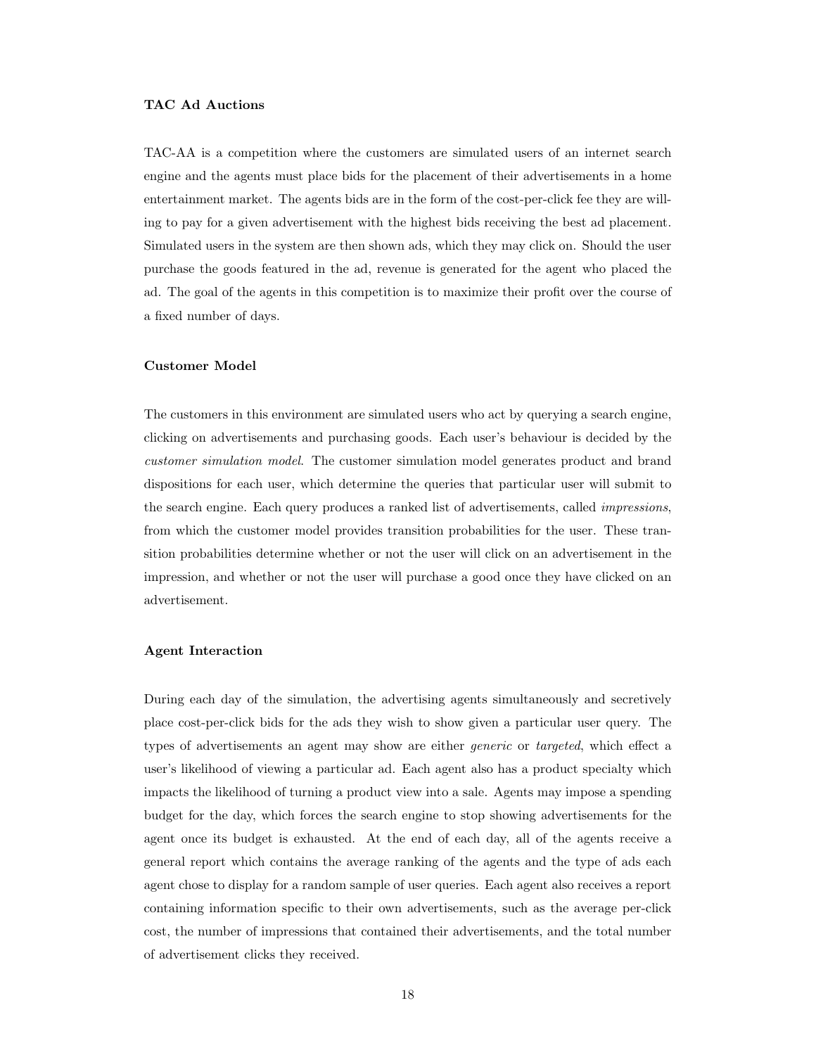### TAC Ad Auctions

TAC-AA is a competition where the customers are simulated users of an internet search engine and the agents must place bids for the placement of their advertisements in a home entertainment market. The agents bids are in the form of the cost-per-click fee they are willing to pay for a given advertisement with the highest bids receiving the best ad placement. Simulated users in the system are then shown ads, which they may click on. Should the user purchase the goods featured in the ad, revenue is generated for the agent who placed the ad. The goal of the agents in this competition is to maximize their profit over the course of a fixed number of days.

#### Customer Model

The customers in this environment are simulated users who act by querying a search engine, clicking on advertisements and purchasing goods. Each user's behaviour is decided by the *customer simulation model*. The customer simulation model generates product and brand dispositions for each user, which determine the queries that particular user will submit to the search engine. Each query produces a ranked list of advertisements, called *impressions*, from which the customer model provides transition probabilities for the user. These transition probabilities determine whether or not the user will click on an advertisement in the impression, and whether or not the user will purchase a good once they have clicked on an advertisement.

#### Agent Interaction

During each day of the simulation, the advertising agents simultaneously and secretively place cost-per-click bids for the ads they wish to show given a particular user query. The types of advertisements an agent may show are either *generic* or *targeted*, which effect a user's likelihood of viewing a particular ad. Each agent also has a product specialty which impacts the likelihood of turning a product view into a sale. Agents may impose a spending budget for the day, which forces the search engine to stop showing advertisements for the agent once its budget is exhausted. At the end of each day, all of the agents receive a general report which contains the average ranking of the agents and the type of ads each agent chose to display for a random sample of user queries. Each agent also receives a report containing information specific to their own advertisements, such as the average per-click cost, the number of impressions that contained their advertisements, and the total number of advertisement clicks they received.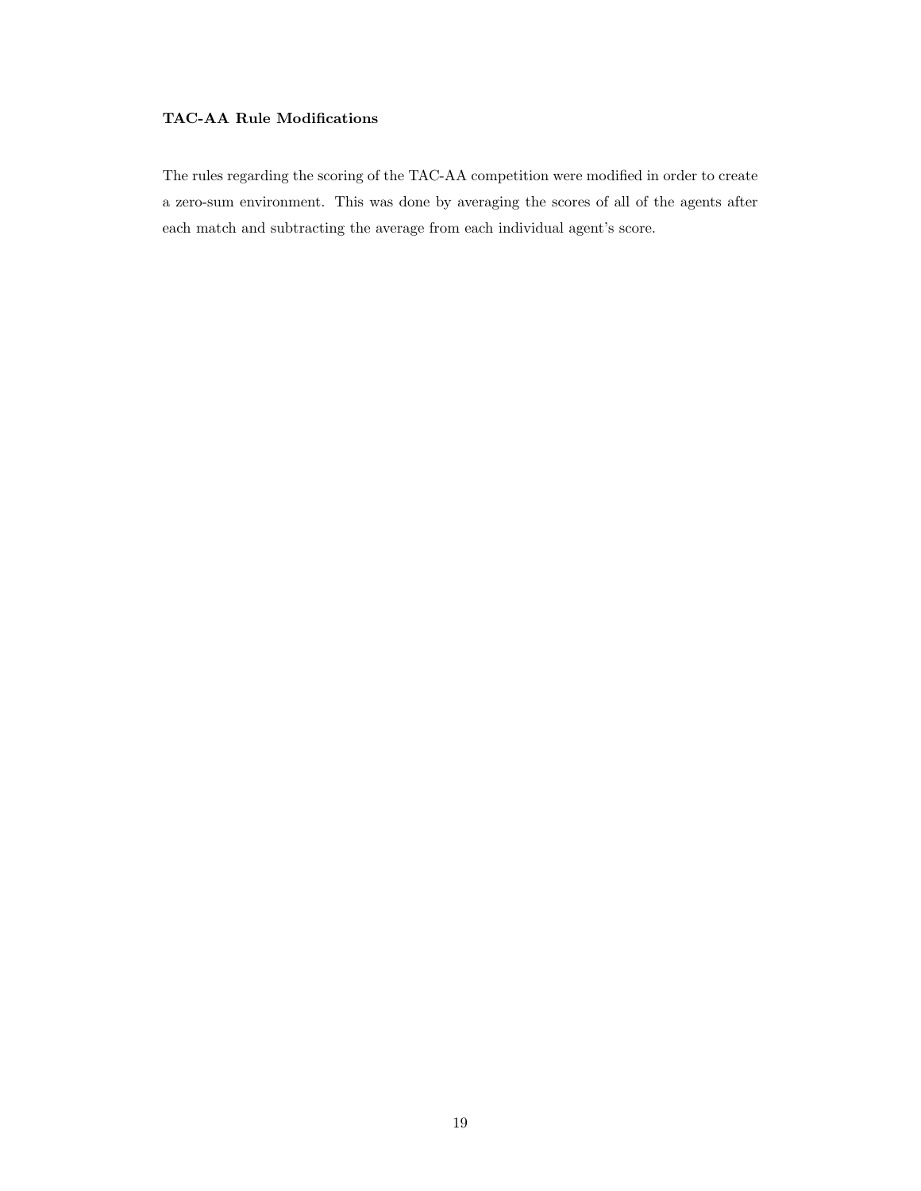**TAC-AA Rule Modifications**

The rules regarding the scoring of the TAC-AA competition were modified in order to create a zero-sum environment. This was done by averaging the scores of all of the agents after each match and subtracting the average from each individual agent's score.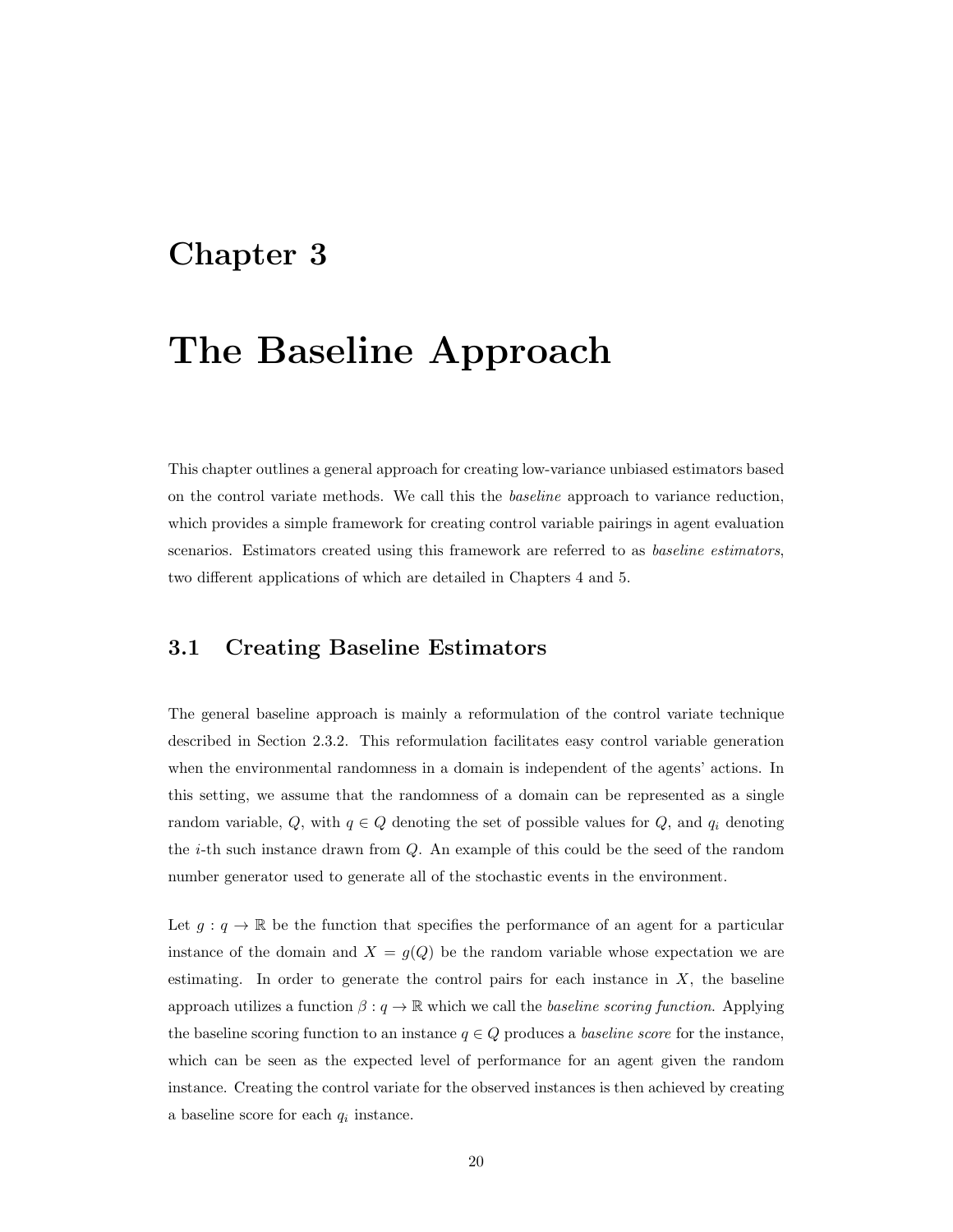# Chapter 3

# The Baseline Approach

This chapter outlines a general approach for creating low-variance unbiased estimators based on the control variate methods. We call this the *baseline* approach to variance reduction, which provides a simple framework for creating control variable pairings in agent evaluation scenarios. Estimators created using this framework are referred to as *baseline estimators*, two different applications of which are detailed in Chapters 4 and 5.

## 3.1 Creating Baseline Estimators

The general baseline approach is mainly a reformulation of the control variate technique described in Section 2.3.2. This reformulation facilitates easy control variable generation when the environmental randomness in a domain is independent of the agents' actions. In this setting, we assume that the randomness of a domain can be represented as a single random variable, $Q$, with $q \in Q$ denoting the set of possible values for $Q$, and $q_i$ denoting the $i$-th such instance drawn from $Q$. An example of this could be the seed of the random number generator used to generate all of the stochastic events in the environment.

Let $g : q \rightarrow \mathbb{R}$ be the function that specifies the performance of an agent for a particular instance of the domain and $X = g(Q)$ be the random variable whose expectation we are estimating. In order to generate the control pairs for each instance in $X$, the baseline approach utilizes a function $\beta : q \rightarrow \mathbb{R}$ which we call the *baseline scoring function*. Applying the baseline scoring function to an instance $q \in Q$ produces a *baseline score* for the instance, which can be seen as the expected level of performance for an agent given the random instance. Creating the control variate for the observed instances is then achieved by creating a baseline score for each $q_i$ instance.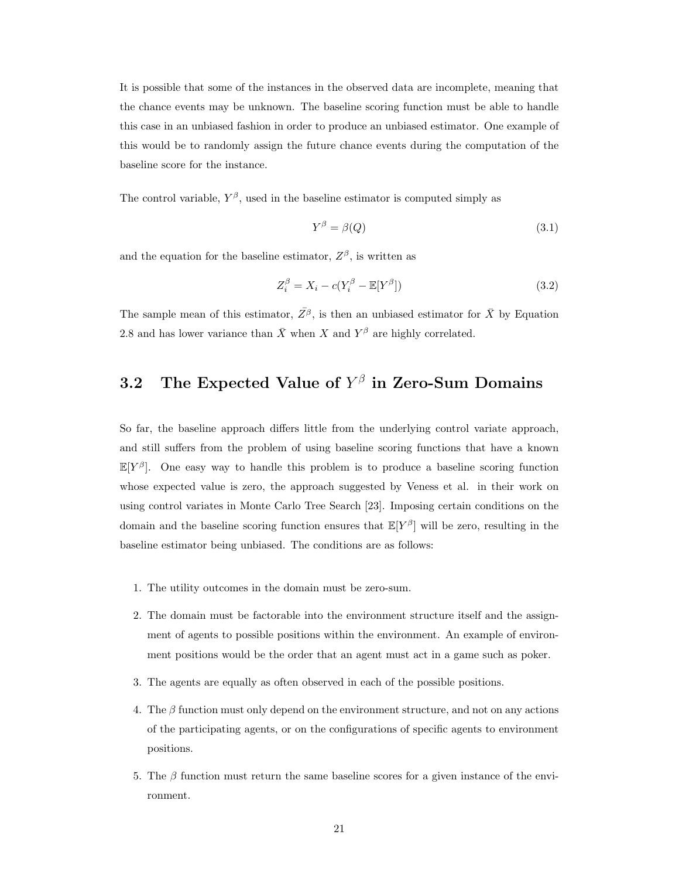It is possible that some of the instances in the observed data are incomplete, meaning that the chance events may be unknown. The baseline scoring function must be able to handle this case in an unbiased fashion in order to produce an unbiased estimator. One example of this would be to randomly assign the future chance events during the computation of the baseline score for the instance.

The control variable, $Y^\beta$, used in the baseline estimator is computed simply as

$$Y^\beta = \beta(Q) \tag{3.1}$$

and the equation for the baseline estimator, $Z^\beta$, is written as

$$Z_i^\beta = X_i - c(Y_i^\beta - \mathbb{E}[Y^\beta]) \tag{3.2}$$

The sample mean of this estimator, $\bar{Z^\beta}$, is then an unbiased estimator for $\bar{X}$ by Equation 2.8 and has lower variance than $\bar{X}$ when $X$ and $Y^\beta$ are highly correlated.

## 3.2 The Expected Value of $Y^\beta$ in Zero-Sum Domains

So far, the baseline approach differs little from the underlying control variate approach, and still suffers from the problem of using baseline scoring functions that have a known $\mathbb{E}[Y^\beta]$. One easy way to handle this problem is to produce a baseline scoring function whose expected value is zero, the approach suggested by Veness et al. in their work on using control variates in Monte Carlo Tree Search [23]. Imposing certain conditions on the domain and the baseline scoring function ensures that $\mathbb{E}[Y^\beta]$ will be zero, resulting in the baseline estimator being unbiased. The conditions are as follows:

1. The utility outcomes in the domain must be zero-sum.
2. The domain must be factorable into the environment structure itself and the assignment of agents to possible positions within the environment. An example of environment positions would be the order that an agent must act in a game such as poker.
3. The agents are equally as often observed in each of the possible positions.
4. The $\beta$ function must only depend on the environment structure, and not on any actions of the participating agents, or on the configurations of specific agents to environment positions.
5. The $\beta$ function must return the same baseline scores for a given instance of the environment.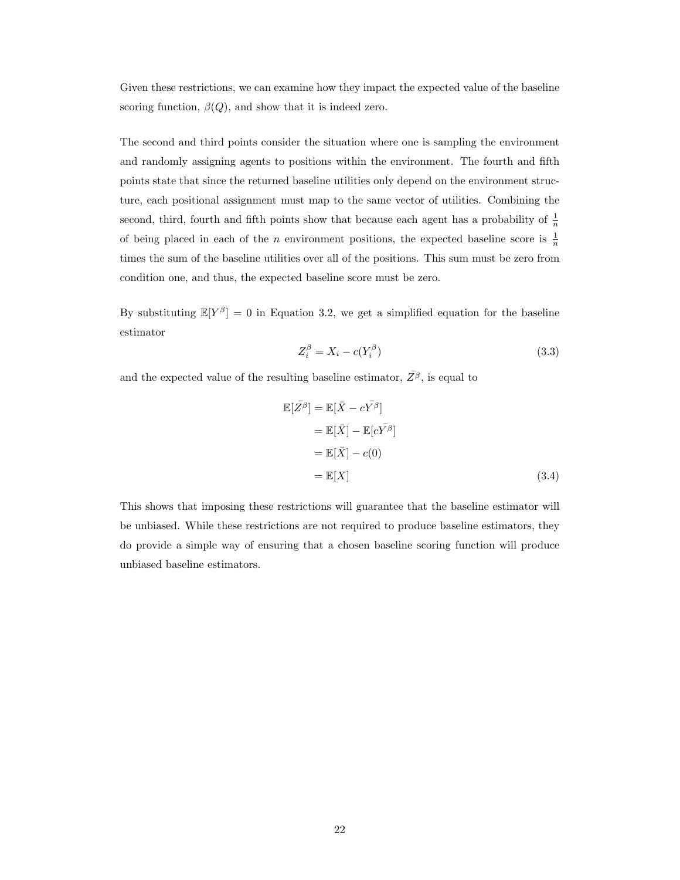Given these restrictions, we can examine how they impact the expected value of the baseline scoring function, $\beta(Q)$, and show that it is indeed zero.

The second and third points consider the situation where one is sampling the environment and randomly assigning agents to positions within the environment. The fourth and fifth points state that since the returned baseline utilities only depend on the environment structure, each positional assignment must map to the same vector of utilities. Combining the second, third, fourth and fifth points show that because each agent has a probability of $\frac{1}{n}$ of being placed in each of the $n$ environment positions, the expected baseline score is $\frac{1}{n}$ times the sum of the baseline utilities over all of the positions. This sum must be zero from condition one, and thus, the expected baseline score must be zero.

By substituting $\mathbb{E}[Y^{\beta}] = 0$ in Equation 3.2, we get a simplified equation for the baseline estimator

$$Z_i^{\beta} = X_i - c(Y_i^{\beta}) \tag{3.3}$$

and the expected value of the resulting baseline estimator, $\bar{Z}^{\beta}$, is equal to

$$\begin{aligned}
\mathbb{E}[\bar{Z^{\beta}}] &= \mathbb{E}[\bar{X} - c\bar{Y^{\beta}}] \\
&= \mathbb{E}[\bar{X}] - \mathbb{E}[c\bar{Y^{\beta}}] \\
&= \mathbb{E}[\bar{X}] - c(0) \\
&= \mathbb{E}[X]
\end{aligned} \tag{3.4}$$

This shows that imposing these restrictions will guarantee that the baseline estimator will be unbiased. While these restrictions are not required to produce baseline estimators, they do provide a simple way of ensuring that a chosen baseline scoring function will produce unbiased baseline estimators.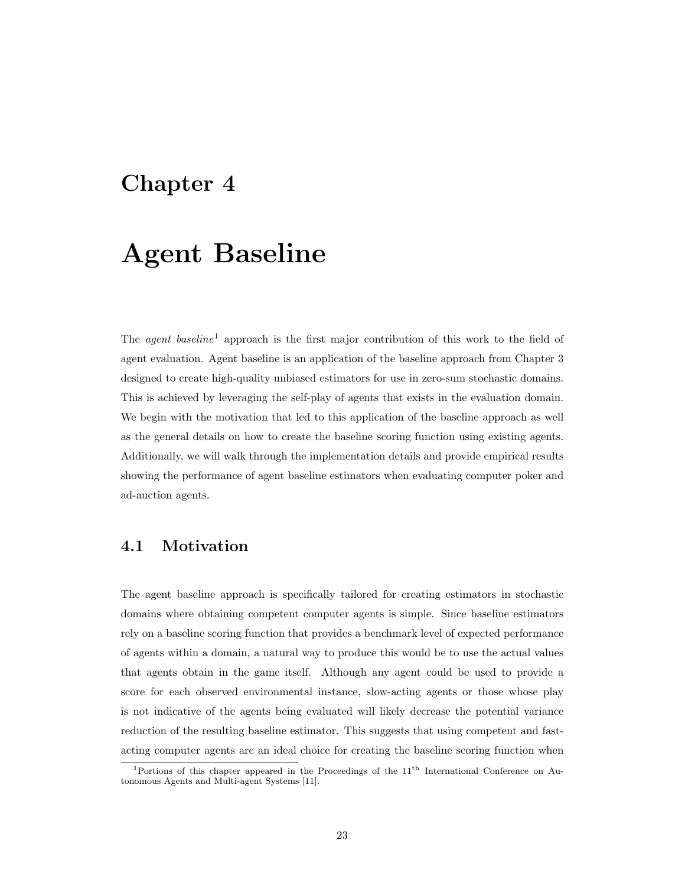# Chapter 4

# Agent Baseline

The *agent baseline*[1] approach is the first major contribution of this work to the field of agent evaluation. Agent baseline is an application of the baseline approach from Chapter 3 designed to create high-quality unbiased estimators for use in zero-sum stochastic domains. This is achieved by leveraging the self-play of agents that exists in the evaluation domain. We begin with the motivation that led to this application of the baseline approach as well as the general details on how to create the baseline scoring function using existing agents. Additionally, we will walk through the implementation details and provide empirical results showing the performance of agent baseline estimators when evaluating computer poker and ad-auction agents.

## 4.1 Motivation

The agent baseline approach is specifically tailored for creating estimators in stochastic domains where obtaining competent computer agents is simple. Since baseline estimators rely on a baseline scoring function that provides a benchmark level of expected performance of agents within a domain, a natural way to produce this would be to use the actual values that agents obtain in the game itself. Although any agent could be used to provide a score for each observed environmental instance, slow-acting agents or those whose play is not indicative of the agents being evaluated will likely decrease the potential variance reduction of the resulting baseline estimator. This suggests that using competent and fast-acting computer agents are an ideal choice for creating the baseline scoring function when

[1] Portions of this chapter appeared in the Proceedings of the 11th International Conference on Autonomous Agents and Multi-agent Systems [11].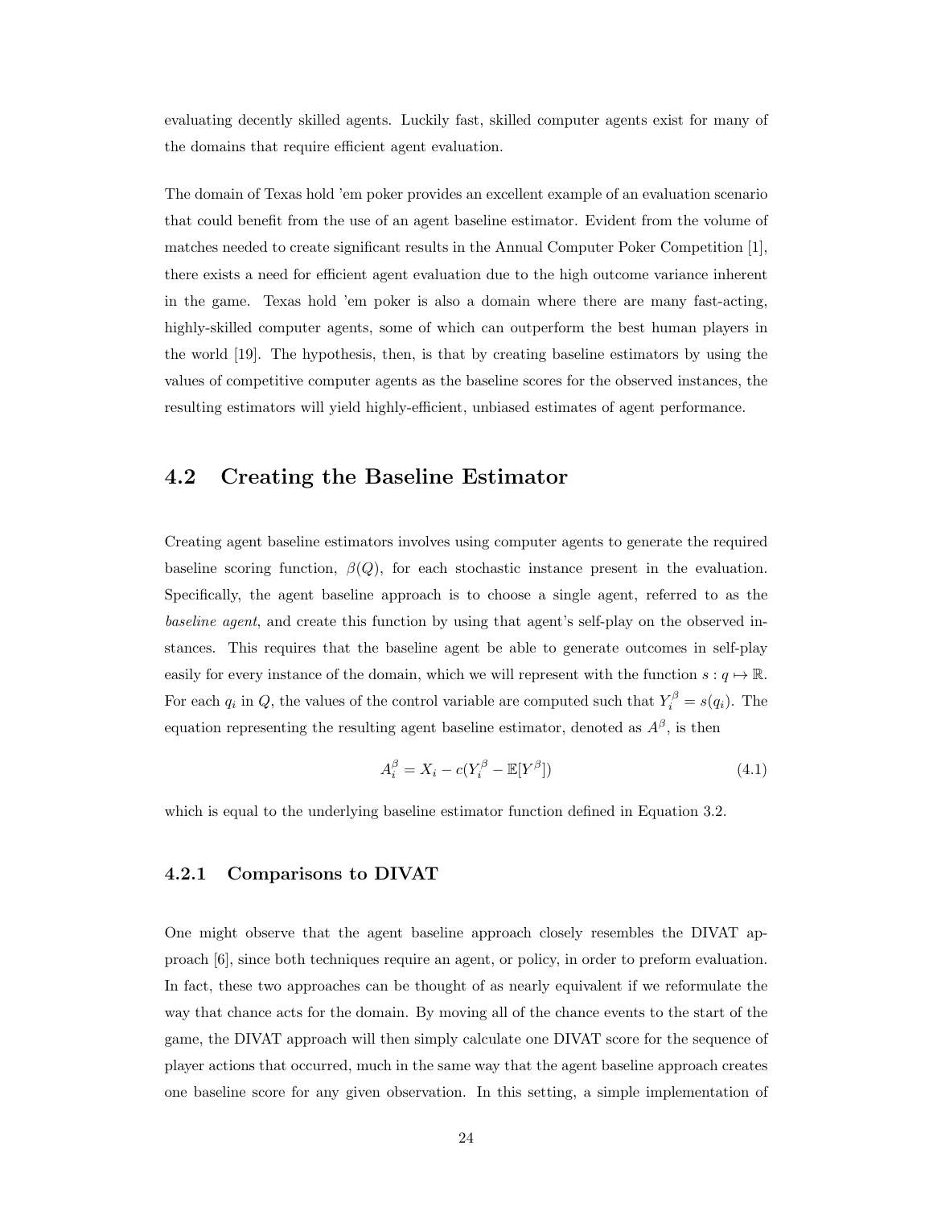evaluating decently skilled agents. Luckily fast, skilled computer agents exist for many of the domains that require efficient agent evaluation.

The domain of Texas hold 'em poker provides an excellent example of an evaluation scenario that could benefit from the use of an agent baseline estimator. Evident from the volume of matches needed to create significant results in the Annual Computer Poker Competition [1], there exists a need for efficient agent evaluation due to the high outcome variance inherent in the game. Texas hold 'em poker is also a domain where there are many fast-acting, highly-skilled computer agents, some of which can outperform the best human players in the world [19]. The hypothesis, then, is that by creating baseline estimators by using the values of competitive computer agents as the baseline scores for the observed instances, the resulting estimators will yield highly-efficient, unbiased estimates of agent performance.

## 4.2 Creating the Baseline Estimator

Creating agent baseline estimators involves using computer agents to generate the required baseline scoring function, $\beta(Q)$, for each stochastic instance present in the evaluation. Specifically, the agent baseline approach is to choose a single agent, referred to as the *baseline agent*, and create this function by using that agent's self-play on the observed instances. This requires that the baseline agent be able to generate outcomes in self-play easily for every instance of the domain, which we will represent with the function $s : q \mapsto \mathbb{R}$. For each $q_i$ in $Q$, the values of the control variable are computed such that $Y_i^\beta = s(q_i)$. The equation representing the resulting agent baseline estimator, denoted as $A^\beta$, is then

$$A_i^\beta = X_i - c(Y_i^\beta - \mathbb{E}[Y^\beta]) \tag{4.1}$$

which is equal to the underlying baseline estimator function defined in Equation 3.2.

### 4.2.1 Comparisons to DIVAT

One might observe that the agent baseline approach closely resembles the DIVAT approach [6], since both techniques require an agent, or policy, in order to preform evaluation. In fact, these two approaches can be thought of as nearly equivalent if we reformulate the way that chance acts for the domain. By moving all of the chance events to the start of the game, the DIVAT approach will then simply calculate one DIVAT score for the sequence of player actions that occurred, much in the same way that the agent baseline approach creates one baseline score for any given observation. In this setting, a simple implementation of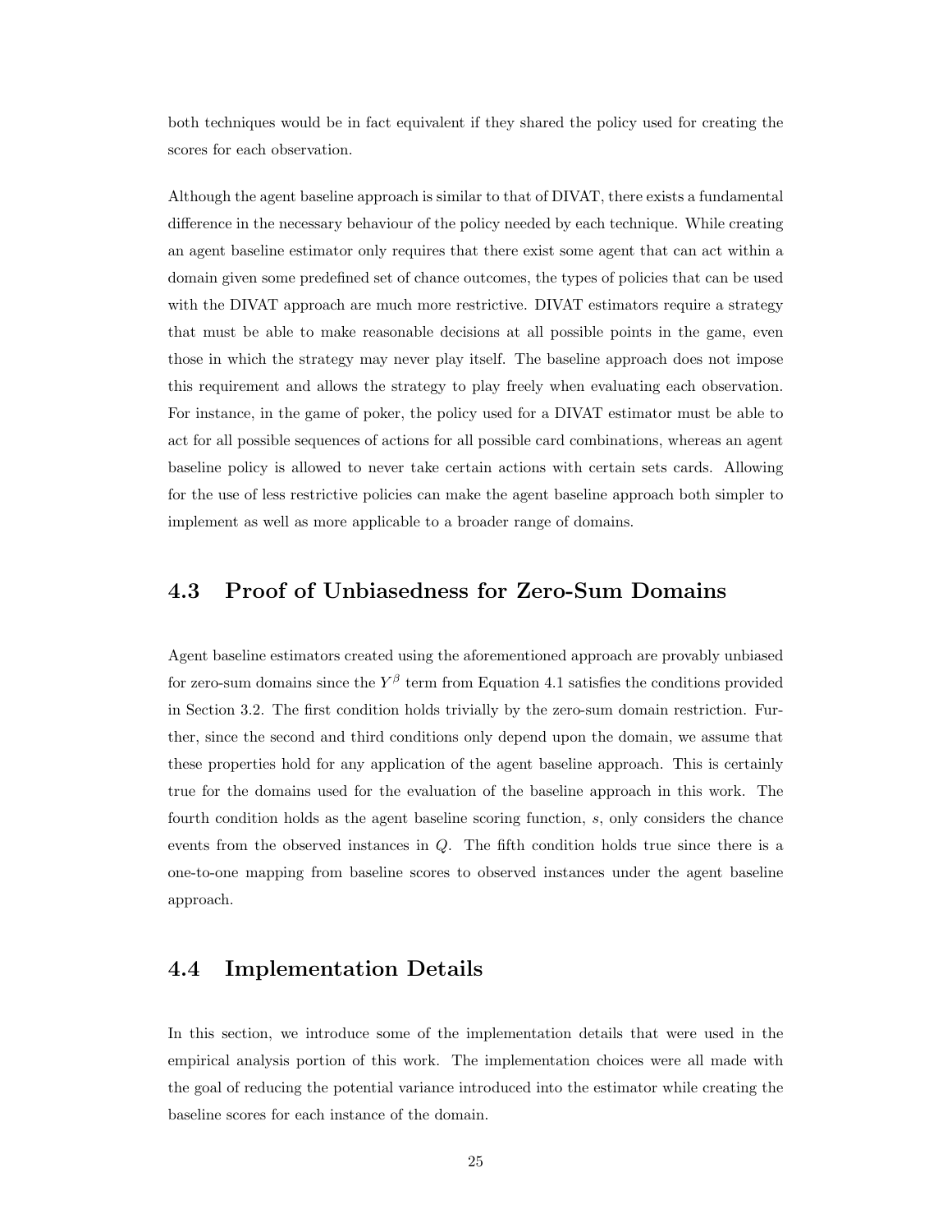both techniques would be in fact equivalent if they shared the policy used for creating the scores for each observation.

Although the agent baseline approach is similar to that of DIVAT, there exists a fundamental difference in the necessary behaviour of the policy needed by each technique. While creating an agent baseline estimator only requires that there exist some agent that can act within a domain given some predefined set of chance outcomes, the types of policies that can be used with the DIVAT approach are much more restrictive. DIVAT estimators require a strategy that must be able to make reasonable decisions at all possible points in the game, even those in which the strategy may never play itself. The baseline approach does not impose this requirement and allows the strategy to play freely when evaluating each observation. For instance, in the game of poker, the policy used for a DIVAT estimator must be able to act for all possible sequences of actions for all possible card combinations, whereas an agent baseline policy is allowed to never take certain actions with certain sets cards. Allowing for the use of less restrictive policies can make the agent baseline approach both simpler to implement as well as more applicable to a broader range of domains.

## 4.3 Proof of Unbiasedness for Zero-Sum Domains

Agent baseline estimators created using the aforementioned approach are provably unbiased for zero-sum domains since the $Y^{\beta}$ term from Equation 4.1 satisfies the conditions provided in Section 3.2. The first condition holds trivially by the zero-sum domain restriction. Further, since the second and third conditions only depend upon the domain, we assume that these properties hold for any application of the agent baseline approach. This is certainly true for the domains used for the evaluation of the baseline approach in this work. The fourth condition holds as the agent baseline scoring function, $s$, only considers the chance events from the observed instances in $Q$. The fifth condition holds true since there is a one-to-one mapping from baseline scores to observed instances under the agent baseline approach.

## 4.4 Implementation Details

In this section, we introduce some of the implementation details that were used in the empirical analysis portion of this work. The implementation choices were all made with the goal of reducing the potential variance introduced into the estimator while creating the baseline scores for each instance of the domain.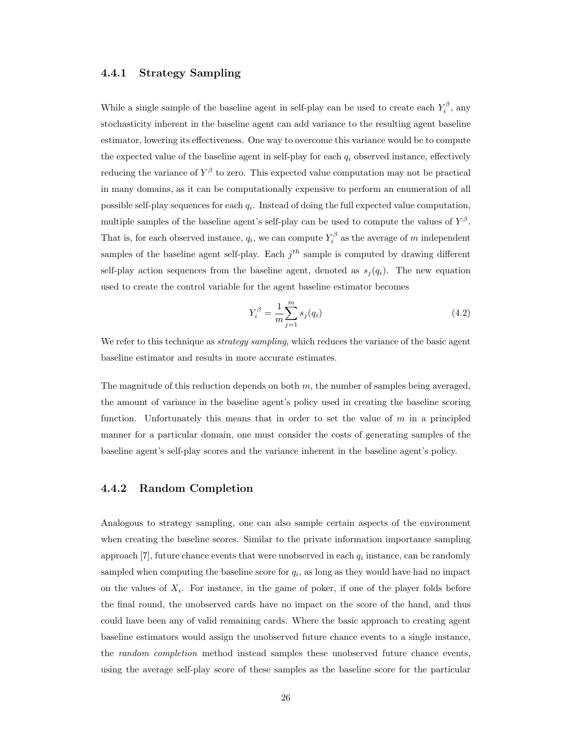### 4.4.1 Strategy Sampling

While a single sample of the baseline agent in self-play can be used to create each $Y_i^\beta$, any stochasticity inherent in the baseline agent can add variance to the resulting agent baseline estimator, lowering its effectiveness. One way to overcome this variance would be to compute the expected value of the baseline agent in self-play for each $q_i$ observed instance, effectively reducing the variance of $Y^\beta$ to zero. This expected value computation may not be practical in many domains, as it can be computationally expensive to perform an enumeration of all possible self-play sequences for each $q_i$. Instead of doing the full expected value computation, multiple samples of the baseline agent's self-play can be used to compute the values of $Y^\beta$. That is, for each observed instance, $q_i$, we can compute $Y_i^\beta$ as the average of $m$ independent samples of the baseline agent self-play. Each $j^{th}$ sample is computed by drawing different self-play action sequences from the baseline agent, denoted as $s_j(q_i)$. The new equation used to create the control variable for the agent baseline estimator becomes

$$Y_i^\beta = \frac{1}{m}\sum_{j=1}^{m} s_j(q_i) \tag{4.2}$$

We refer to this technique as *strategy sampling*, which reduces the variance of the basic agent baseline estimator and results in more accurate estimates.

The magnitude of this reduction depends on both $m$, the number of samples being averaged, the amount of variance in the baseline agent's policy used in creating the baseline scoring function. Unfortunately this means that in order to set the value of $m$ in a principled manner for a particular domain, one must consider the costs of generating samples of the baseline agent's self-play scores and the variance inherent in the baseline agent's policy.

### 4.4.2 Random Completion

Analogous to strategy sampling, one can also sample certain aspects of the environment when creating the baseline scores. Similar to the private information importance sampling approach [7], future chance events that were unobserved in each $q_i$ instance, can be randomly sampled when computing the baseline score for $q_i$, as long as they would have had no impact on the values of $X_i$. For instance, in the game of poker, if one of the player folds before the final round, the unobserved cards have no impact on the score of the hand, and thus could have been any of valid remaining cards. Where the basic approach to creating agent baseline estimators would assign the unobserved future chance events to a single instance, the *random completion* method instead samples these unobserved future chance events, using the average self-play score of these samples as the baseline score for the particular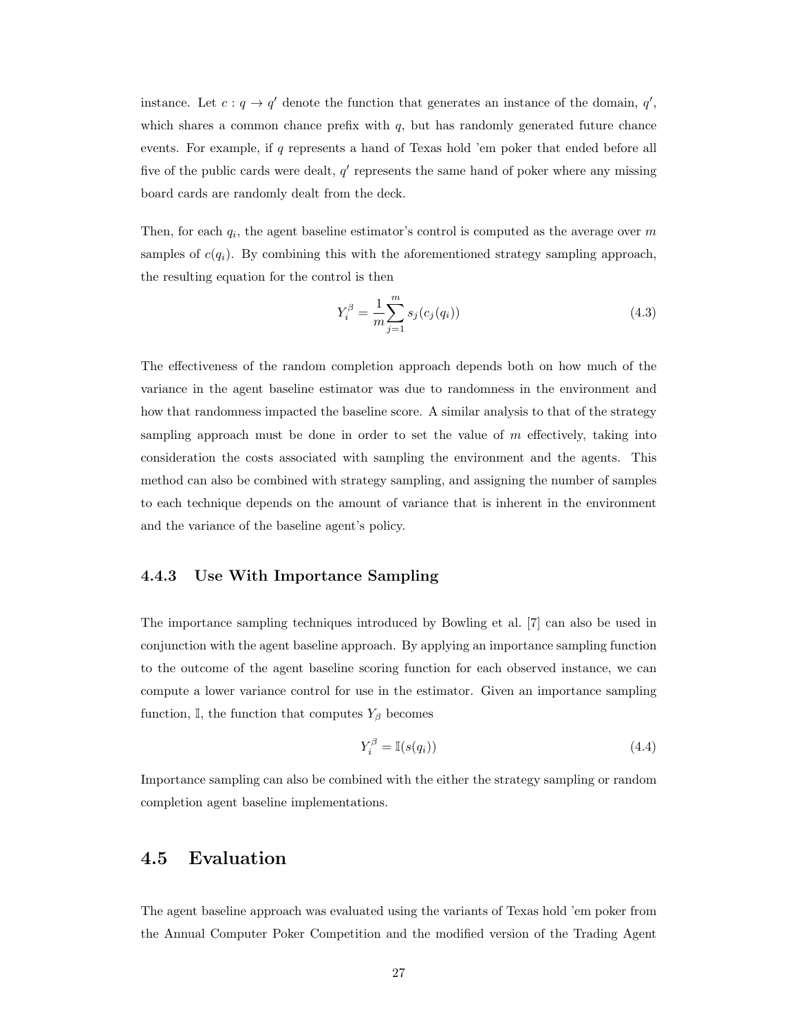instance. Let $c : q \rightarrow q'$ denote the function that generates an instance of the domain, $q'$, which shares a common chance prefix with $q$, but has randomly generated future chance events. For example, if $q$ represents a hand of Texas hold 'em poker that ended before all five of the public cards were dealt, $q'$ represents the same hand of poker where any missing board cards are randomly dealt from the deck.

Then, for each $q_i$, the agent baseline estimator's control is computed as the average over $m$ samples of $c(q_i)$. By combining this with the aforementioned strategy sampling approach, the resulting equation for the control is then

$$Y_i^{\beta} = \frac{1}{m} \sum_{j=1}^{m} s_j(c_j(q_i)) \tag{4.3}$$

The effectiveness of the random completion approach depends both on how much of the variance in the agent baseline estimator was due to randomness in the environment and how that randomness impacted the baseline score. A similar analysis to that of the strategy sampling approach must be done in order to set the value of $m$ effectively, taking into consideration the costs associated with sampling the environment and the agents. This method can also be combined with strategy sampling, and assigning the number of samples to each technique depends on the amount of variance that is inherent in the environment and the variance of the baseline agent's policy.

### 4.4.3 Use With Importance Sampling

The importance sampling techniques introduced by Bowling et al. [7] can also be used in conjunction with the agent baseline approach. By applying an importance sampling function to the outcome of the agent baseline scoring function for each observed instance, we can compute a lower variance control for use in the estimator. Given an importance sampling function, $\mathbb{I}$, the function that computes $Y_{\beta}$ becomes

$$Y_i^{\beta} = \mathbb{I}(s(q_i)) \tag{4.4}$$

Importance sampling can also be combined with the either the strategy sampling or random completion agent baseline implementations.

## 4.5 Evaluation

The agent baseline approach was evaluated using the variants of Texas hold 'em poker from the Annual Computer Poker Competition and the modified version of the Trading Agent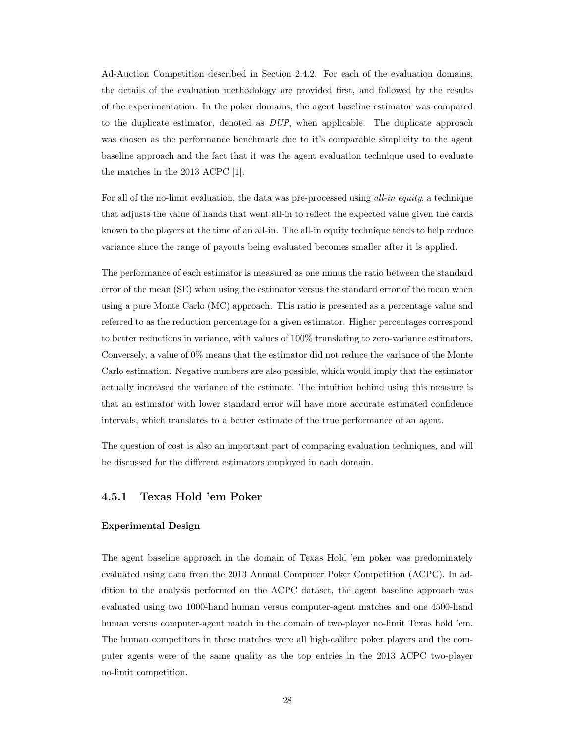Ad-Auction Competition described in Section 2.4.2. For each of the evaluation domains, the details of the evaluation methodology are provided first, and followed by the results of the experimentation. In the poker domains, the agent baseline estimator was compared to the duplicate estimator, denoted as *DUP*, when applicable. The duplicate approach was chosen as the performance benchmark due to it's comparable simplicity to the agent baseline approach and the fact that it was the agent evaluation technique used to evaluate the matches in the 2013 ACPC [1].

For all of the no-limit evaluation, the data was pre-processed using *all-in equity*, a technique that adjusts the value of hands that went all-in to reflect the expected value given the cards known to the players at the time of an all-in. The all-in equity technique tends to help reduce variance since the range of payouts being evaluated becomes smaller after it is applied.

The performance of each estimator is measured as one minus the ratio between the standard error of the mean (SE) when using the estimator versus the standard error of the mean when using a pure Monte Carlo (MC) approach. This ratio is presented as a percentage value and referred to as the reduction percentage for a given estimator. Higher percentages correspond to better reductions in variance, with values of 100% translating to zero-variance estimators. Conversely, a value of 0% means that the estimator did not reduce the variance of the Monte Carlo estimation. Negative numbers are also possible, which would imply that the estimator actually increased the variance of the estimate. The intuition behind using this measure is that an estimator with lower standard error will have more accurate estimated confidence intervals, which translates to a better estimate of the true performance of an agent.

The question of cost is also an important part of comparing evaluation techniques, and will be discussed for the different estimators employed in each domain.

### 4.5.1 Texas Hold 'em Poker

#### Experimental Design

The agent baseline approach in the domain of Texas Hold 'em poker was predominately evaluated using data from the 2013 Annual Computer Poker Competition (ACPC). In addition to the analysis performed on the ACPC dataset, the agent baseline approach was evaluated using two 1000-hand human versus computer-agent matches and one 4500-hand human versus computer-agent match in the domain of two-player no-limit Texas hold 'em. The human competitors in these matches were all high-calibre poker players and the computer agents were of the same quality as the top entries in the 2013 ACPC two-player no-limit competition.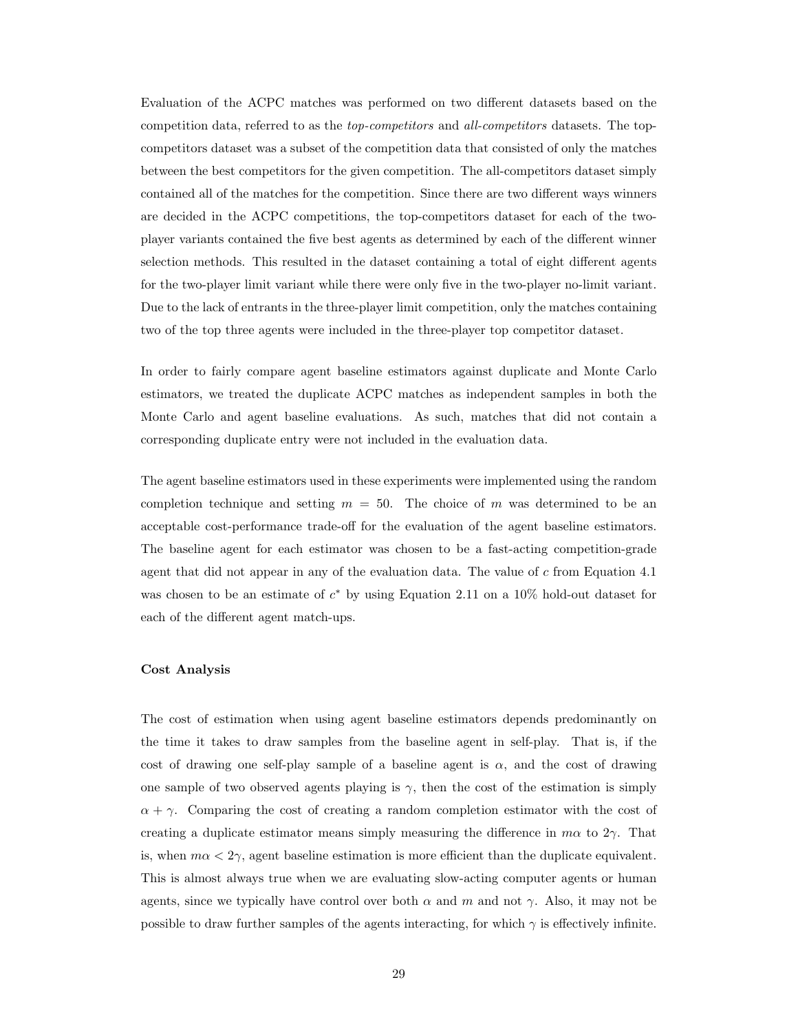Evaluation of the ACPC matches was performed on two different datasets based on the competition data, referred to as the *top-competitors* and *all-competitors* datasets. The top-competitors dataset was a subset of the competition data that consisted of only the matches between the best competitors for the given competition. The all-competitors dataset simply contained all of the matches for the competition. Since there are two different ways winners are decided in the ACPC competitions, the top-competitors dataset for each of the two-player variants contained the five best agents as determined by each of the different winner selection methods. This resulted in the dataset containing a total of eight different agents for the two-player limit variant while there were only five in the two-player no-limit variant. Due to the lack of entrants in the three-player limit competition, only the matches containing two of the top three agents were included in the three-player top competitor dataset.

In order to fairly compare agent baseline estimators against duplicate and Monte Carlo estimators, we treated the duplicate ACPC matches as independent samples in both the Monte Carlo and agent baseline evaluations. As such, matches that did not contain a corresponding duplicate entry were not included in the evaluation data.

The agent baseline estimators used in these experiments were implemented using the random completion technique and setting $m = 50$. The choice of $m$ was determined to be an acceptable cost-performance trade-off for the evaluation of the agent baseline estimators. The baseline agent for each estimator was chosen to be a fast-acting competition-grade agent that did not appear in any of the evaluation data. The value of $c$ from Equation 4.1 was chosen to be an estimate of $c^*$ by using Equation 2.11 on a 10% hold-out dataset for each of the different agent match-ups.

#### Cost Analysis

The cost of estimation when using agent baseline estimators depends predominantly on the time it takes to draw samples from the baseline agent in self-play. That is, if the cost of drawing one self-play sample of a baseline agent is $\alpha$, and the cost of drawing one sample of two observed agents playing is $\gamma$, then the cost of the estimation is simply $\alpha + \gamma$. Comparing the cost of creating a random completion estimator with the cost of creating a duplicate estimator means simply measuring the difference in $m\alpha$ to $2\gamma$. That is, when $m\alpha < 2\gamma$, agent baseline estimation is more efficient than the duplicate equivalent. This is almost always true when we are evaluating slow-acting computer agents or human agents, since we typically have control over both $\alpha$ and $m$ and not $\gamma$. Also, it may not be possible to draw further samples of the agents interacting, for which $\gamma$ is effectively infinite.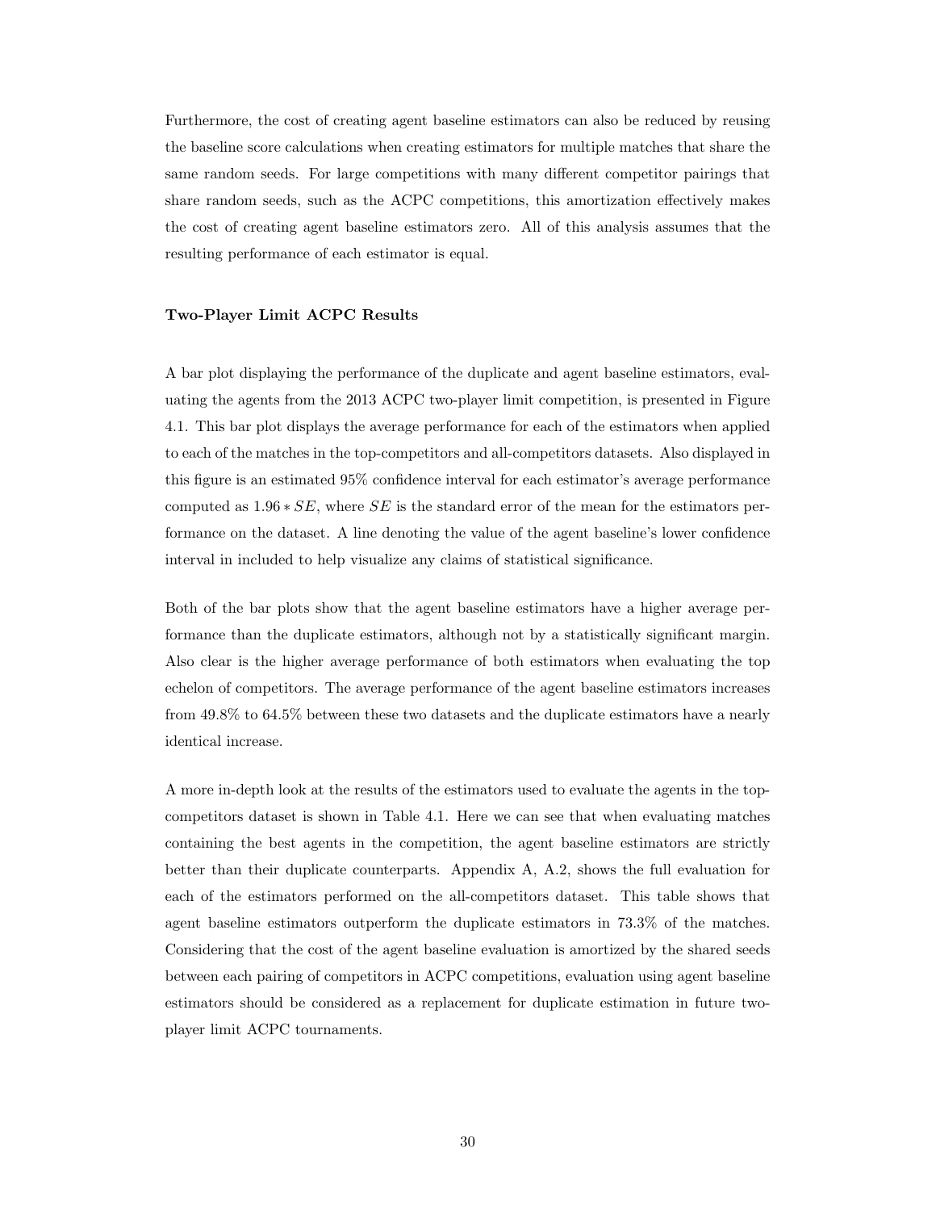Furthermore, the cost of creating agent baseline estimators can also be reduced by reusing the baseline score calculations when creating estimators for multiple matches that share the same random seeds. For large competitions with many different competitor pairings that share random seeds, such as the ACPC competitions, this amortization effectively makes the cost of creating agent baseline estimators zero. All of this analysis assumes that the resulting performance of each estimator is equal.

**Two-Player Limit ACPC Results**

A bar plot displaying the performance of the duplicate and agent baseline estimators, evaluating the agents from the 2013 ACPC two-player limit competition, is presented in Figure 4.1. This bar plot displays the average performance for each of the estimators when applied to each of the matches in the top-competitors and all-competitors datasets. Also displayed in this figure is an estimated 95% confidence interval for each estimator's average performance computed as $1.96 * SE$, where $SE$ is the standard error of the mean for the estimators performance on the dataset. A line denoting the value of the agent baseline's lower confidence interval in included to help visualize any claims of statistical significance.

Both of the bar plots show that the agent baseline estimators have a higher average performance than the duplicate estimators, although not by a statistically significant margin. Also clear is the higher average performance of both estimators when evaluating the top echelon of competitors. The average performance of the agent baseline estimators increases from 49.8% to 64.5% between these two datasets and the duplicate estimators have a nearly identical increase.

A more in-depth look at the results of the estimators used to evaluate the agents in the top-competitors dataset is shown in Table 4.1. Here we can see that when evaluating matches containing the best agents in the competition, the agent baseline estimators are strictly better than their duplicate counterparts. Appendix A, A.2, shows the full evaluation for each of the estimators performed on the all-competitors dataset. This table shows that agent baseline estimators outperform the duplicate estimators in 73.3% of the matches. Considering that the cost of the agent baseline evaluation is amortized by the shared seeds between each pairing of competitors in ACPC competitions, evaluation using agent baseline estimators should be considered as a replacement for duplicate estimation in future two-player limit ACPC tournaments.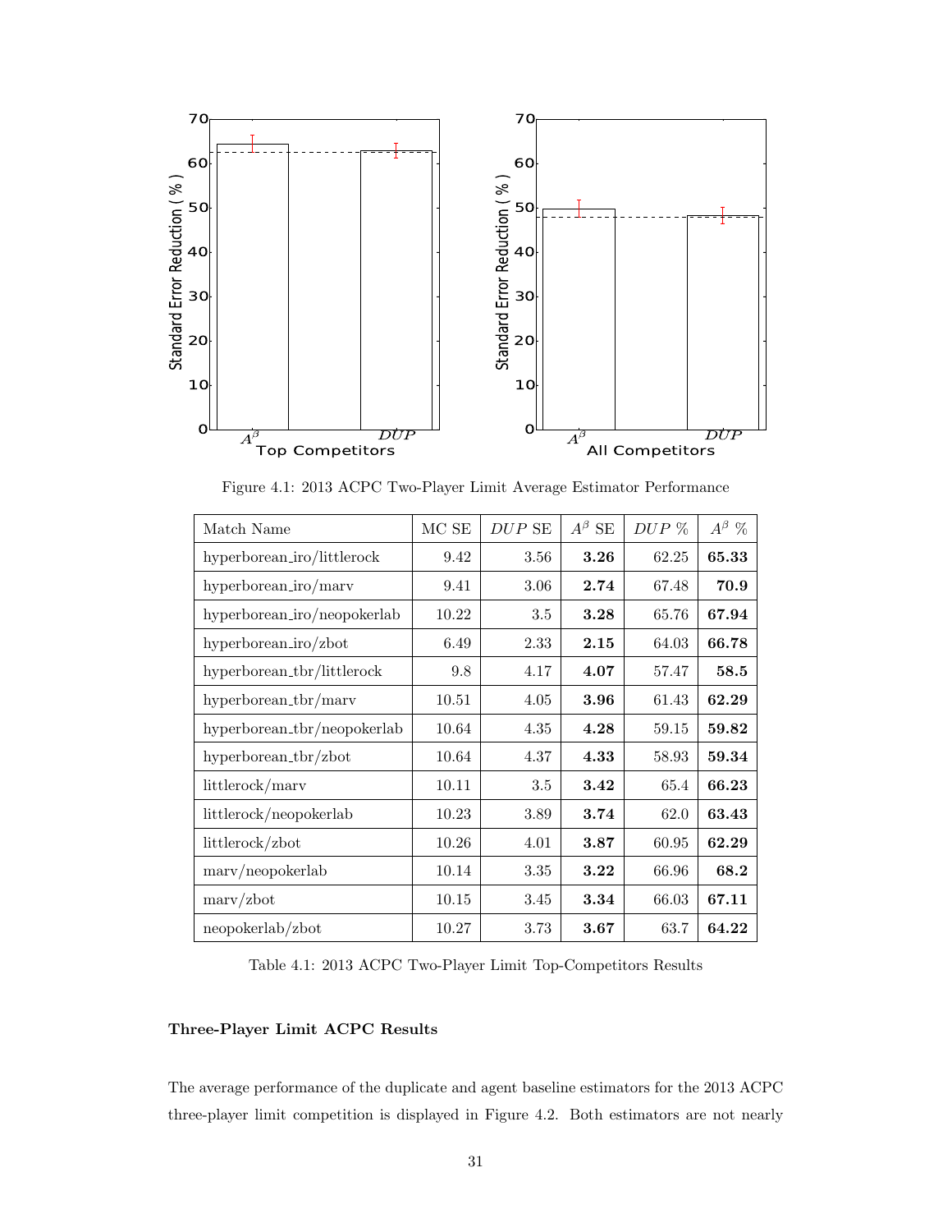Figure 4.1: 2013 ACPC Two-Player Limit Average Estimator Performance

| Match Name | MC SE | *DUP* SE | $A^\beta$ SE | *DUP* % | $A^\beta$ % |
|---|---|---|---|---|---|
| hyperborean_iro/littlerock | 9.42 | 3.56 | **3.26** | 62.25 | **65.33** |
| hyperborean_iro/marv | 9.41 | 3.06 | **2.74** | 67.48 | **70.9** |
| hyperborean_iro/neopokerlab | 10.22 | 3.5 | **3.28** | 65.76 | **67.94** |
| hyperborean_iro/zbot | 6.49 | 2.33 | **2.15** | 64.03 | **66.78** |
| hyperborean_tbr/littlerock | 9.8 | 4.17 | **4.07** | 57.47 | **58.5** |
| hyperborean_tbr/marv | 10.51 | 4.05 | **3.96** | 61.43 | **62.29** |
| hyperborean_tbr/neopokerlab | 10.64 | 4.35 | **4.28** | 59.15 | **59.82** |
| hyperborean_tbr/zbot | 10.64 | 4.37 | **4.33** | 58.93 | **59.34** |
| littlerock/marv | 10.11 | 3.5 | **3.42** | 65.4 | **66.23** |
| littlerock/neopokerlab | 10.23 | 3.89 | **3.74** | 62.0 | **63.43** |
| littlerock/zbot | 10.26 | 4.01 | **3.87** | 60.95 | **62.29** |
| marv/neopokerlab | 10.14 | 3.35 | **3.22** | 66.96 | **68.2** |
| marv/zbot | 10.15 | 3.45 | **3.34** | 66.03 | **67.11** |
| neopokerlab/zbot | 10.27 | 3.73 | **3.67** | 63.7 | **64.22** |

Table 4.1: 2013 ACPC Two-Player Limit Top-Competitors Results

**Three-Player Limit ACPC Results**

The average performance of the duplicate and agent baseline estimators for the 2013 ACPC three-player limit competition is displayed in Figure 4.2. Both estimators are not nearly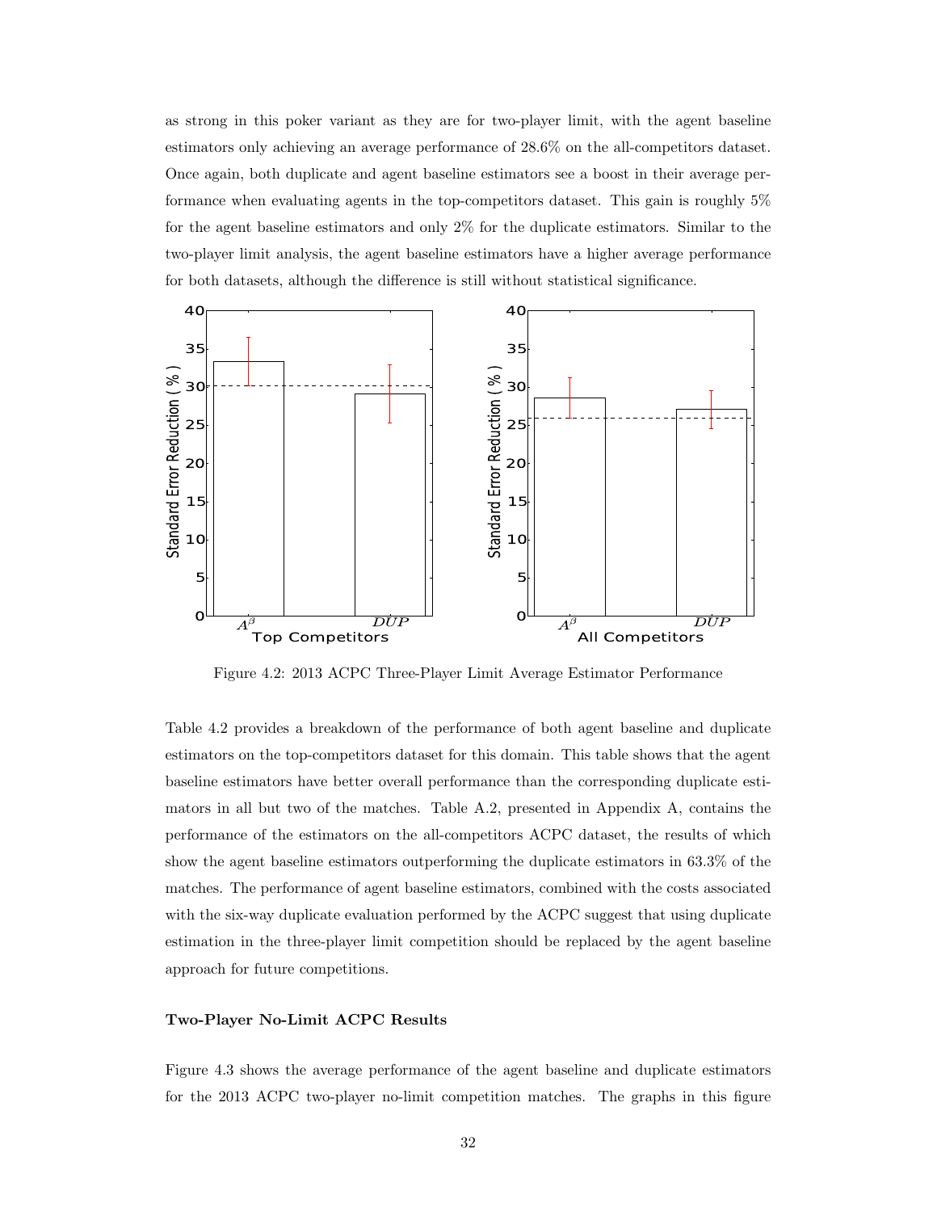as strong in this poker variant as they are for two-player limit, with the agent baseline estimators only achieving an average performance of 28.6% on the all-competitors dataset. Once again, both duplicate and agent baseline estimators see a boost in their average performance when evaluating agents in the top-competitors dataset. This gain is roughly 5% for the agent baseline estimators and only 2% for the duplicate estimators. Similar to the two-player limit analysis, the agent baseline estimators have a higher average performance for both datasets, although the difference is still without statistical significance.

Figure 4.2: 2013 ACPC Three-Player Limit Average Estimator Performance

Table 4.2 provides a breakdown of the performance of both agent baseline and duplicate estimators on the top-competitors dataset for this domain. This table shows that the agent baseline estimators have better overall performance than the corresponding duplicate estimators in all but two of the matches. Table A.2, presented in Appendix A, contains the performance of the estimators on the all-competitors ACPC dataset, the results of which show the agent baseline estimators outperforming the duplicate estimators in 63.3% of the matches. The performance of agent baseline estimators, combined with the costs associated with the six-way duplicate evaluation performed by the ACPC suggest that using duplicate estimation in the three-player limit competition should be replaced by the agent baseline approach for future competitions.

**Two-Player No-Limit ACPC Results**

Figure 4.3 shows the average performance of the agent baseline and duplicate estimators for the 2013 ACPC two-player no-limit competition matches. The graphs in this figure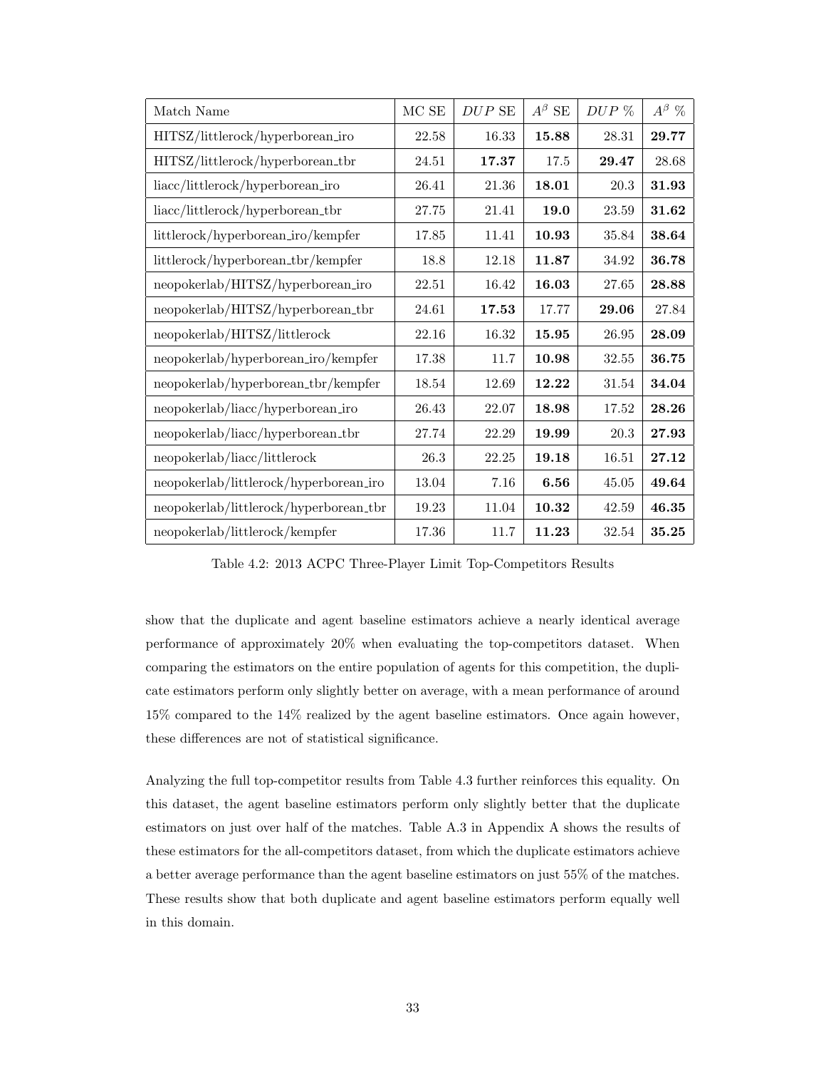| Match Name | MC SE | $DUP$ SE | $A^{\beta}$ SE | $DUP$ % | $A^{\beta}$ % |
|---|---|---|---|---|---|
| HITSZ/littlerock/hyperborean_iro | 22.58 | 16.33 | **15.88** | 28.31 | **29.77** |
| HITSZ/littlerock/hyperborean_tbr | 24.51 | **17.37** | 17.5 | **29.47** | 28.68 |
| liacc/littlerock/hyperborean_iro | 26.41 | 21.36 | **18.01** | 20.3 | **31.93** |
| liacc/littlerock/hyperborean_tbr | 27.75 | 21.41 | **19.0** | 23.59 | **31.62** |
| littlerock/hyperborean_iro/kempfer | 17.85 | 11.41 | **10.93** | 35.84 | **38.64** |
| littlerock/hyperborean_tbr/kempfer | 18.8 | 12.18 | **11.87** | 34.92 | **36.78** |
| neopokerlab/HITSZ/hyperborean_iro | 22.51 | 16.42 | **16.03** | 27.65 | **28.88** |
| neopokerlab/HITSZ/hyperborean_tbr | 24.61 | **17.53** | 17.77 | **29.06** | 27.84 |
| neopokerlab/HITSZ/littlerock | 22.16 | 16.32 | **15.95** | 26.95 | **28.09** |
| neopokerlab/hyperborean_iro/kempfer | 17.38 | 11.7 | **10.98** | 32.55 | **36.75** |
| neopokerlab/hyperborean_tbr/kempfer | 18.54 | 12.69 | **12.22** | 31.54 | **34.04** |
| neopokerlab/liacc/hyperborean_iro | 26.43 | 22.07 | **18.98** | 17.52 | **28.26** |
| neopokerlab/liacc/hyperborean_tbr | 27.74 | 22.29 | **19.99** | 20.3 | **27.93** |
| neopokerlab/liacc/littlerock | 26.3 | 22.25 | **19.18** | 16.51 | **27.12** |
| neopokerlab/littlerock/hyperborean_iro | 13.04 | 7.16 | **6.56** | 45.05 | **49.64** |
| neopokerlab/littlerock/hyperborean_tbr | 19.23 | 11.04 | **10.32** | 42.59 | **46.35** |
| neopokerlab/littlerock/kempfer | 17.36 | 11.7 | **11.23** | 32.54 | **35.25** |

Table 4.2: 2013 ACPC Three-Player Limit Top-Competitors Results

show that the duplicate and agent baseline estimators achieve a nearly identical average performance of approximately 20% when evaluating the top-competitors dataset. When comparing the estimators on the entire population of agents for this competition, the duplicate estimators perform only slightly better on average, with a mean performance of around 15% compared to the 14% realized by the agent baseline estimators. Once again however, these differences are not of statistical significance.

Analyzing the full top-competitor results from Table 4.3 further reinforces this equality. On this dataset, the agent baseline estimators perform only slightly better that the duplicate estimators on just over half of the matches. Table A.3 in Appendix A shows the results of these estimators for the all-competitors dataset, from which the duplicate estimators achieve a better average performance than the agent baseline estimators on just 55% of the matches. These results show that both duplicate and agent baseline estimators perform equally well in this domain.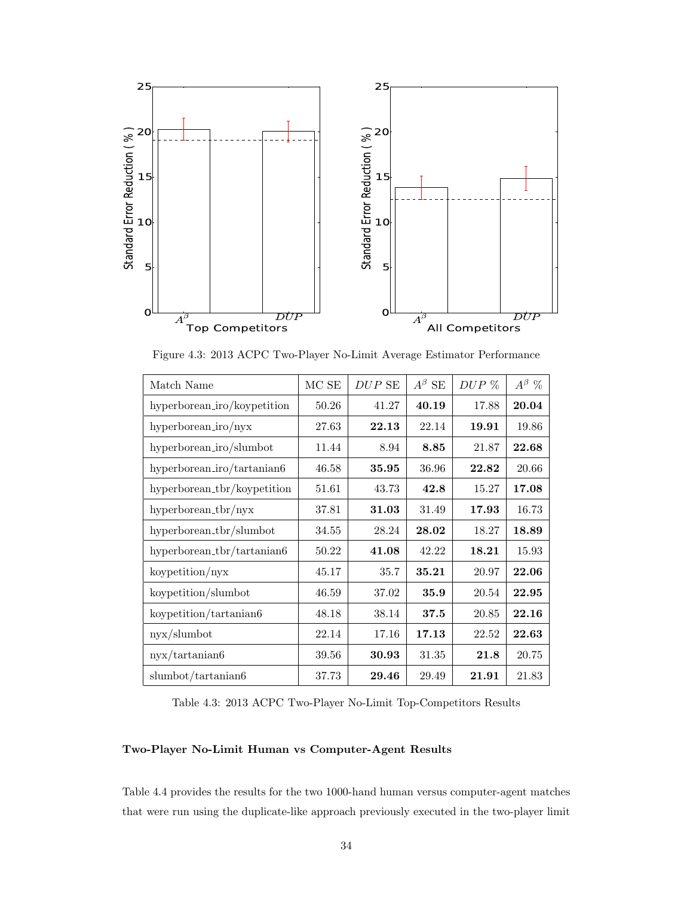Figure 4.3: 2013 ACPC Two-Player No-Limit Average Estimator Performance

| Match Name | MC SE | $DUP$ SE | $A^{\beta}$ SE | $DUP$ % | $A^{\beta}$ % |
|---|---|---|---|---|---|
| hyperborean_iro/koypetition | 50.26 | 41.27 | **40.19** | 17.88 | **20.04** |
| hyperborean_iro/nyx | 27.63 | **22.13** | 22.14 | **19.91** | 19.86 |
| hyperborean_iro/slumbot | 11.44 | 8.94 | **8.85** | 21.87 | **22.68** |
| hyperborean_iro/tartanian6 | 46.58 | **35.95** | 36.96 | **22.82** | 20.66 |
| hyperborean_tbr/koypetition | 51.61 | 43.73 | **42.8** | 15.27 | **17.08** |
| hyperborean_tbr/nyx | 37.81 | **31.03** | 31.49 | **17.93** | 16.73 |
| hyperborean_tbr/slumbot | 34.55 | 28.24 | **28.02** | 18.27 | **18.89** |
| hyperborean_tbr/tartanian6 | 50.22 | **41.08** | 42.22 | **18.21** | 15.93 |
| koypetition/nyx | 45.17 | 35.7 | **35.21** | 20.97 | **22.06** |
| koypetition/slumbot | 46.59 | 37.02 | **35.9** | 20.54 | **22.95** |
| koypetition/tartanian6 | 48.18 | 38.14 | **37.5** | 20.85 | **22.16** |
| nyx/slumbot | 22.14 | 17.16 | **17.13** | 22.52 | **22.63** |
| nyx/tartanian6 | 39.56 | **30.93** | 31.35 | **21.8** | 20.75 |
| slumbot/tartanian6 | 37.73 | **29.46** | 29.49 | **21.91** | 21.83 |

Table 4.3: 2013 ACPC Two-Player No-Limit Top-Competitors Results

### Two-Player No-Limit Human vs Computer-Agent Results

Table 4.4 provides the results for the two 1000-hand human versus computer-agent matches that were run using the duplicate-like approach previously executed in the two-player limit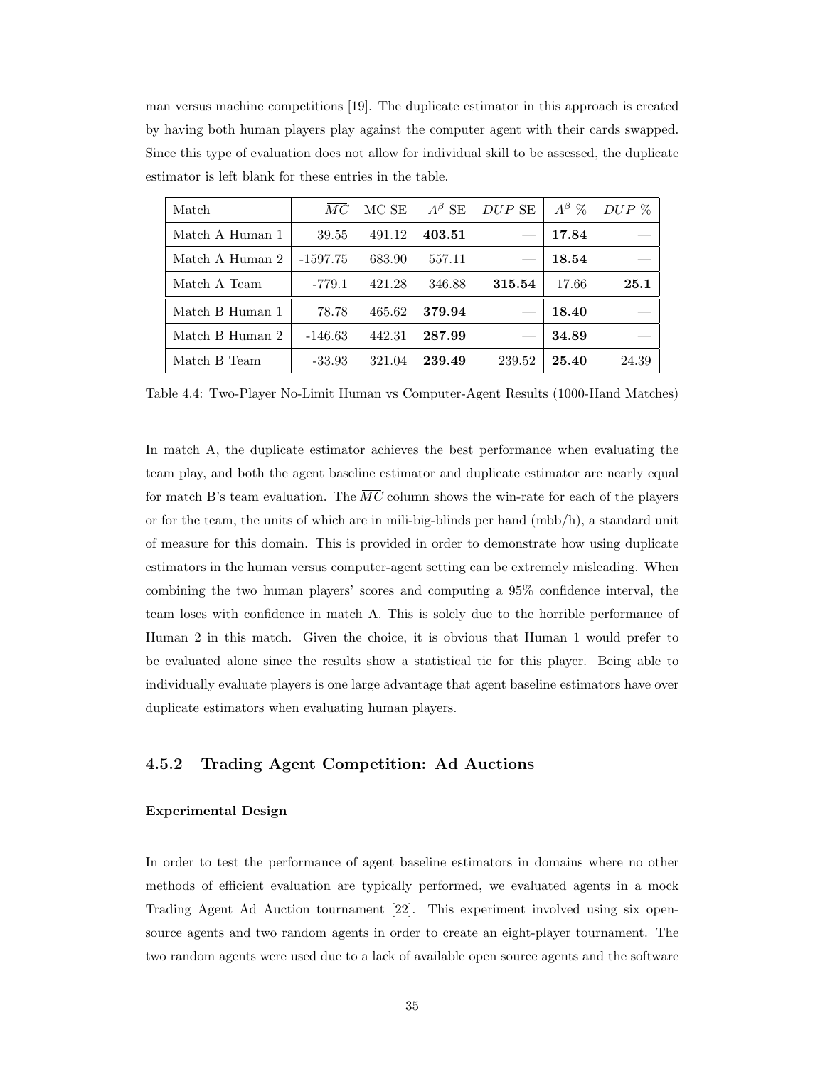man versus machine competitions [19]. The duplicate estimator in this approach is created by having both human players play against the computer agent with their cards swapped. Since this type of evaluation does not allow for individual skill to be assessed, the duplicate estimator is left blank for these entries in the table.

| Match | $\overline{MC}$ | MC SE | $A^\beta$ SE | $DUP$ SE | $A^\beta$ % | $DUP$ % |
|---|---|---|---|---|---|---|
| Match A Human 1 | 39.55 | 491.12 | **403.51** | — | **17.84** | — |
| Match A Human 2 | -1597.75 | 683.90 | 557.11 | — | **18.54** | — |
| Match A Team | -779.1 | 421.28 | 346.88 | **315.54** | 17.66 | **25.1** |
| Match B Human 1 | 78.78 | 465.62 | **379.94** | — | **18.40** | — |
| Match B Human 2 | -146.63 | 442.31 | **287.99** | — | **34.89** | — |
| Match B Team | -33.93 | 321.04 | **239.49** | 239.52 | **25.40** | 24.39 |

Table 4.4: Two-Player No-Limit Human vs Computer-Agent Results (1000-Hand Matches)

In match A, the duplicate estimator achieves the best performance when evaluating the team play, and both the agent baseline estimator and duplicate estimator are nearly equal for match B's team evaluation. The $\overline{MC}$ column shows the win-rate for each of the players or for the team, the units of which are in mili-big-blinds per hand (mbb/h), a standard unit of measure for this domain. This is provided in order to demonstrate how using duplicate estimators in the human versus computer-agent setting can be extremely misleading. When combining the two human players' scores and computing a 95% confidence interval, the team loses with confidence in match A. This is solely due to the horrible performance of Human 2 in this match. Given the choice, it is obvious that Human 1 would prefer to be evaluated alone since the results show a statistical tie for this player. Being able to individually evaluate players is one large advantage that agent baseline estimators have over duplicate estimators when evaluating human players.

### 4.5.2 Trading Agent Competition: Ad Auctions

#### Experimental Design

In order to test the performance of agent baseline estimators in domains where no other methods of efficient evaluation are typically performed, we evaluated agents in a mock Trading Agent Ad Auction tournament [22]. This experiment involved using six open-source agents and two random agents in order to create an eight-player tournament. The two random agents were used due to a lack of available open source agents and the software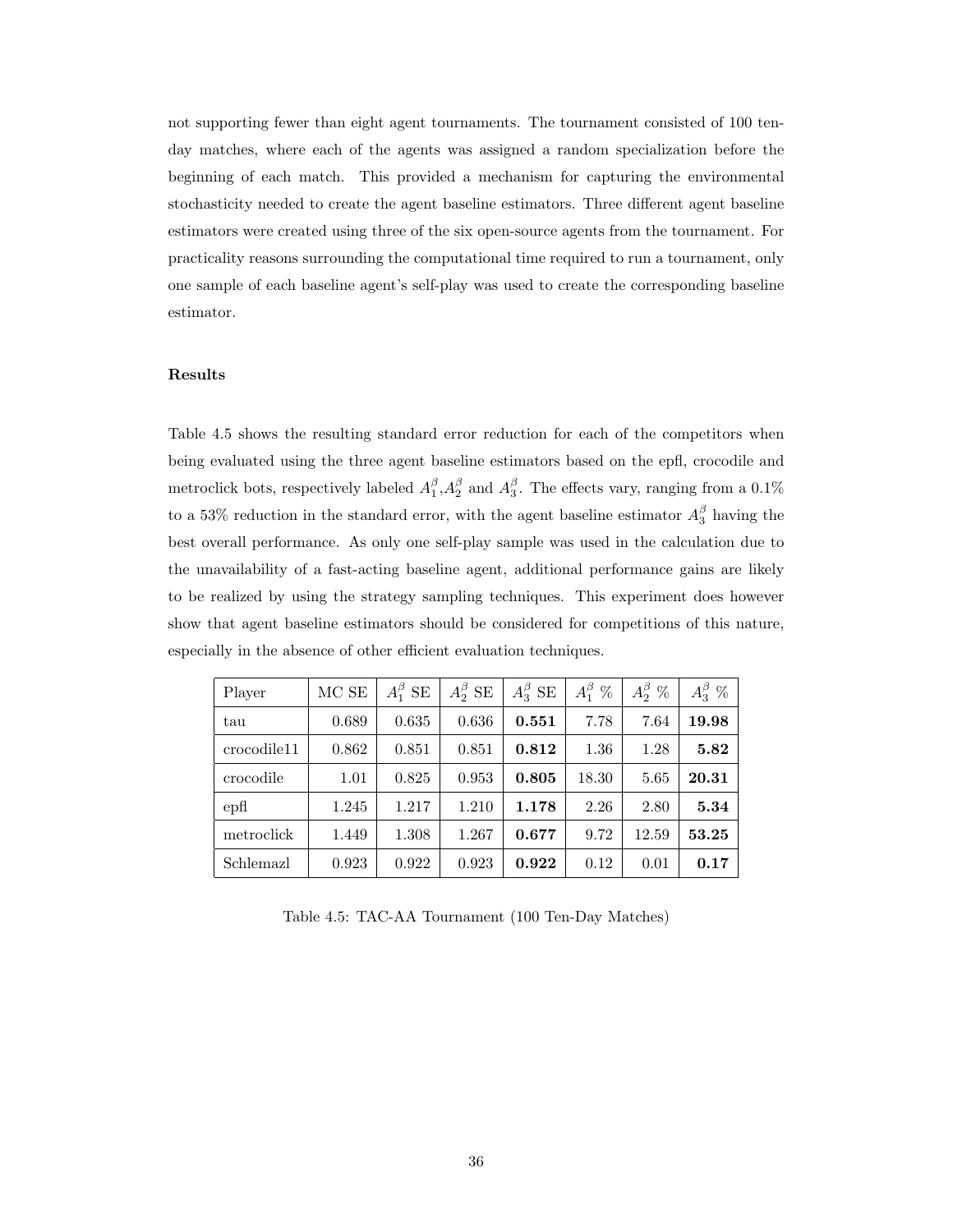not supporting fewer than eight agent tournaments. The tournament consisted of 100 ten-day matches, where each of the agents was assigned a random specialization before the beginning of each match. This provided a mechanism for capturing the environmental stochasticity needed to create the agent baseline estimators. Three different agent baseline estimators were created using three of the six open-source agents from the tournament. For practicality reasons surrounding the computational time required to run a tournament, only one sample of each baseline agent's self-play was used to create the corresponding baseline estimator.

### Results

Table 4.5 shows the resulting standard error reduction for each of the competitors when being evaluated using the three agent baseline estimators based on the epfl, crocodile and metroclick bots, respectively labeled $A_1^\beta$,$A_2^\beta$ and $A_3^\beta$. The effects vary, ranging from a 0.1% to a 53% reduction in the standard error, with the agent baseline estimator $A_3^\beta$ having the best overall performance. As only one self-play sample was used in the calculation due to the unavailability of a fast-acting baseline agent, additional performance gains are likely to be realized by using the strategy sampling techniques. This experiment does however show that agent baseline estimators should be considered for competitions of this nature, especially in the absence of other efficient evaluation techniques.

| Player | MC SE | $A_1^\beta$ SE | $A_2^\beta$ SE | $A_3^\beta$ SE | $A_1^\beta$ % | $A_2^\beta$ % | $A_3^\beta$ % |
|---|---|---|---|---|---|---|---|
| tau | 0.689 | 0.635 | 0.636 | **0.551** | 7.78 | 7.64 | **19.98** |
| crocodile11 | 0.862 | 0.851 | 0.851 | **0.812** | 1.36 | 1.28 | **5.82** |
| crocodile | 1.01 | 0.825 | 0.953 | **0.805** | 18.30 | 5.65 | **20.31** |
| epfl | 1.245 | 1.217 | 1.210 | **1.178** | 2.26 | 2.80 | **5.34** |
| metroclick | 1.449 | 1.308 | 1.267 | **0.677** | 9.72 | 12.59 | **53.25** |
| Schlemazl | 0.923 | 0.922 | 0.923 | **0.922** | 0.12 | 0.01 | **0.17** |

Table 4.5: TAC-AA Tournament (100 Ten-Day Matches)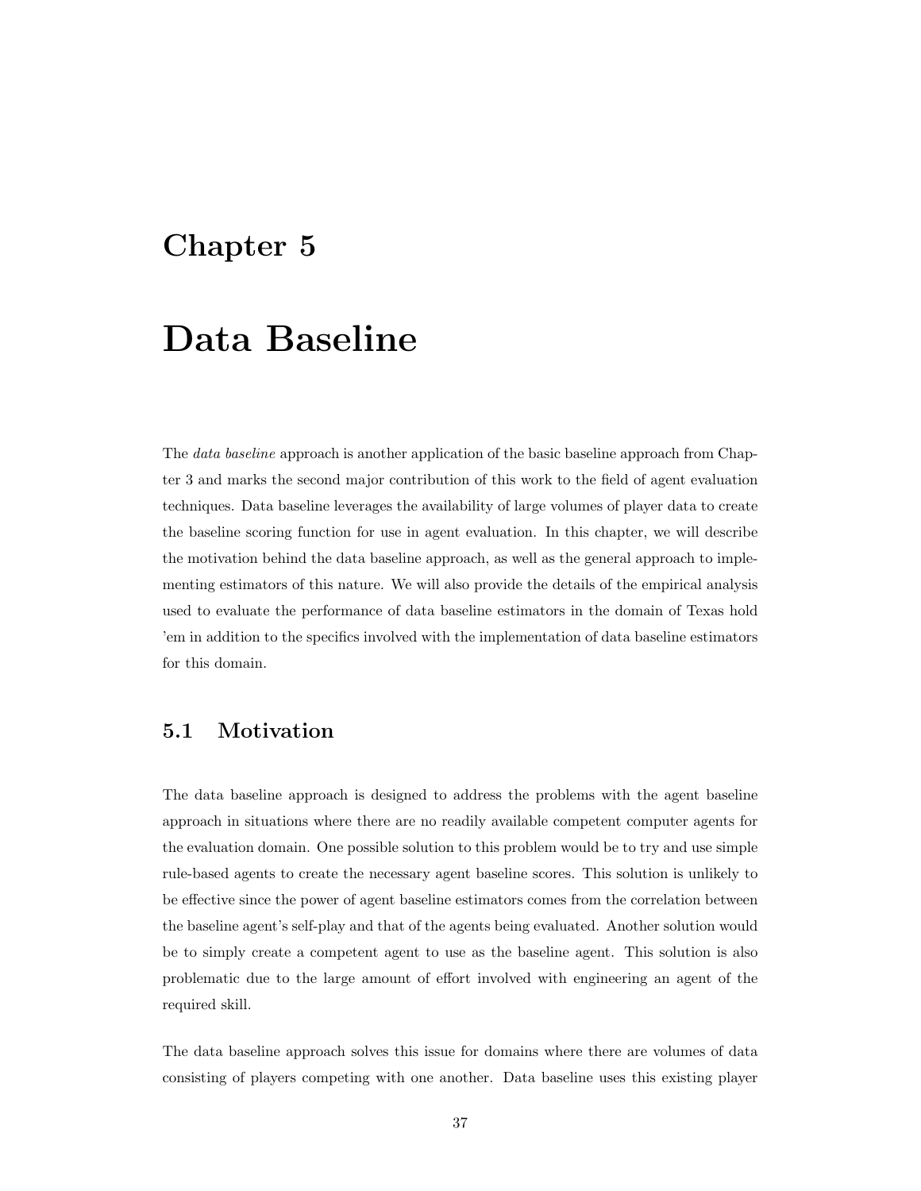# Chapter 5

# Data Baseline

The *data baseline* approach is another application of the basic baseline approach from Chapter 3 and marks the second major contribution of this work to the field of agent evaluation techniques. Data baseline leverages the availability of large volumes of player data to create the baseline scoring function for use in agent evaluation. In this chapter, we will describe the motivation behind the data baseline approach, as well as the general approach to implementing estimators of this nature. We will also provide the details of the empirical analysis used to evaluate the performance of data baseline estimators in the domain of Texas hold 'em in addition to the specifics involved with the implementation of data baseline estimators for this domain.

## 5.1 Motivation

The data baseline approach is designed to address the problems with the agent baseline approach in situations where there are no readily available competent computer agents for the evaluation domain. One possible solution to this problem would be to try and use simple rule-based agents to create the necessary agent baseline scores. This solution is unlikely to be effective since the power of agent baseline estimators comes from the correlation between the baseline agent's self-play and that of the agents being evaluated. Another solution would be to simply create a competent agent to use as the baseline agent. This solution is also problematic due to the large amount of effort involved with engineering an agent of the required skill.

The data baseline approach solves this issue for domains where there are volumes of data consisting of players competing with one another. Data baseline uses this existing player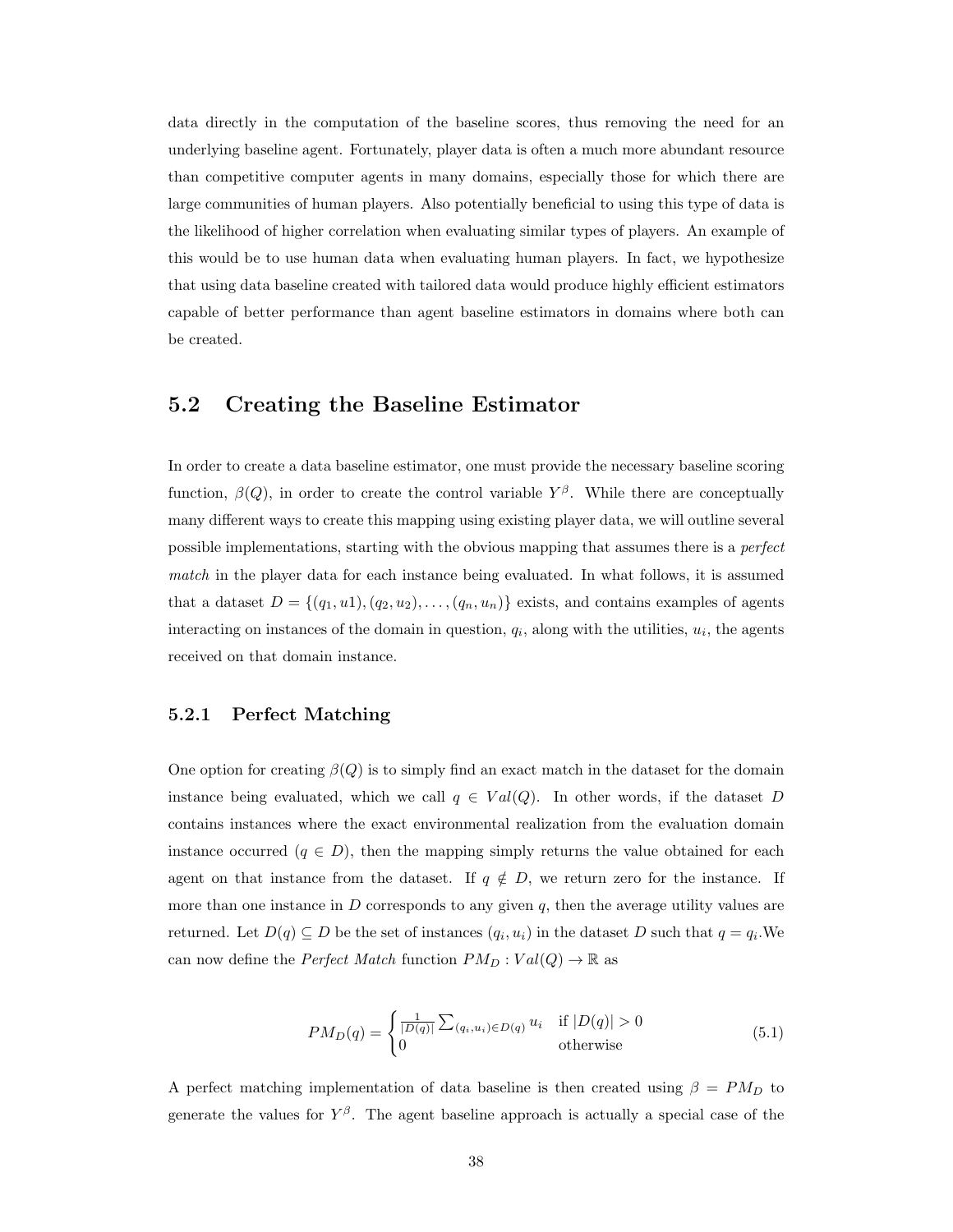data directly in the computation of the baseline scores, thus removing the need for an underlying baseline agent. Fortunately, player data is often a much more abundant resource than competitive computer agents in many domains, especially those for which there are large communities of human players. Also potentially beneficial to using this type of data is the likelihood of higher correlation when evaluating similar types of players. An example of this would be to use human data when evaluating human players. In fact, we hypothesize that using data baseline created with tailored data would produce highly efficient estimators capable of better performance than agent baseline estimators in domains where both can be created.

## 5.2 Creating the Baseline Estimator

In order to create a data baseline estimator, one must provide the necessary baseline scoring function, $\beta(Q)$, in order to create the control variable $Y^{\beta}$. While there are conceptually many different ways to create this mapping using existing player data, we will outline several possible implementations, starting with the obvious mapping that assumes there is a *perfect match* in the player data for each instance being evaluated. In what follows, it is assumed that a dataset $D = \{(q_1, u1), (q_2, u_2), \ldots, (q_n, u_n)\}$ exists, and contains examples of agents interacting on instances of the domain in question, $q_i$, along with the utilities, $u_i$, the agents received on that domain instance.

### 5.2.1 Perfect Matching

One option for creating $\beta(Q)$ is to simply find an exact match in the dataset for the domain instance being evaluated, which we call $q \in Val(Q)$. In other words, if the dataset $D$ contains instances where the exact environmental realization from the evaluation domain instance occurred ($q \in D$), then the mapping simply returns the value obtained for each agent on that instance from the dataset. If $q \notin D$, we return zero for the instance. If more than one instance in $D$ corresponds to any given $q$, then the average utility values are returned. Let $D(q) \subseteq D$ be the set of instances $(q_i, u_i)$ in the dataset $D$ such that $q = q_i$.We can now define the *Perfect Match* function $PM_D : Val(Q) \to \mathbb{R}$ as

$$PM_D(q) = \begin{cases} \frac{1}{|D(q)|} \sum_{(q_i,u_i) \in D(q)} u_i & \text{if } |D(q)| > 0 \\ 0 & \text{otherwise} \end{cases} \tag{5.1}$$

A perfect matching implementation of data baseline is then created using $\beta = PM_D$ to generate the values for $Y^{\beta}$. The agent baseline approach is actually a special case of the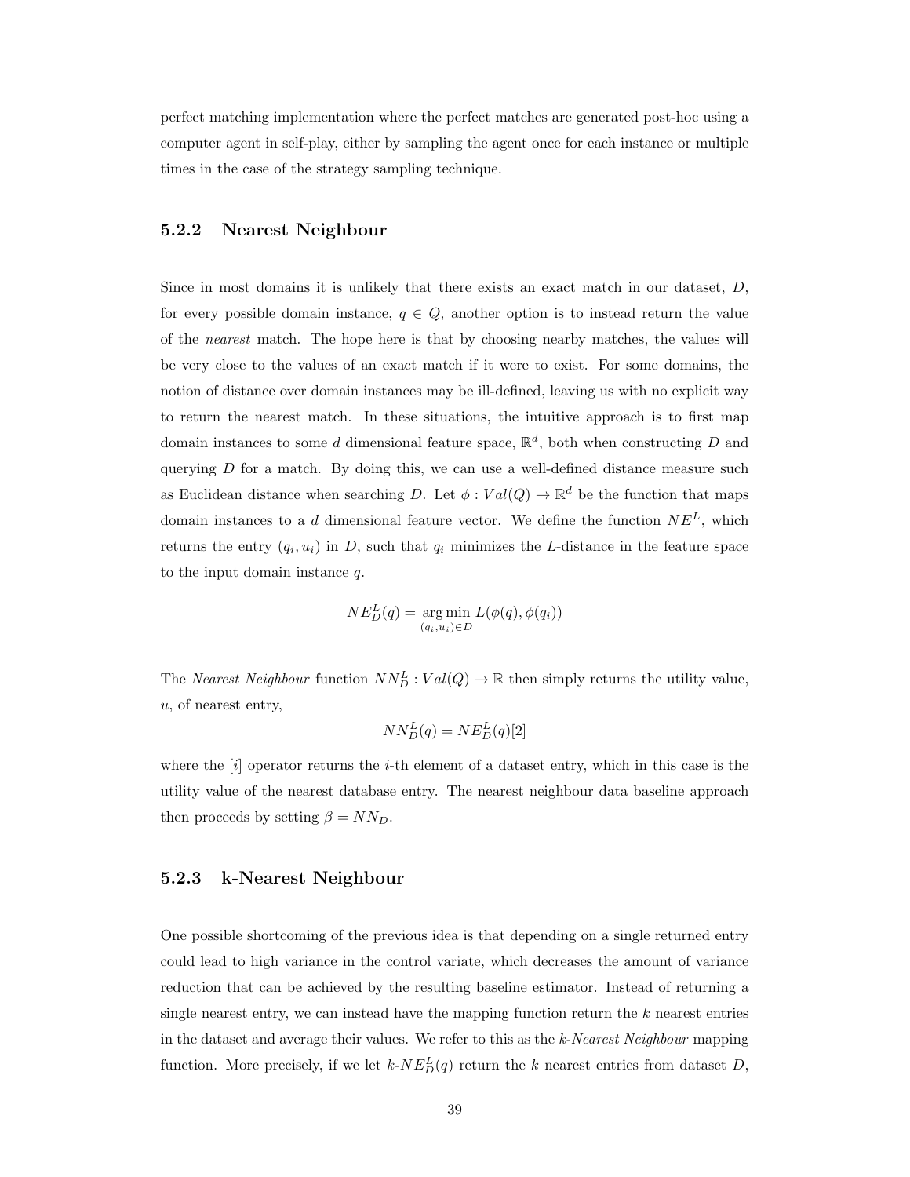perfect matching implementation where the perfect matches are generated post-hoc using a computer agent in self-play, either by sampling the agent once for each instance or multiple times in the case of the strategy sampling technique.

### 5.2.2 Nearest Neighbour

Since in most domains it is unlikely that there exists an exact match in our dataset, $D$, for every possible domain instance, $q \in Q$, another option is to instead return the value of the *nearest* match. The hope here is that by choosing nearby matches, the values will be very close to the values of an exact match if it were to exist. For some domains, the notion of distance over domain instances may be ill-defined, leaving us with no explicit way to return the nearest match. In these situations, the intuitive approach is to first map domain instances to some $d$ dimensional feature space, $\mathbb{R}^d$, both when constructing $D$ and querying $D$ for a match. By doing this, we can use a well-defined distance measure such as Euclidean distance when searching $D$. Let $\phi : Val(Q) \rightarrow \mathbb{R}^d$ be the function that maps domain instances to a $d$ dimensional feature vector. We define the function $NE^L$, which returns the entry $(q_i, u_i)$ in $D$, such that $q_i$ minimizes the $L$-distance in the feature space to the input domain instance $q$.

$$NE^L_D(q) = \underset{(q_i,u_i)\in D}{\arg\min}\, L(\phi(q), \phi(q_i))$$

The *Nearest Neighbour* function $NN^L_D : Val(Q) \rightarrow \mathbb{R}$ then simply returns the utility value, $u$, of nearest entry,

$$NN^L_D(q) = NE^L_D(q)[2]$$

where the $[i]$ operator returns the $i$-th element of a dataset entry, which in this case is the utility value of the nearest database entry. The nearest neighbour data baseline approach then proceeds by setting $\beta = NN_D$.

### 5.2.3 k-Nearest Neighbour

One possible shortcoming of the previous idea is that depending on a single returned entry could lead to high variance in the control variate, which decreases the amount of variance reduction that can be achieved by the resulting baseline estimator. Instead of returning a single nearest entry, we can instead have the mapping function return the $k$ nearest entries in the dataset and average their values. We refer to this as the *k-Nearest Neighbour* mapping function. More precisely, if we let $k$-$NE^L_D(q)$ return the $k$ nearest entries from dataset $D$,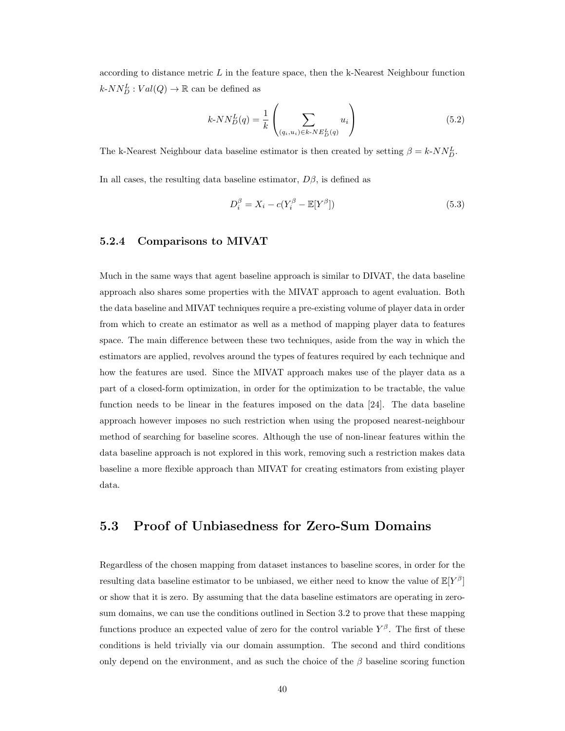according to distance metric $L$ in the feature space, then the k-Nearest Neighbour function $k\text{-}NN_D^L : Val(Q) \to \mathbb{R}$ can be defined as

$$k\text{-}NN_D^L(q) = \frac{1}{k} \left( \sum_{(q_i, u_i) \in k\text{-}NE_D^L(q)} u_i \right) \tag{5.2}$$

The k-Nearest Neighbour data baseline estimator is then created by setting $\beta = k\text{-}NN_D^L$.

In all cases, the resulting data baseline estimator, $D\beta$, is defined as

$$D_i^\beta = X_i - c(Y_i^\beta - \mathbb{E}[Y^\beta]) \tag{5.3}$$

### 5.2.4 Comparisons to MIVAT

Much in the same ways that agent baseline approach is similar to DIVAT, the data baseline approach also shares some properties with the MIVAT approach to agent evaluation. Both the data baseline and MIVAT techniques require a pre-existing volume of player data in order from which to create an estimator as well as a method of mapping player data to features space. The main difference between these two techniques, aside from the way in which the estimators are applied, revolves around the types of features required by each technique and how the features are used. Since the MIVAT approach makes use of the player data as a part of a closed-form optimization, in order for the optimization to be tractable, the value function needs to be linear in the features imposed on the data [24]. The data baseline approach however imposes no such restriction when using the proposed nearest-neighbour method of searching for baseline scores. Although the use of non-linear features within the data baseline approach is not explored in this work, removing such a restriction makes data baseline a more flexible approach than MIVAT for creating estimators from existing player data.

## 5.3 Proof of Unbiasedness for Zero-Sum Domains

Regardless of the chosen mapping from dataset instances to baseline scores, in order for the resulting data baseline estimator to be unbiased, we either need to know the value of $\mathbb{E}[Y^\beta]$ or show that it is zero. By assuming that the data baseline estimators are operating in zero-sum domains, we can use the conditions outlined in Section 3.2 to prove that these mapping functions produce an expected value of zero for the control variable $Y^\beta$. The first of these conditions is held trivially via our domain assumption. The second and third conditions only depend on the environment, and as such the choice of the $\beta$ baseline scoring function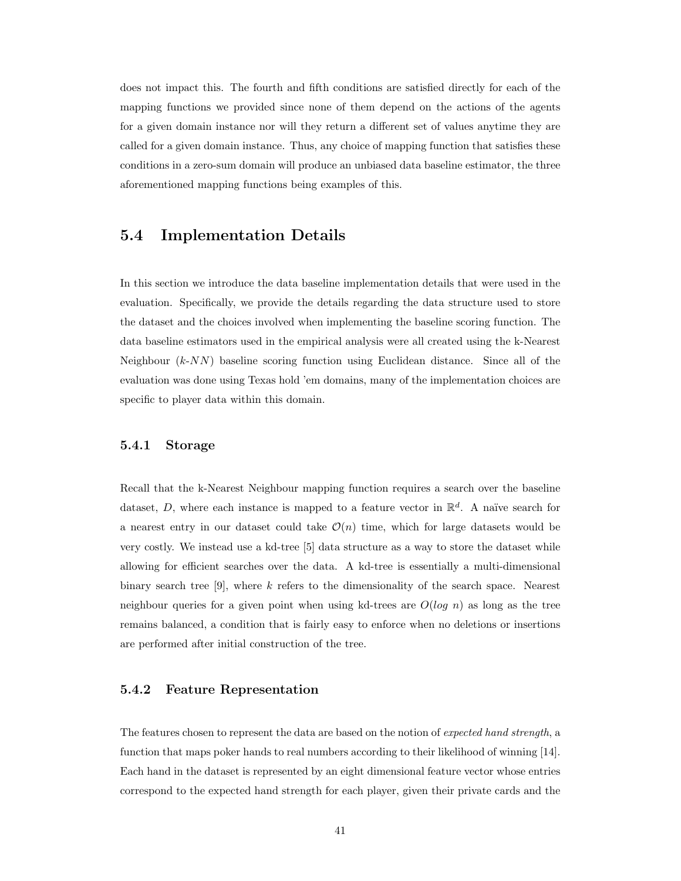does not impact this. The fourth and fifth conditions are satisfied directly for each of the mapping functions we provided since none of them depend on the actions of the agents for a given domain instance nor will they return a different set of values anytime they are called for a given domain instance. Thus, any choice of mapping function that satisfies these conditions in a zero-sum domain will produce an unbiased data baseline estimator, the three aforementioned mapping functions being examples of this.

## 5.4 Implementation Details

In this section we introduce the data baseline implementation details that were used in the evaluation. Specifically, we provide the details regarding the data structure used to store the dataset and the choices involved when implementing the baseline scoring function. The data baseline estimators used in the empirical analysis were all created using the k-Nearest Neighbour ($k$-$NN$) baseline scoring function using Euclidean distance. Since all of the evaluation was done using Texas hold 'em domains, many of the implementation choices are specific to player data within this domain.

### 5.4.1 Storage

Recall that the k-Nearest Neighbour mapping function requires a search over the baseline dataset, $D$, where each instance is mapped to a feature vector in $\mathbb{R}^d$. A naïve search for a nearest entry in our dataset could take $\mathcal{O}(n)$ time, which for large datasets would be very costly. We instead use a kd-tree [5] data structure as a way to store the dataset while allowing for efficient searches over the data. A kd-tree is essentially a multi-dimensional binary search tree [9], where $k$ refers to the dimensionality of the search space. Nearest neighbour queries for a given point when using kd-trees are $O(log\ n)$ as long as the tree remains balanced, a condition that is fairly easy to enforce when no deletions or insertions are performed after initial construction of the tree.

### 5.4.2 Feature Representation

The features chosen to represent the data are based on the notion of *expected hand strength*, a function that maps poker hands to real numbers according to their likelihood of winning [14]. Each hand in the dataset is represented by an eight dimensional feature vector whose entries correspond to the expected hand strength for each player, given their private cards and the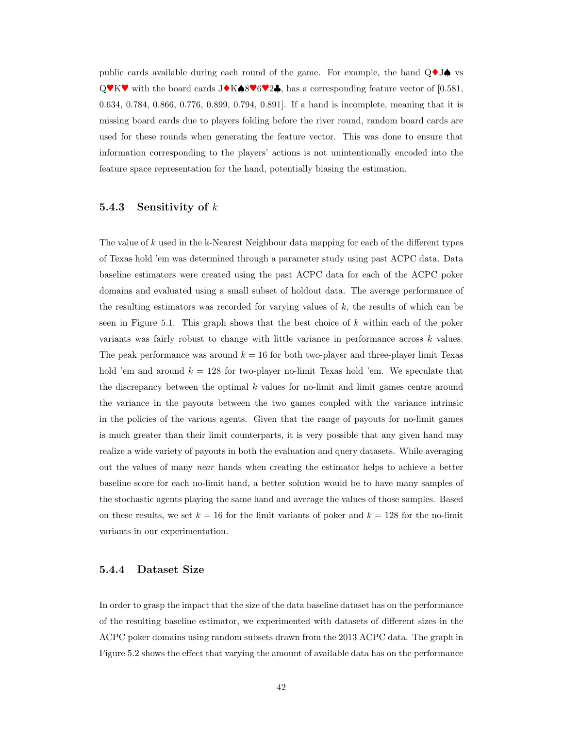public cards available during each round of the game. For example, the hand Q♦J♠ vs Q♥K♥ with the board cards J♦K♠8♥6♥2♣, has a corresponding feature vector of [0.581, 0.634, 0.784, 0.866, 0.776, 0.899, 0.794, 0.891]. If a hand is incomplete, meaning that it is missing board cards due to players folding before the river round, random board cards are used for these rounds when generating the feature vector. This was done to ensure that information corresponding to the players' actions is not unintentionally encoded into the feature space representation for the hand, potentially biasing the estimation.

### 5.4.3 Sensitivity of $k$

The value of $k$ used in the k-Nearest Neighbour data mapping for each of the different types of Texas hold 'em was determined through a parameter study using past ACPC data. Data baseline estimators were created using the past ACPC data for each of the ACPC poker domains and evaluated using a small subset of holdout data. The average performance of the resulting estimators was recorded for varying values of $k$, the results of which can be seen in Figure 5.1. This graph shows that the best choice of $k$ within each of the poker variants was fairly robust to change with little variance in performance across $k$ values. The peak performance was around $k = 16$ for both two-player and three-player limit Texas hold 'em and around $k = 128$ for two-player no-limit Texas hold 'em. We speculate that the discrepancy between the optimal $k$ values for no-limit and limit games centre around the variance in the payouts between the two games coupled with the variance intrinsic in the policies of the various agents. Given that the range of payouts for no-limit games is much greater than their limit counterparts, it is very possible that any given hand may realize a wide variety of payouts in both the evaluation and query datasets. While averaging out the values of many *near* hands when creating the estimator helps to achieve a better baseline score for each no-limit hand, a better solution would be to have many samples of the stochastic agents playing the same hand and average the values of those samples. Based on these results, we set $k = 16$ for the limit variants of poker and $k = 128$ for the no-limit variants in our experimentation.

### 5.4.4 Dataset Size

In order to grasp the impact that the size of the data baseline dataset has on the performance of the resulting baseline estimator, we experimented with datasets of different sizes in the ACPC poker domains using random subsets drawn from the 2013 ACPC data. The graph in Figure 5.2 shows the effect that varying the amount of available data has on the performance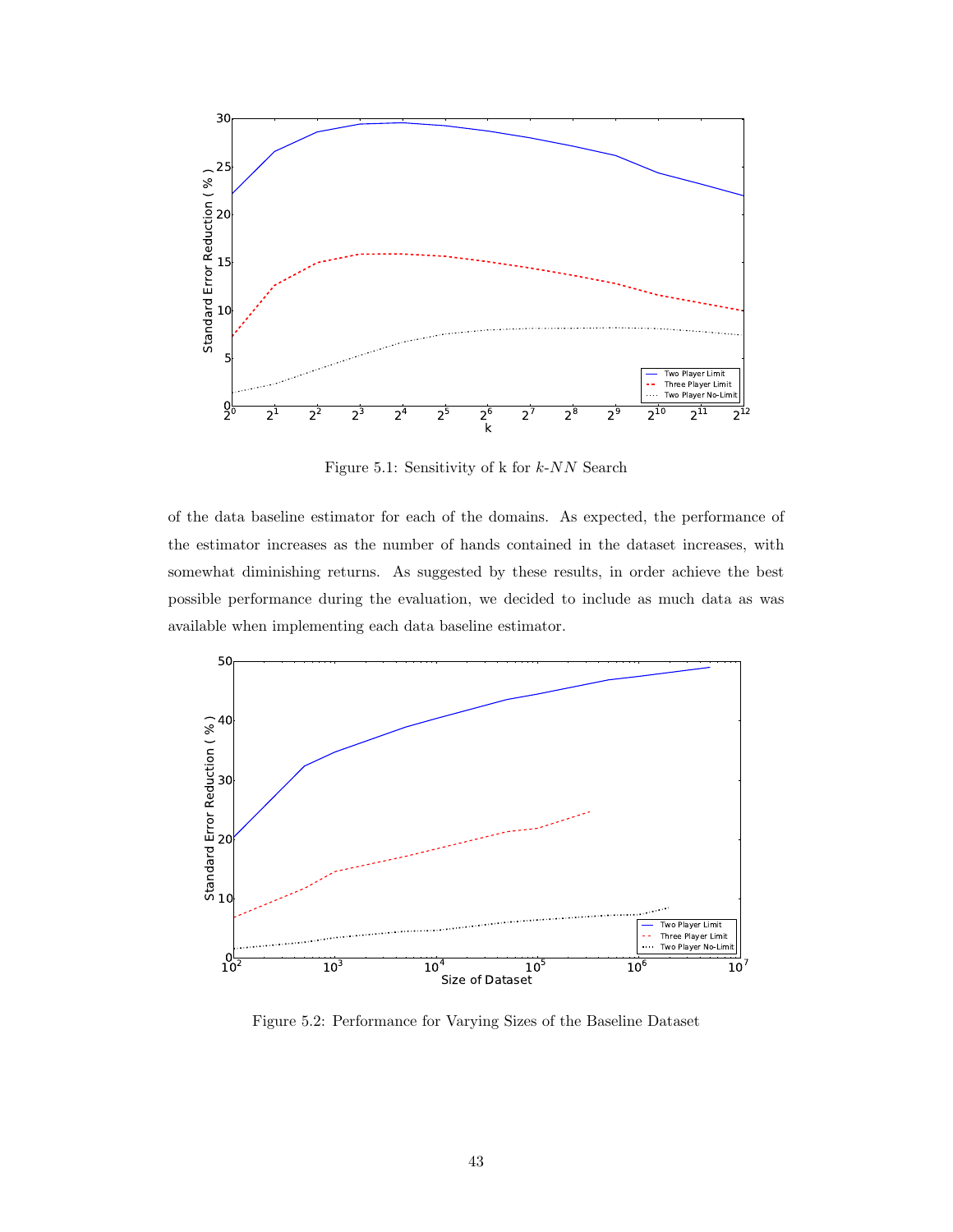Figure 5.1: Sensitivity of k for $k$-$NN$ Search

of the data baseline estimator for each of the domains. As expected, the performance of the estimator increases as the number of hands contained in the dataset increases, with somewhat diminishing returns. As suggested by these results, in order achieve the best possible performance during the evaluation, we decided to include as much data as was available when implementing each data baseline estimator.

Figure 5.2: Performance for Varying Sizes of the Baseline Dataset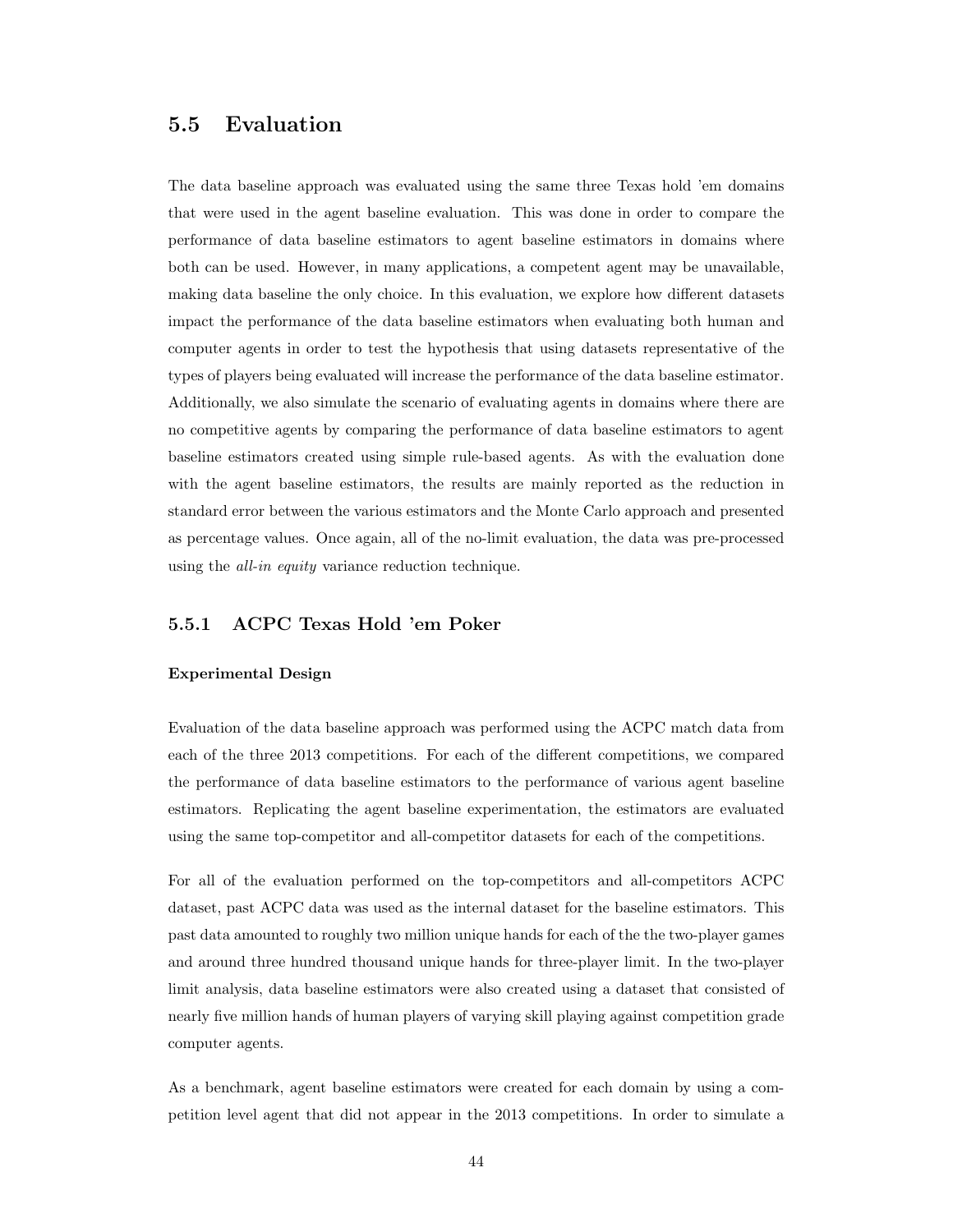## 5.5 Evaluation

The data baseline approach was evaluated using the same three Texas hold 'em domains that were used in the agent baseline evaluation. This was done in order to compare the performance of data baseline estimators to agent baseline estimators in domains where both can be used. However, in many applications, a competent agent may be unavailable, making data baseline the only choice. In this evaluation, we explore how different datasets impact the performance of the data baseline estimators when evaluating both human and computer agents in order to test the hypothesis that using datasets representative of the types of players being evaluated will increase the performance of the data baseline estimator. Additionally, we also simulate the scenario of evaluating agents in domains where there are no competitive agents by comparing the performance of data baseline estimators to agent baseline estimators created using simple rule-based agents. As with the evaluation done with the agent baseline estimators, the results are mainly reported as the reduction in standard error between the various estimators and the Monte Carlo approach and presented as percentage values. Once again, all of the no-limit evaluation, the data was pre-processed using the *all-in equity* variance reduction technique.

### 5.5.1 ACPC Texas Hold 'em Poker

#### Experimental Design

Evaluation of the data baseline approach was performed using the ACPC match data from each of the three 2013 competitions. For each of the different competitions, we compared the performance of data baseline estimators to the performance of various agent baseline estimators. Replicating the agent baseline experimentation, the estimators are evaluated using the same top-competitor and all-competitor datasets for each of the competitions.

For all of the evaluation performed on the top-competitors and all-competitors ACPC dataset, past ACPC data was used as the internal dataset for the baseline estimators. This past data amounted to roughly two million unique hands for each of the the two-player games and around three hundred thousand unique hands for three-player limit. In the two-player limit analysis, data baseline estimators were also created using a dataset that consisted of nearly five million hands of human players of varying skill playing against competition grade computer agents.

As a benchmark, agent baseline estimators were created for each domain by using a competition level agent that did not appear in the 2013 competitions. In order to simulate a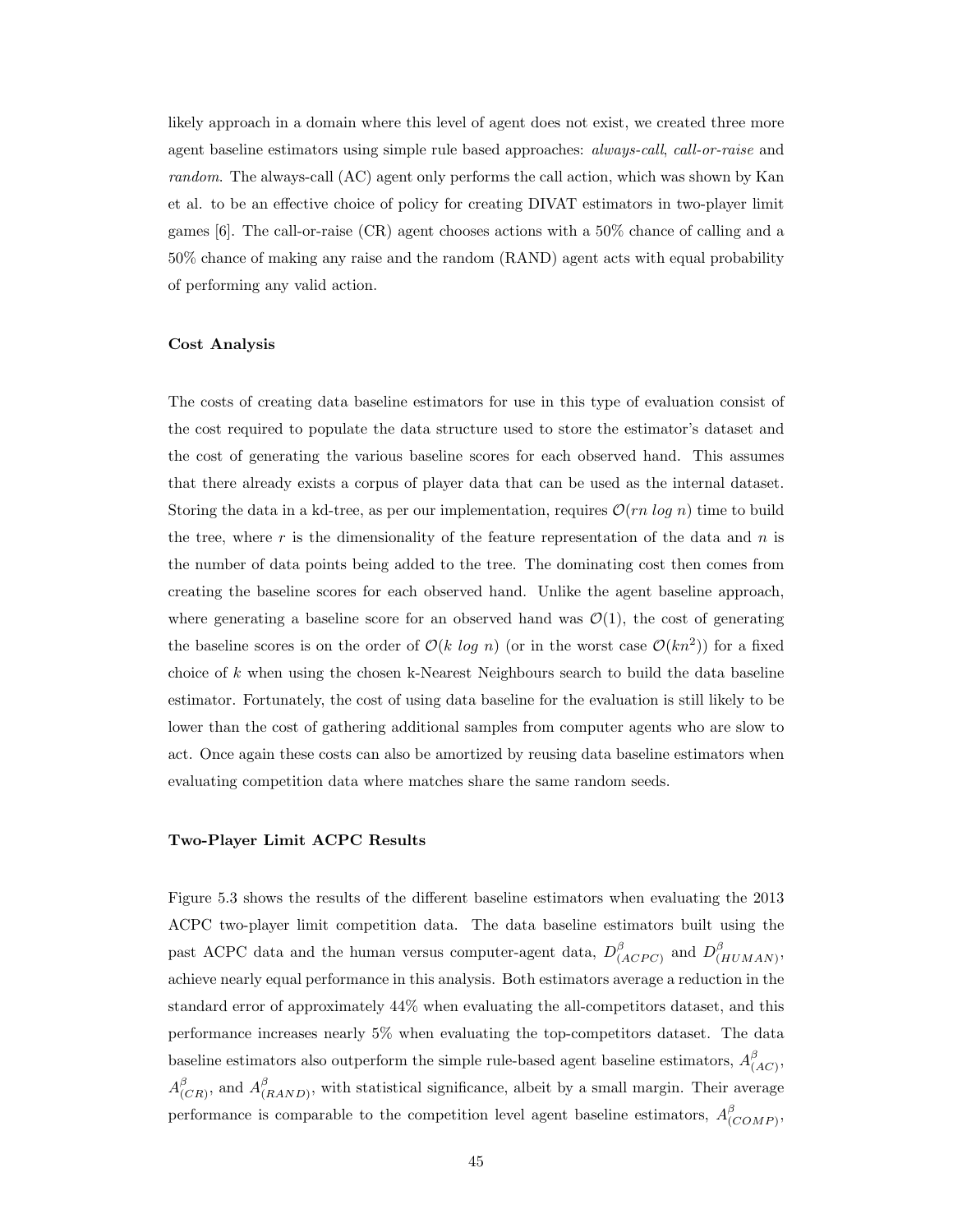likely approach in a domain where this level of agent does not exist, we created three more agent baseline estimators using simple rule based approaches: *always-call*, *call-or-raise* and *random*. The always-call (AC) agent only performs the call action, which was shown by Kan et al. to be an effective choice of policy for creating DIVAT estimators in two-player limit games [6]. The call-or-raise (CR) agent chooses actions with a 50% chance of calling and a 50% chance of making any raise and the random (RAND) agent acts with equal probability of performing any valid action.

### Cost Analysis

The costs of creating data baseline estimators for use in this type of evaluation consist of the cost required to populate the data structure used to store the estimator's dataset and the cost of generating the various baseline scores for each observed hand. This assumes that there already exists a corpus of player data that can be used as the internal dataset. Storing the data in a kd-tree, as per our implementation, requires $\mathcal{O}(rn \; log \; n)$ time to build the tree, where $r$ is the dimensionality of the feature representation of the data and $n$ is the number of data points being added to the tree. The dominating cost then comes from creating the baseline scores for each observed hand. Unlike the agent baseline approach, where generating a baseline score for an observed hand was $\mathcal{O}(1)$, the cost of generating the baseline scores is on the order of $\mathcal{O}(k \; log \; n)$ (or in the worst case $\mathcal{O}(kn^2)$) for a fixed choice of $k$ when using the chosen k-Nearest Neighbours search to build the data baseline estimator. Fortunately, the cost of using data baseline for the evaluation is still likely to be lower than the cost of gathering additional samples from computer agents who are slow to act. Once again these costs can also be amortized by reusing data baseline estimators when evaluating competition data where matches share the same random seeds.

### Two-Player Limit ACPC Results

Figure 5.3 shows the results of the different baseline estimators when evaluating the 2013 ACPC two-player limit competition data. The data baseline estimators built using the past ACPC data and the human versus computer-agent data, $D^{\beta}_{(ACPC)}$ and $D^{\beta}_{(HUMAN)}$, achieve nearly equal performance in this analysis. Both estimators average a reduction in the standard error of approximately 44% when evaluating the all-competitors dataset, and this performance increases nearly 5% when evaluating the top-competitors dataset. The data baseline estimators also outperform the simple rule-based agent baseline estimators, $A^{\beta}_{(AC)}$, $A^{\beta}_{(CR)}$, and $A^{\beta}_{(RAND)}$, with statistical significance, albeit by a small margin. Their average performance is comparable to the competition level agent baseline estimators, $A^{\beta}_{(COMP)}$,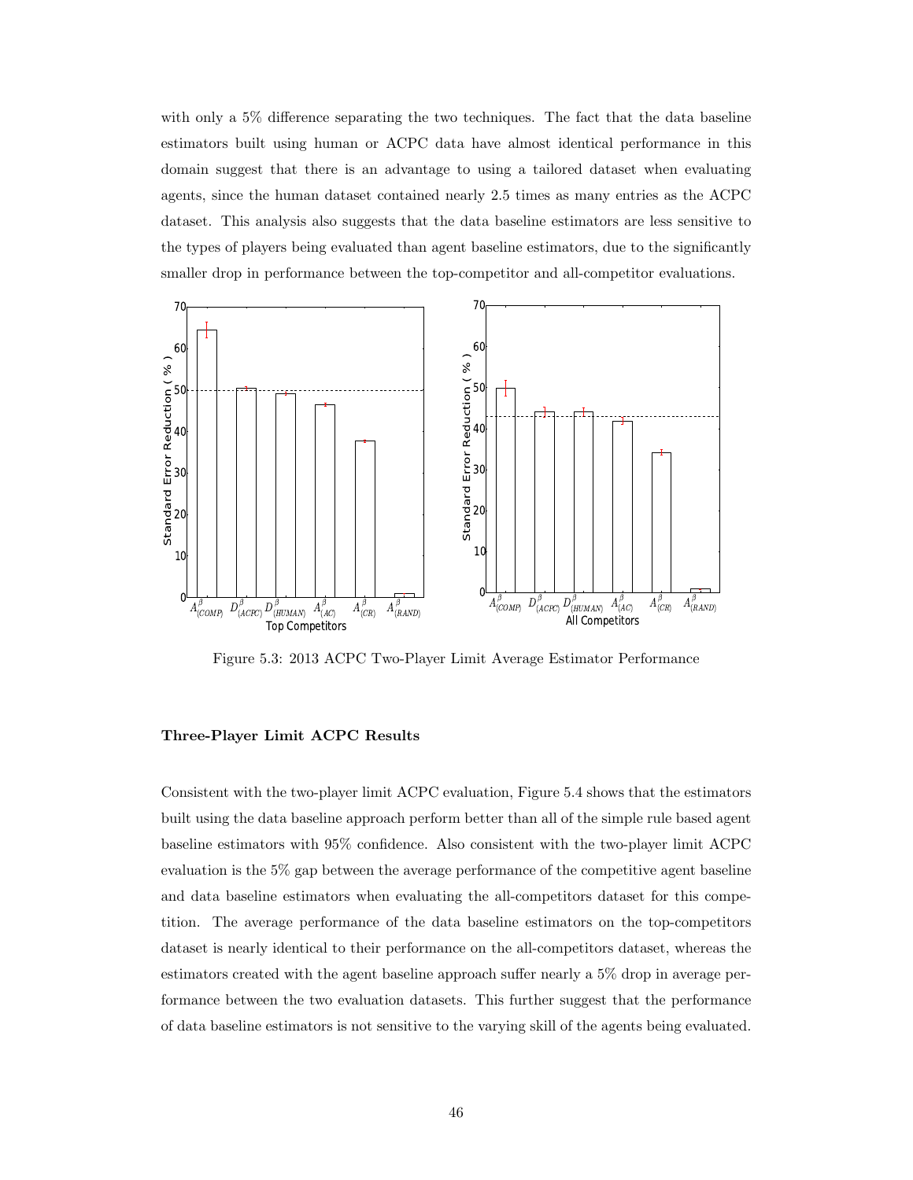with only a 5% difference separating the two techniques. The fact that the data baseline estimators built using human or ACPC data have almost identical performance in this domain suggest that there is an advantage to using a tailored dataset when evaluating agents, since the human dataset contained nearly 2.5 times as many entries as the ACPC dataset. This analysis also suggests that the data baseline estimators are less sensitive to the types of players being evaluated than agent baseline estimators, due to the significantly smaller drop in performance between the top-competitor and all-competitor evaluations.

Figure 5.3: 2013 ACPC Two-Player Limit Average Estimator Performance

### Three-Player Limit ACPC Results

Consistent with the two-player limit ACPC evaluation, Figure 5.4 shows that the estimators built using the data baseline approach perform better than all of the simple rule based agent baseline estimators with 95% confidence. Also consistent with the two-player limit ACPC evaluation is the 5% gap between the average performance of the competitive agent baseline and data baseline estimators when evaluating the all-competitors dataset for this competition. The average performance of the data baseline estimators on the top-competitors dataset is nearly identical to their performance on the all-competitors dataset, whereas the estimators created with the agent baseline approach suffer nearly a 5% drop in average performance between the two evaluation datasets. This further suggest that the performance of data baseline estimators is not sensitive to the varying skill of the agents being evaluated.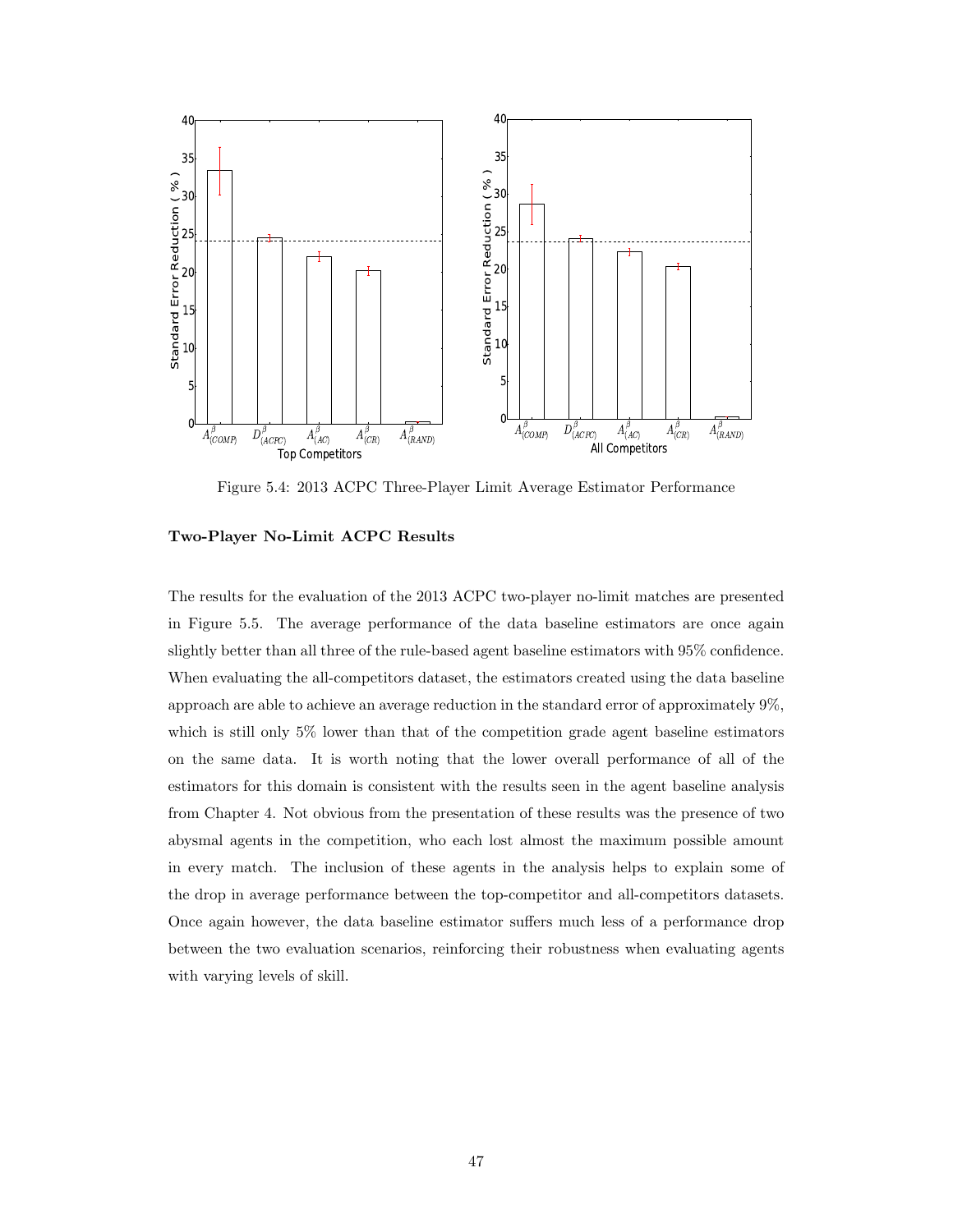Figure 5.4: 2013 ACPC Three-Player Limit Average Estimator Performance

**Two-Player No-Limit ACPC Results**

The results for the evaluation of the 2013 ACPC two-player no-limit matches are presented in Figure 5.5. The average performance of the data baseline estimators are once again slightly better than all three of the rule-based agent baseline estimators with 95% confidence. When evaluating the all-competitors dataset, the estimators created using the data baseline approach are able to achieve an average reduction in the standard error of approximately 9%, which is still only 5% lower than that of the competition grade agent baseline estimators on the same data. It is worth noting that the lower overall performance of all of the estimators for this domain is consistent with the results seen in the agent baseline analysis from Chapter 4. Not obvious from the presentation of these results was the presence of two abysmal agents in the competition, who each lost almost the maximum possible amount in every match. The inclusion of these agents in the analysis helps to explain some of the drop in average performance between the top-competitor and all-competitors datasets. Once again however, the data baseline estimator suffers much less of a performance drop between the two evaluation scenarios, reinforcing their robustness when evaluating agents with varying levels of skill.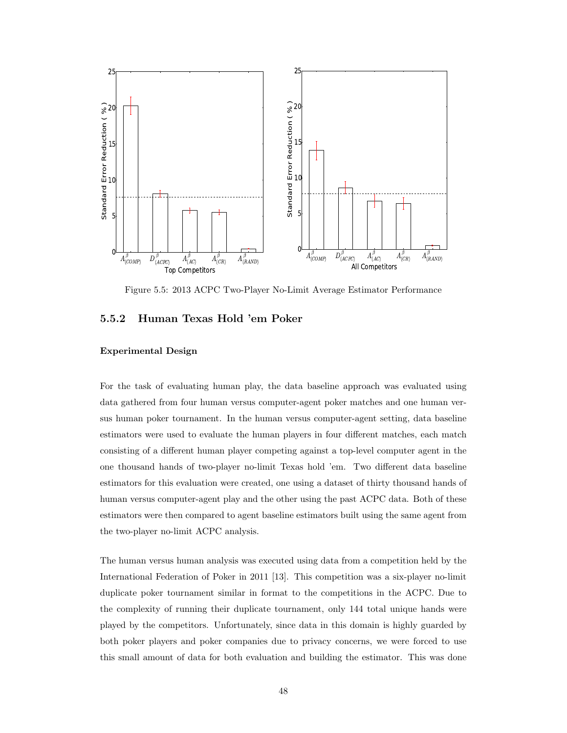Figure 5.5: 2013 ACPC Two-Player No-Limit Average Estimator Performance

### 5.5.2 Human Texas Hold 'em Poker

#### Experimental Design

For the task of evaluating human play, the data baseline approach was evaluated using data gathered from four human versus computer-agent poker matches and one human versus human poker tournament. In the human versus computer-agent setting, data baseline estimators were used to evaluate the human players in four different matches, each match consisting of a different human player competing against a top-level computer agent in the one thousand hands of two-player no-limit Texas hold 'em. Two different data baseline estimators for this evaluation were created, one using a dataset of thirty thousand hands of human versus computer-agent play and the other using the past ACPC data. Both of these estimators were then compared to agent baseline estimators built using the same agent from the two-player no-limit ACPC analysis.

The human versus human analysis was executed using data from a competition held by the International Federation of Poker in 2011 [13]. This competition was a six-player no-limit duplicate poker tournament similar in format to the competitions in the ACPC. Due to the complexity of running their duplicate tournament, only 144 total unique hands were played by the competitors. Unfortunately, since data in this domain is highly guarded by both poker players and poker companies due to privacy concerns, we were forced to use this small amount of data for both evaluation and building the estimator. This was done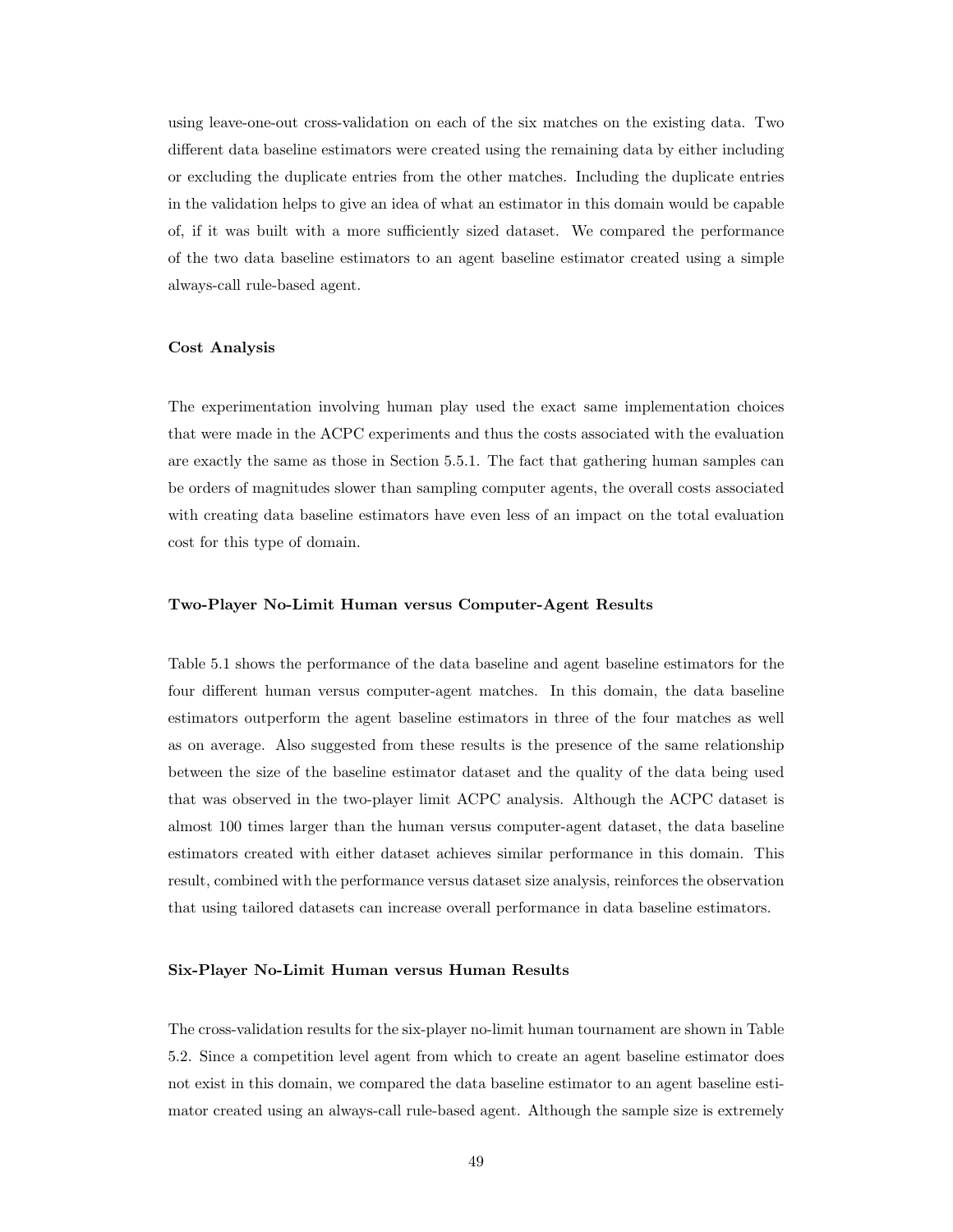using leave-one-out cross-validation on each of the six matches on the existing data. Two different data baseline estimators were created using the remaining data by either including or excluding the duplicate entries from the other matches. Including the duplicate entries in the validation helps to give an idea of what an estimator in this domain would be capable of, if it was built with a more sufficiently sized dataset. We compared the performance of the two data baseline estimators to an agent baseline estimator created using a simple always-call rule-based agent.

#### Cost Analysis

The experimentation involving human play used the exact same implementation choices that were made in the ACPC experiments and thus the costs associated with the evaluation are exactly the same as those in Section 5.5.1. The fact that gathering human samples can be orders of magnitudes slower than sampling computer agents, the overall costs associated with creating data baseline estimators have even less of an impact on the total evaluation cost for this type of domain.

#### Two-Player No-Limit Human versus Computer-Agent Results

Table 5.1 shows the performance of the data baseline and agent baseline estimators for the four different human versus computer-agent matches. In this domain, the data baseline estimators outperform the agent baseline estimators in three of the four matches as well as on average. Also suggested from these results is the presence of the same relationship between the size of the baseline estimator dataset and the quality of the data being used that was observed in the two-player limit ACPC analysis. Although the ACPC dataset is almost 100 times larger than the human versus computer-agent dataset, the data baseline estimators created with either dataset achieves similar performance in this domain. This result, combined with the performance versus dataset size analysis, reinforces the observation that using tailored datasets can increase overall performance in data baseline estimators.

#### Six-Player No-Limit Human versus Human Results

The cross-validation results for the six-player no-limit human tournament are shown in Table 5.2. Since a competition level agent from which to create an agent baseline estimator does not exist in this domain, we compared the data baseline estimator to an agent baseline estimator created using an always-call rule-based agent. Although the sample size is extremely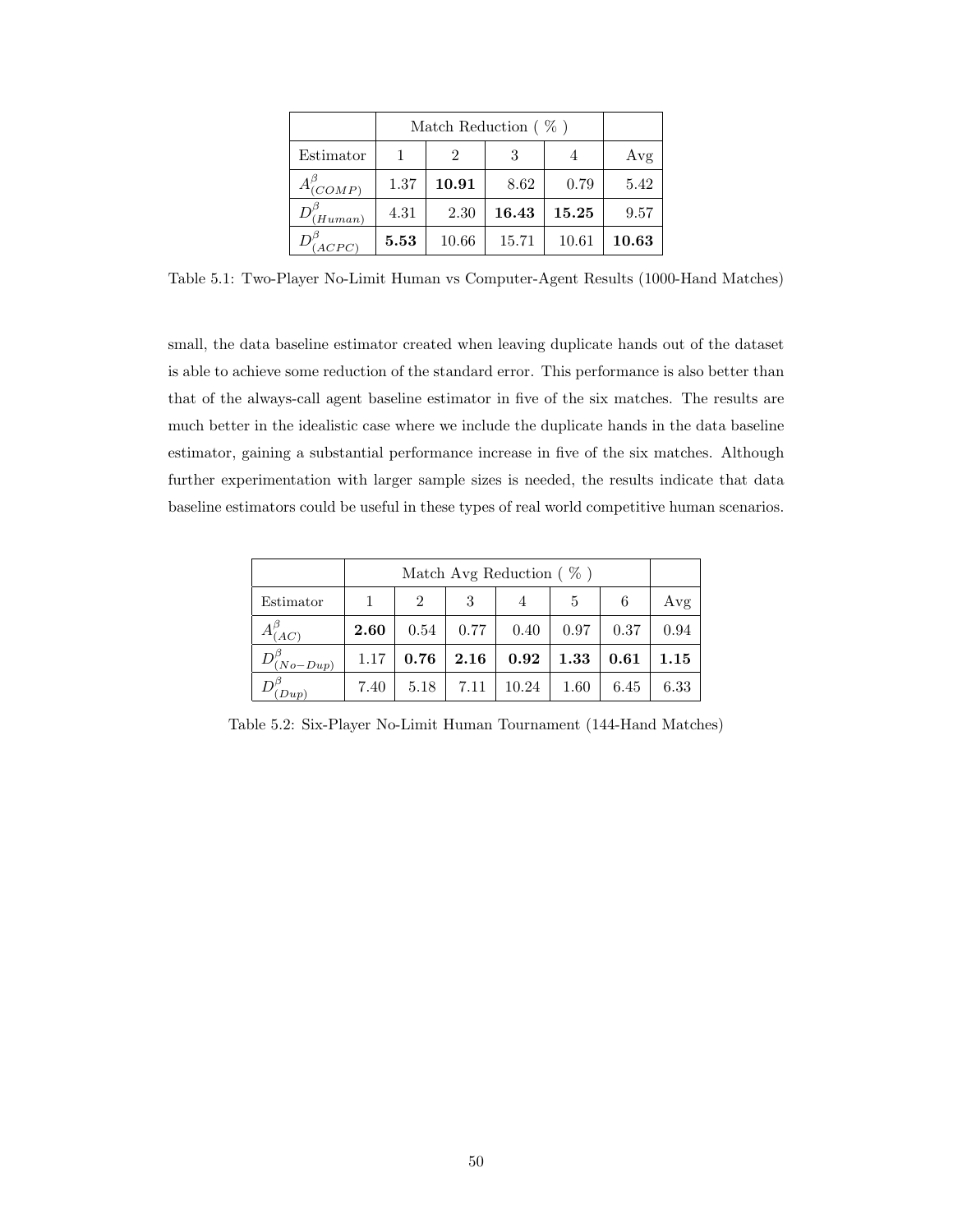| | Match Reduction ( % ) | | | | |
|---|---|---|---|---|---|
| Estimator | 1 | 2 | 3 | 4 | Avg |
| $A^{\beta}_{(COMP)}$ | 1.37 | **10.91** | 8.62 | 0.79 | 5.42 |
| $D^{\beta}_{(Human)}$ | 4.31 | 2.30 | **16.43** | **15.25** | 9.57 |
| $D^{\beta}_{(ACPC)}$ | **5.53** | 10.66 | 15.71 | 10.61 | **10.63** |

Table 5.1: Two-Player No-Limit Human vs Computer-Agent Results (1000-Hand Matches)

small, the data baseline estimator created when leaving duplicate hands out of the dataset is able to achieve some reduction of the standard error. This performance is also better than that of the always-call agent baseline estimator in five of the six matches. The results are much better in the idealistic case where we include the duplicate hands in the data baseline estimator, gaining a substantial performance increase in five of the six matches. Although further experimentation with larger sample sizes is needed, the results indicate that data baseline estimators could be useful in these types of real world competitive human scenarios.

| | Match Avg Reduction ( % ) | | | | | | |
|---|---|---|---|---|---|---|---|
| Estimator | 1 | 2 | 3 | 4 | 5 | 6 | Avg |
| $A^{\beta}_{(AC)}$ | **2.60** | 0.54 | 0.77 | 0.40 | 0.97 | 0.37 | 0.94 |
| $D^{\beta}_{(No-Dup)}$ | 1.17 | **0.76** | **2.16** | **0.92** | **1.33** | **0.61** | **1.15** |
| $D^{\beta}_{(Dup)}$ | 7.40 | 5.18 | 7.11 | 10.24 | 1.60 | 6.45 | 6.33 |

Table 5.2: Six-Player No-Limit Human Tournament (144-Hand Matches)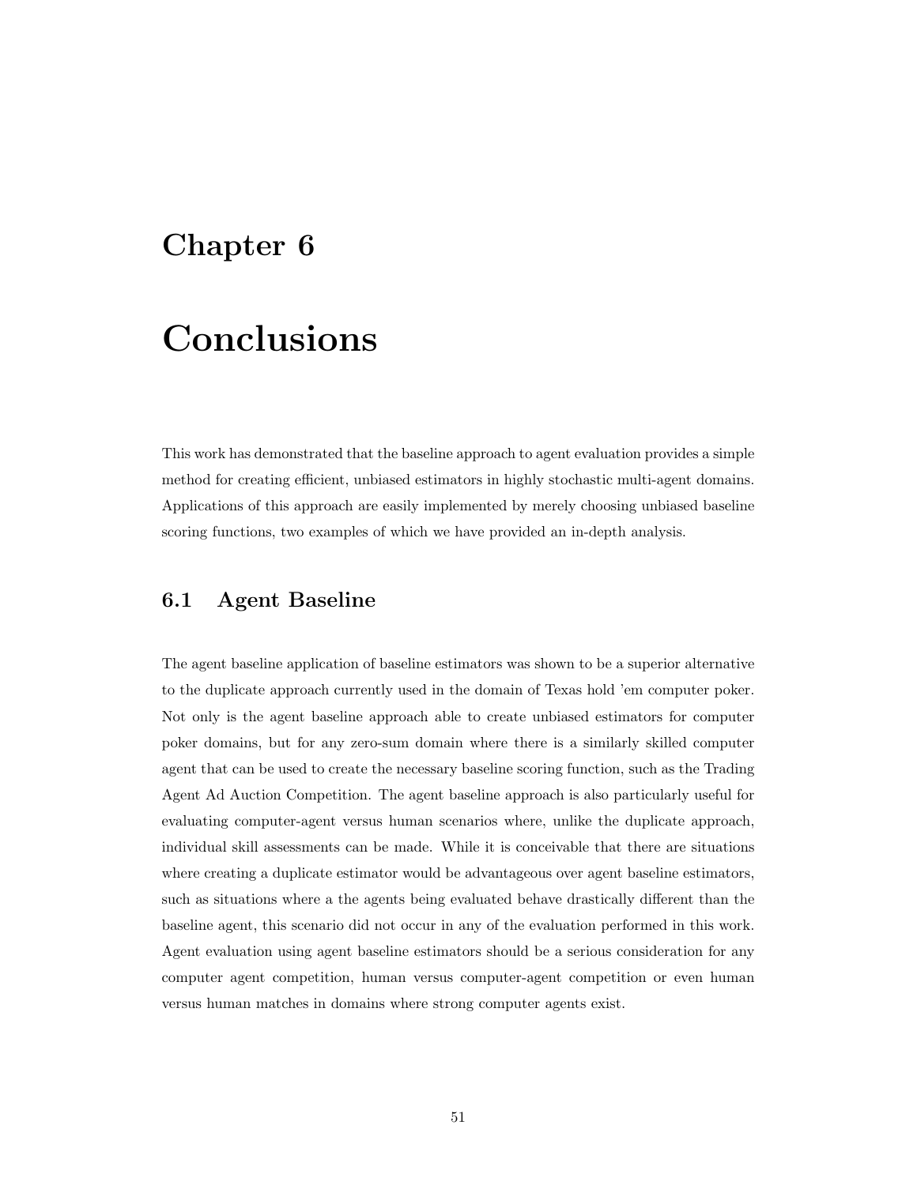# Chapter 6

# Conclusions

This work has demonstrated that the baseline approach to agent evaluation provides a simple method for creating efficient, unbiased estimators in highly stochastic multi-agent domains. Applications of this approach are easily implemented by merely choosing unbiased baseline scoring functions, two examples of which we have provided an in-depth analysis.

## 6.1 Agent Baseline

The agent baseline application of baseline estimators was shown to be a superior alternative to the duplicate approach currently used in the domain of Texas hold 'em computer poker. Not only is the agent baseline approach able to create unbiased estimators for computer poker domains, but for any zero-sum domain where there is a similarly skilled computer agent that can be used to create the necessary baseline scoring function, such as the Trading Agent Ad Auction Competition. The agent baseline approach is also particularly useful for evaluating computer-agent versus human scenarios where, unlike the duplicate approach, individual skill assessments can be made. While it is conceivable that there are situations where creating a duplicate estimator would be advantageous over agent baseline estimators, such as situations where a the agents being evaluated behave drastically different than the baseline agent, this scenario did not occur in any of the evaluation performed in this work. Agent evaluation using agent baseline estimators should be a serious consideration for any computer agent competition, human versus computer-agent competition or even human versus human matches in domains where strong computer agents exist.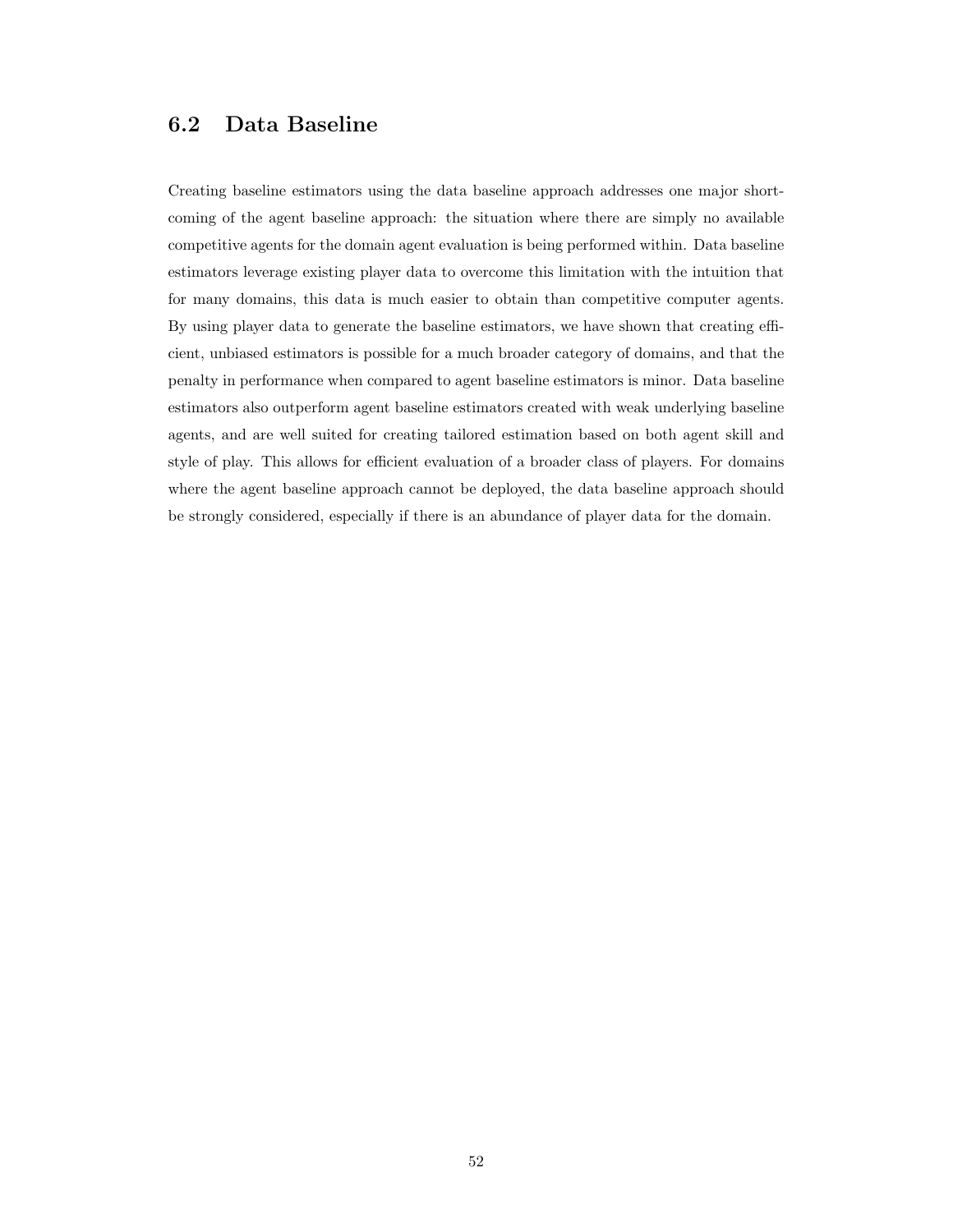## 6.2 Data Baseline

Creating baseline estimators using the data baseline approach addresses one major shortcoming of the agent baseline approach: the situation where there are simply no available competitive agents for the domain agent evaluation is being performed within. Data baseline estimators leverage existing player data to overcome this limitation with the intuition that for many domains, this data is much easier to obtain than competitive computer agents. By using player data to generate the baseline estimators, we have shown that creating efficient, unbiased estimators is possible for a much broader category of domains, and that the penalty in performance when compared to agent baseline estimators is minor. Data baseline estimators also outperform agent baseline estimators created with weak underlying baseline agents, and are well suited for creating tailored estimation based on both agent skill and style of play. This allows for efficient evaluation of a broader class of players. For domains where the agent baseline approach cannot be deployed, the data baseline approach should be strongly considered, especially if there is an abundance of player data for the domain.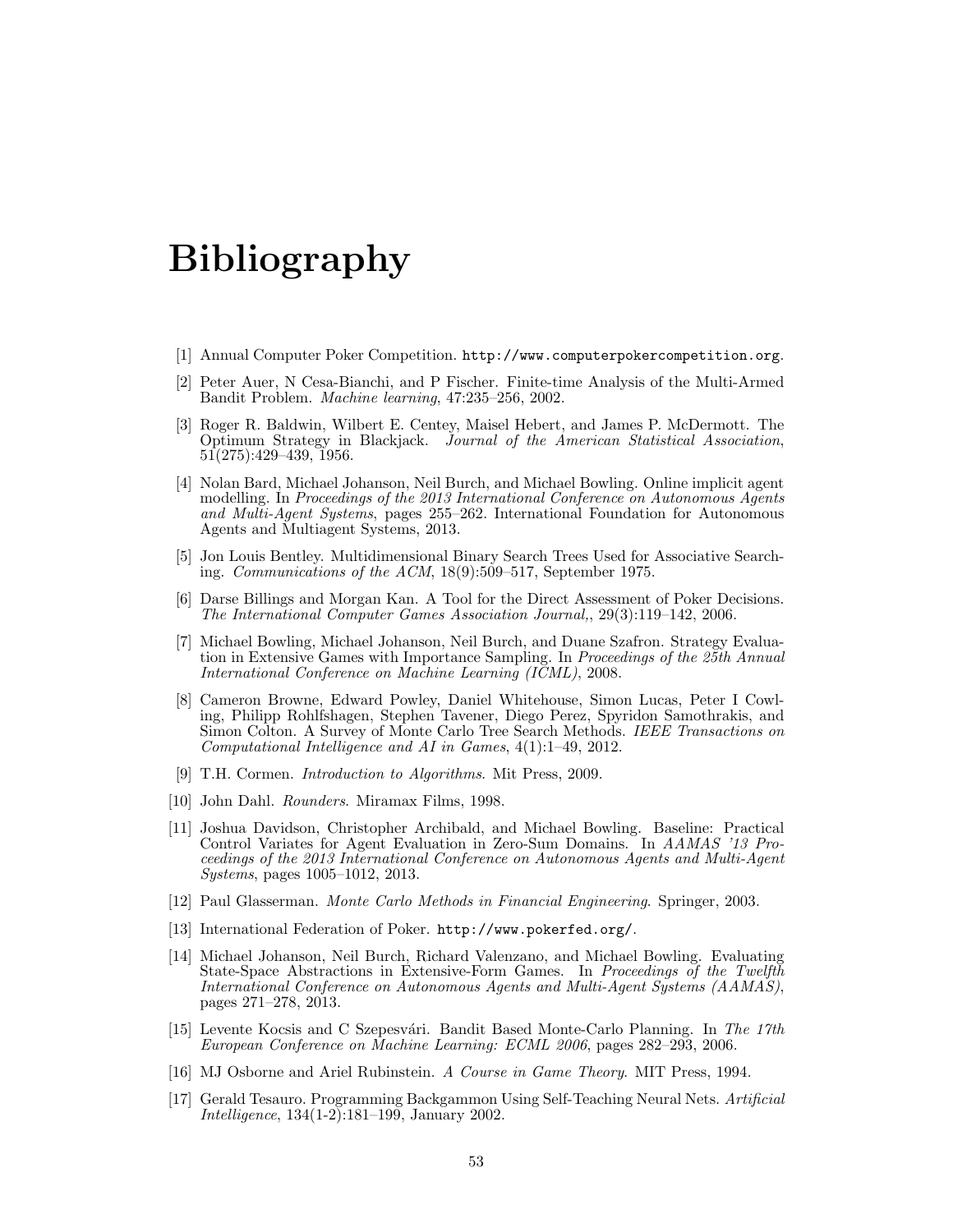# Bibliography

[1] Annual Computer Poker Competition. `http://www.computerpokercompetition.org`.

[2] Peter Auer, N Cesa-Bianchi, and P Fischer. Finite-time Analysis of the Multi-Armed Bandit Problem. *Machine learning*, 47:235–256, 2002.

[3] Roger R. Baldwin, Wilbert E. Centey, Maisel Hebert, and James P. McDermott. The Optimum Strategy in Blackjack. *Journal of the American Statistical Association*, 51(275):429–439, 1956.

[4] Nolan Bard, Michael Johanson, Neil Burch, and Michael Bowling. Online implicit agent modelling. In *Proceedings of the 2013 International Conference on Autonomous Agents and Multi-Agent Systems*, pages 255–262. International Foundation for Autonomous Agents and Multiagent Systems, 2013.

[5] Jon Louis Bentley. Multidimensional Binary Search Trees Used for Associative Searching. *Communications of the ACM*, 18(9):509–517, September 1975.

[6] Darse Billings and Morgan Kan. A Tool for the Direct Assessment of Poker Decisions. *The International Computer Games Association Journal,*, 29(3):119–142, 2006.

[7] Michael Bowling, Michael Johanson, Neil Burch, and Duane Szafron. Strategy Evaluation in Extensive Games with Importance Sampling. In *Proceedings of the 25th Annual International Conference on Machine Learning (ICML)*, 2008.

[8] Cameron Browne, Edward Powley, Daniel Whitehouse, Simon Lucas, Peter I Cowling, Philipp Rohlfshagen, Stephen Tavener, Diego Perez, Spyridon Samothrakis, and Simon Colton. A Survey of Monte Carlo Tree Search Methods. *IEEE Transactions on Computational Intelligence and AI in Games*, 4(1):1–49, 2012.

[9] T.H. Cormen. *Introduction to Algorithms*. Mit Press, 2009.

[10] John Dahl. *Rounders*. Miramax Films, 1998.

[11] Joshua Davidson, Christopher Archibald, and Michael Bowling. Baseline: Practical Control Variates for Agent Evaluation in Zero-Sum Domains. In *AAMAS '13 Proceedings of the 2013 International Conference on Autonomous Agents and Multi-Agent Systems*, pages 1005–1012, 2013.

[12] Paul Glasserman. *Monte Carlo Methods in Financial Engineering*. Springer, 2003.

[13] International Federation of Poker. `http://www.pokerfed.org/`.

[14] Michael Johanson, Neil Burch, Richard Valenzano, and Michael Bowling. Evaluating State-Space Abstractions in Extensive-Form Games. In *Proceedings of the Twelfth International Conference on Autonomous Agents and Multi-Agent Systems (AAMAS)*, pages 271–278, 2013.

[15] Levente Kocsis and C Szepesvári. Bandit Based Monte-Carlo Planning. In *The 17th European Conference on Machine Learning: ECML 2006*, pages 282–293, 2006.

[16] MJ Osborne and Ariel Rubinstein. *A Course in Game Theory*. MIT Press, 1994.

[17] Gerald Tesauro. Programming Backgammon Using Self-Teaching Neural Nets. *Artificial Intelligence*, 134(1-2):181–199, January 2002.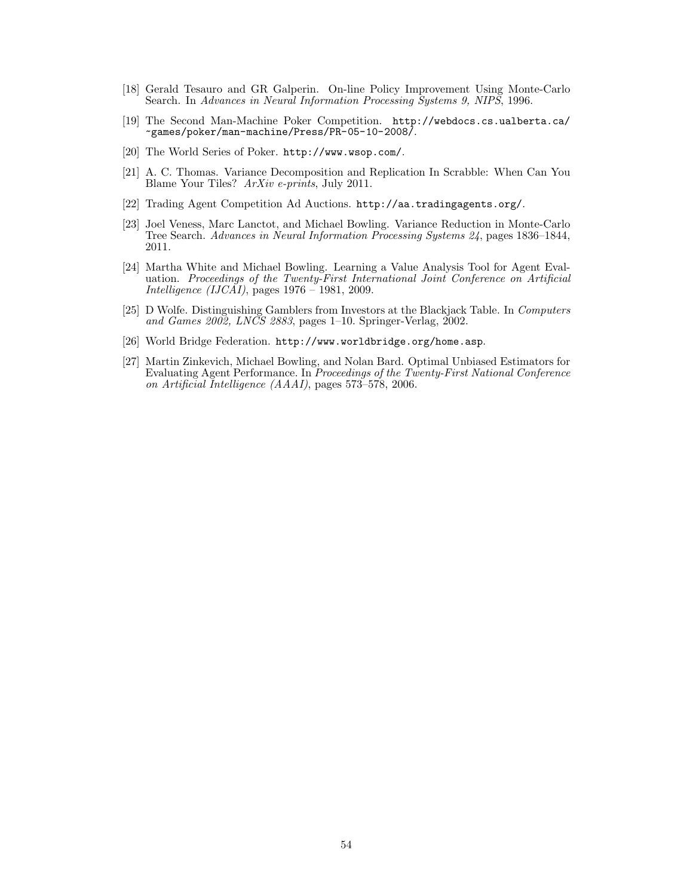[18] Gerald Tesauro and GR Galperin. On-line Policy Improvement Using Monte-Carlo Search. In *Advances in Neural Information Processing Systems 9, NIPS*, 1996.

[19] The Second Man-Machine Poker Competition. http://webdocs.cs.ualberta.ca/~games/poker/man-machine/Press/PR-05-10-2008/.

[20] The World Series of Poker. http://www.wsop.com/.

[21] A. C. Thomas. Variance Decomposition and Replication In Scrabble: When Can You Blame Your Tiles? *ArXiv e-prints*, July 2011.

[22] Trading Agent Competition Ad Auctions. http://aa.tradingagents.org/.

[23] Joel Veness, Marc Lanctot, and Michael Bowling. Variance Reduction in Monte-Carlo Tree Search. *Advances in Neural Information Processing Systems 24*, pages 1836–1844, 2011.

[24] Martha White and Michael Bowling. Learning a Value Analysis Tool for Agent Evaluation. *Proceedings of the Twenty-First International Joint Conference on Artificial Intelligence (IJCAI)*, pages 1976 – 1981, 2009.

[25] D Wolfe. Distinguishing Gamblers from Investors at the Blackjack Table. In *Computers and Games 2002, LNCS 2883*, pages 1–10. Springer-Verlag, 2002.

[26] World Bridge Federation. http://www.worldbridge.org/home.asp.

[27] Martin Zinkevich, Michael Bowling, and Nolan Bard. Optimal Unbiased Estimators for Evaluating Agent Performance. In *Proceedings of the Twenty-First National Conference on Artificial Intelligence (AAAI)*, pages 573–578, 2006.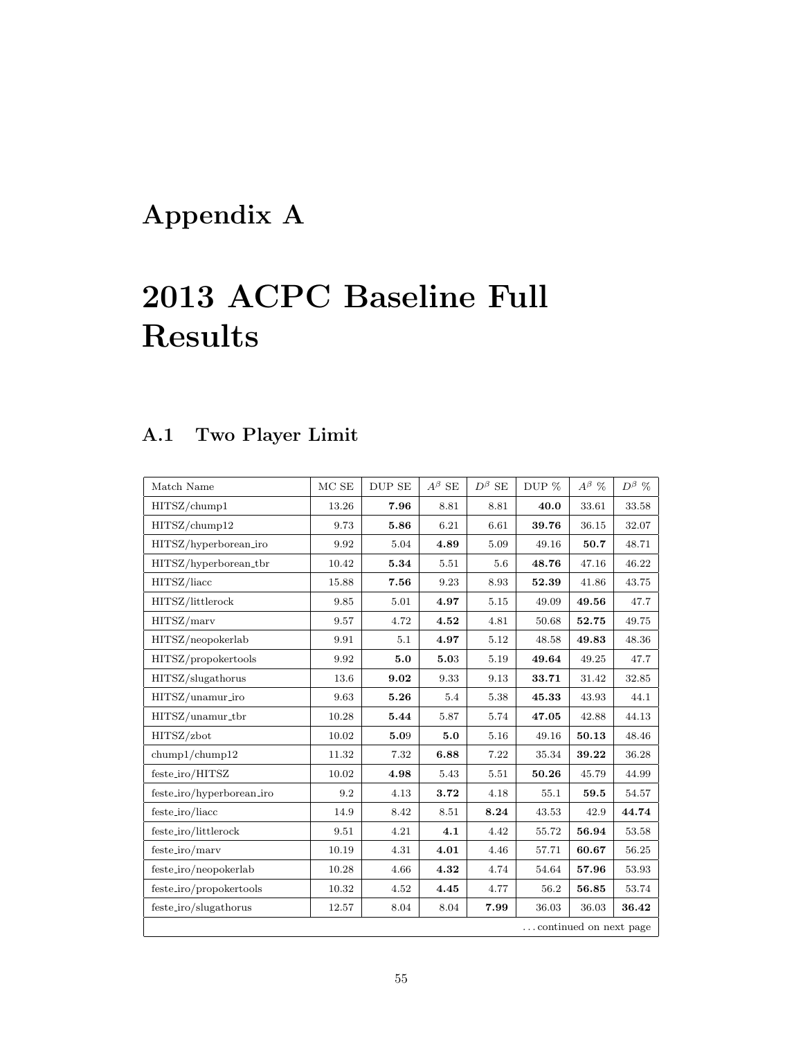# Appendix A

# 2013 ACPC Baseline Full Results

## A.1 Two Player Limit

| Match Name | MC SE | DUP SE | $A^\beta$ SE | $D^\beta$ SE | DUP % | $A^\beta$ % | $D^\beta$ % |
|---|---|---|---|---|---|---|---|
| HITSZ/chump1 | 13.26 | **7.96** | 8.81 | 8.81 | **40.0** | 33.61 | 33.58 |
| HITSZ/chump12 | 9.73 | **5.86** | 6.21 | 6.61 | **39.76** | 36.15 | 32.07 |
| HITSZ/hyperborean_iro | 9.92 | 5.04 | **4.89** | 5.09 | 49.16 | **50.7** | 48.71 |
| HITSZ/hyperborean_tbr | 10.42 | **5.34** | 5.51 | 5.6 | **48.76** | 47.16 | 46.22 |
| HITSZ/liacc | 15.88 | **7.56** | 9.23 | 8.93 | **52.39** | 41.86 | 43.75 |
| HITSZ/littlerock | 9.85 | 5.01 | **4.97** | 5.15 | 49.09 | **49.56** | 47.7 |
| HITSZ/marv | 9.57 | 4.72 | **4.52** | 4.81 | 50.68 | **52.75** | 49.75 |
| HITSZ/neopokerlab | 9.91 | 5.1 | **4.97** | 5.12 | 48.58 | **49.83** | 48.36 |
| HITSZ/propokertools | 9.92 | **5.0** | **5.0**3 | 5.19 | **49.64** | 49.25 | 47.7 |
| HITSZ/slugathorus | 13.6 | **9.02** | 9.33 | 9.13 | **33.71** | 31.42 | 32.85 |
| HITSZ/unamur_iro | 9.63 | **5.26** | 5.4 | 5.38 | **45.33** | 43.93 | 44.1 |
| HITSZ/unamur_tbr | 10.28 | **5.44** | 5.87 | 5.74 | **47.05** | 42.88 | 44.13 |
| HITSZ/zbot | 10.02 | **5.0**9 | **5.0** | 5.16 | 49.16 | **50.13** | 48.46 |
| chump1/chump12 | 11.32 | 7.32 | **6.88** | 7.22 | 35.34 | **39.22** | 36.28 |
| feste_iro/HITSZ | 10.02 | **4.98** | 5.43 | 5.51 | **50.26** | 45.79 | 44.99 |
| feste_iro/hyperborean_iro | 9.2 | 4.13 | **3.72** | 4.18 | 55.1 | **59.5** | 54.57 |
| feste_iro/liacc | 14.9 | 8.42 | 8.51 | **8.24** | 43.53 | 42.9 | **44.74** |
| feste_iro/littlerock | 9.51 | 4.21 | **4.1** | 4.42 | 55.72 | **56.94** | 53.58 |
| feste_iro/marv | 10.19 | 4.31 | **4.01** | 4.46 | 57.71 | **60.67** | 56.25 |
| feste_iro/neopokerlab | 10.28 | 4.66 | **4.32** | 4.74 | 54.64 | **57.96** | 53.93 |
| feste_iro/propokertools | 10.32 | 4.52 | **4.45** | 4.77 | 56.2 | **56.85** | 53.74 |
| feste_iro/slugathorus | 12.57 | 8.04 | 8.04 | **7.99** | 36.03 | 36.03 | **36.42** |
| ... continued on next page | | | | | | | |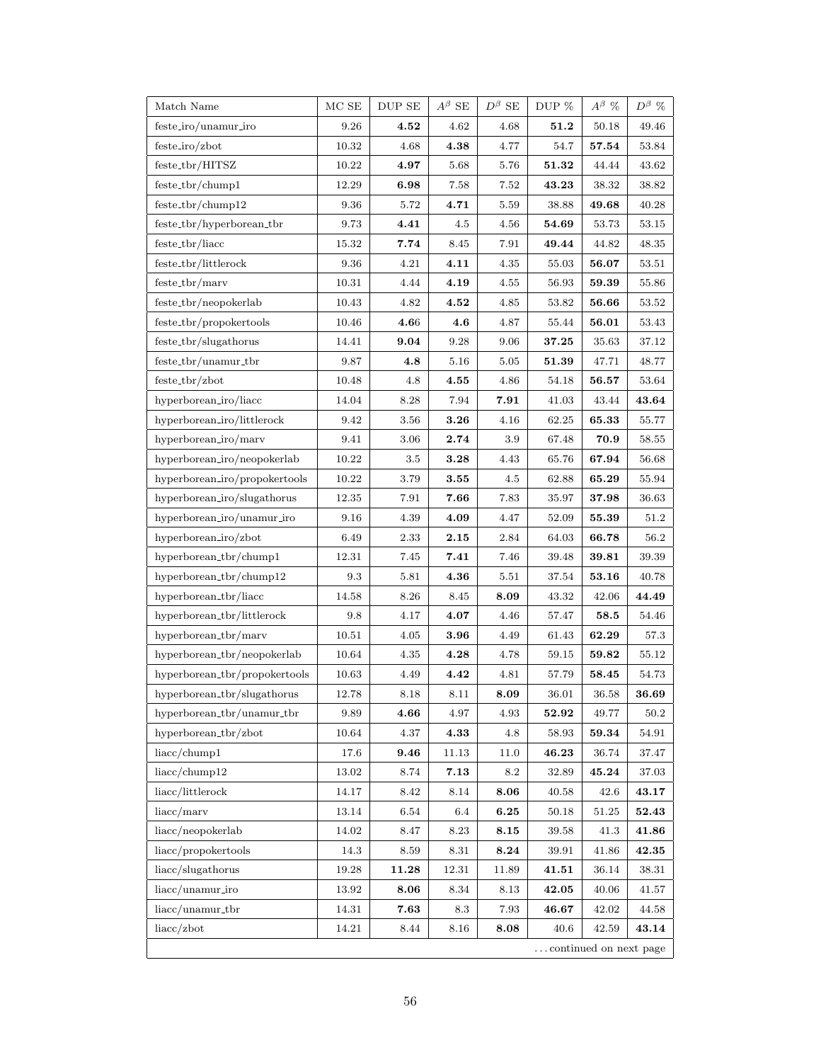| Match Name | MC SE | DUP SE | $A^\beta$ SE | $D^\beta$ SE | DUP % | $A^\beta$ % | $D^\beta$ % |
|---|---|---|---|---|---|---|---|
| feste_iro/unamur_iro | 9.26 | **4.52** | 4.62 | 4.68 | **51.2** | 50.18 | 49.46 |
| feste_iro/zbot | 10.32 | 4.68 | **4.38** | 4.77 | 54.7 | **57.54** | 53.84 |
| feste_tbr/HITSZ | 10.22 | **4.97** | 5.68 | 5.76 | **51.32** | 44.44 | 43.62 |
| feste_tbr/chump1 | 12.29 | **6.98** | 7.58 | 7.52 | **43.23** | 38.32 | 38.82 |
| feste_tbr/chump12 | 9.36 | 5.72 | **4.71** | 5.59 | 38.88 | **49.68** | 40.28 |
| feste_tbr/hyperborean_tbr | 9.73 | **4.41** | 4.5 | 4.56 | **54.69** | 53.73 | 53.15 |
| feste_tbr/liacc | 15.32 | **7.74** | 8.45 | 7.91 | **49.44** | 44.82 | 48.35 |
| feste_tbr/littlerock | 9.36 | 4.21 | **4.11** | 4.35 | 55.03 | **56.07** | 53.51 |
| feste_tbr/marv | 10.31 | 4.44 | **4.19** | 4.55 | 56.93 | **59.39** | 55.86 |
| feste_tbr/neopokerlab | 10.43 | 4.82 | **4.52** | 4.85 | 53.82 | **56.66** | 53.52 |
| feste_tbr/propokertools | 10.46 | **4.66** | **4.6** | 4.87 | 55.44 | **56.01** | 53.43 |
| feste_tbr/slugathorus | 14.41 | **9.04** | 9.28 | 9.06 | **37.25** | 35.63 | 37.12 |
| feste_tbr/unamur_tbr | 9.87 | **4.8** | 5.16 | 5.05 | **51.39** | 47.71 | 48.77 |
| feste_tbr/zbot | 10.48 | 4.8 | **4.55** | 4.86 | 54.18 | **56.57** | 53.64 |
| hyperborean_iro/liacc | 14.04 | 8.28 | 7.94 | **7.91** | 41.03 | 43.44 | **43.64** |
| hyperborean_iro/littlerock | 9.42 | 3.56 | **3.26** | 4.16 | 62.25 | **65.33** | 55.77 |
| hyperborean_iro/marv | 9.41 | 3.06 | **2.74** | 3.9 | 67.48 | **70.9** | 58.55 |
| hyperborean_iro/neopokerlab | 10.22 | 3.5 | **3.28** | 4.43 | 65.76 | **67.94** | 56.68 |
| hyperborean_iro/propokertools | 10.22 | 3.79 | **3.55** | 4.5 | 62.88 | **65.29** | 55.94 |
| hyperborean_iro/slugathorus | 12.35 | 7.91 | **7.66** | 7.83 | 35.97 | **37.98** | 36.63 |
| hyperborean_iro/unamur_iro | 9.16 | 4.39 | **4.09** | 4.47 | 52.09 | **55.39** | 51.2 |
| hyperborean_iro/zbot | 6.49 | 2.33 | **2.15** | 2.84 | 64.03 | **66.78** | 56.2 |
| hyperborean_tbr/chump1 | 12.31 | 7.45 | **7.41** | 7.46 | 39.48 | **39.81** | 39.39 |
| hyperborean_tbr/chump12 | 9.3 | 5.81 | **4.36** | 5.51 | 37.54 | **53.16** | 40.78 |
| hyperborean_tbr/liacc | 14.58 | 8.26 | 8.45 | **8.09** | 43.32 | 42.06 | **44.49** |
| hyperborean_tbr/littlerock | 9.8 | 4.17 | **4.07** | 4.46 | 57.47 | **58.5** | 54.46 |
| hyperborean_tbr/marv | 10.51 | 4.05 | **3.96** | 4.49 | 61.43 | **62.29** | 57.3 |
| hyperborean_tbr/neopokerlab | 10.64 | 4.35 | **4.28** | 4.78 | 59.15 | **59.82** | 55.12 |
| hyperborean_tbr/propokertools | 10.63 | 4.49 | **4.42** | 4.81 | 57.79 | **58.45** | 54.73 |
| hyperborean_tbr/slugathorus | 12.78 | 8.18 | 8.11 | **8.09** | 36.01 | 36.58 | **36.69** |
| hyperborean_tbr/unamur_tbr | 9.89 | **4.66** | 4.97 | 4.93 | **52.92** | 49.77 | 50.2 |
| hyperborean_tbr/zbot | 10.64 | 4.37 | **4.33** | 4.8 | 58.93 | **59.34** | 54.91 |
| liacc/chump1 | 17.6 | **9.46** | 11.13 | 11.0 | **46.23** | 36.74 | 37.47 |
| liacc/chump12 | 13.02 | 8.74 | **7.13** | 8.2 | 32.89 | **45.24** | 37.03 |
| liacc/littlerock | 14.17 | 8.42 | 8.14 | **8.06** | 40.58 | 42.6 | **43.17** |
| liacc/marv | 13.14 | 6.54 | 6.4 | **6.25** | 50.18 | 51.25 | **52.43** |
| liacc/neopokerlab | 14.02 | 8.47 | 8.23 | **8.15** | 39.58 | 41.3 | **41.86** |
| liacc/propokertools | 14.3 | 8.59 | 8.31 | **8.24** | 39.91 | 41.86 | **42.35** |
| liacc/slugathorus | 19.28 | **11.28** | 12.31 | 11.89 | **41.51** | 36.14 | 38.31 |
| liacc/unamur_iro | 13.92 | **8.06** | 8.34 | 8.13 | **42.05** | 40.06 | 41.57 |
| liacc/unamur_tbr | 14.31 | **7.63** | 8.3 | 7.93 | **46.67** | 42.02 | 44.58 |
| liacc/zbot | 14.21 | 8.44 | 8.16 | **8.08** | 40.6 | 42.59 | **43.14** |
| ... continued on next page | | | | | | | |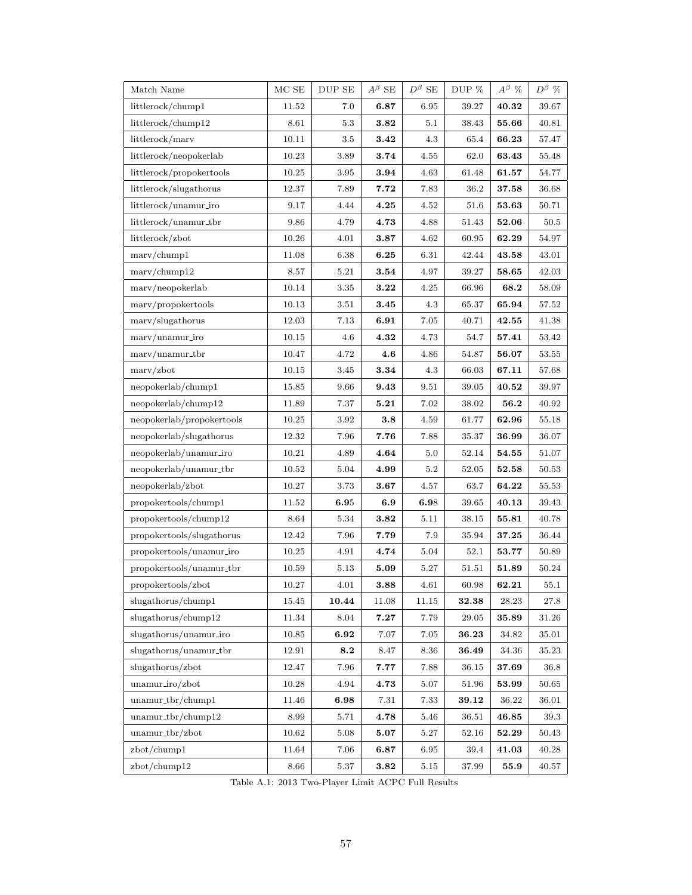| Match Name | MC SE | DUP SE | $A^{\beta}$ SE | $D^{\beta}$ SE | DUP % | $A^{\beta}$ % | $D^{\beta}$ % |
|---|---|---|---|---|---|---|---|
| littlerock/chump1 | 11.52 | 7.0 | **6.87** | 6.95 | 39.27 | **40.32** | 39.67 |
| littlerock/chump12 | 8.61 | 5.3 | **3.82** | 5.1 | 38.43 | **55.66** | 40.81 |
| littlerock/marv | 10.11 | 3.5 | **3.42** | 4.3 | 65.4 | **66.23** | 57.47 |
| littlerock/neopokerlab | 10.23 | 3.89 | **3.74** | 4.55 | 62.0 | **63.43** | 55.48 |
| littlerock/propokertools | 10.25 | 3.95 | **3.94** | 4.63 | 61.48 | **61.57** | 54.77 |
| littlerock/slugathorus | 12.37 | 7.89 | **7.72** | 7.83 | 36.2 | **37.58** | 36.68 |
| littlerock/unamur_iro | 9.17 | 4.44 | **4.25** | 4.52 | 51.6 | **53.63** | 50.71 |
| littlerock/unamur_tbr | 9.86 | 4.79 | **4.73** | 4.88 | 51.43 | **52.06** | 50.5 |
| littlerock/zbot | 10.26 | 4.01 | **3.87** | 4.62 | 60.95 | **62.29** | 54.97 |
| marv/chump1 | 11.08 | 6.38 | **6.25** | 6.31 | 42.44 | **43.58** | 43.01 |
| marv/chump12 | 8.57 | 5.21 | **3.54** | 4.97 | 39.27 | **58.65** | 42.03 |
| marv/neopokerlab | 10.14 | 3.35 | **3.22** | 4.25 | 66.96 | **68.2** | 58.09 |
| marv/propokertools | 10.13 | 3.51 | **3.45** | 4.3 | 65.37 | **65.94** | 57.52 |
| marv/slugathorus | 12.03 | 7.13 | **6.91** | 7.05 | 40.71 | **42.55** | 41.38 |
| marv/unamur_iro | 10.15 | 4.6 | **4.32** | 4.73 | 54.7 | **57.41** | 53.42 |
| marv/unamur_tbr | 10.47 | 4.72 | **4.6** | 4.86 | 54.87 | **56.07** | 53.55 |
| marv/zbot | 10.15 | 3.45 | **3.34** | 4.3 | 66.03 | **67.11** | 57.68 |
| neopokerlab/chump1 | 15.85 | 9.66 | **9.43** | 9.51 | 39.05 | **40.52** | 39.97 |
| neopokerlab/chump12 | 11.89 | 7.37 | **5.21** | 7.02 | 38.02 | **56.2** | 40.92 |
| neopokerlab/propokertools | 10.25 | 3.92 | **3.8** | 4.59 | 61.77 | **62.96** | 55.18 |
| neopokerlab/slugathorus | 12.32 | 7.96 | **7.76** | 7.88 | 35.37 | **36.99** | 36.07 |
| neopokerlab/unamur_iro | 10.21 | 4.89 | **4.64** | 5.0 | 52.14 | **54.55** | 51.07 |
| neopokerlab/unamur_tbr | 10.52 | 5.04 | **4.99** | 5.2 | 52.05 | **52.58** | 50.53 |
| neopokerlab/zbot | 10.27 | 3.73 | **3.67** | 4.57 | 63.7 | **64.22** | 55.53 |
| propokertools/chump1 | 11.52 | **6.9**5 | **6.9** | **6.9**8 | 39.65 | **40.13** | 39.43 |
| propokertools/chump12 | 8.64 | 5.34 | **3.82** | 5.11 | 38.15 | **55.81** | 40.78 |
| propokertools/slugathorus | 12.42 | 7.96 | **7.79** | 7.9 | 35.94 | **37.25** | 36.44 |
| propokertools/unamur_iro | 10.25 | 4.91 | **4.74** | 5.04 | 52.1 | **53.77** | 50.89 |
| propokertools/unamur_tbr | 10.59 | 5.13 | **5.09** | 5.27 | 51.51 | **51.89** | 50.24 |
| propokertools/zbot | 10.27 | 4.01 | **3.88** | 4.61 | 60.98 | **62.21** | 55.1 |
| slugathorus/chump1 | 15.45 | **10.44** | 11.08 | 11.15 | **32.38** | 28.23 | 27.8 |
| slugathorus/chump12 | 11.34 | 8.04 | **7.27** | 7.79 | 29.05 | **35.89** | 31.26 |
| slugathorus/unamur_iro | 10.85 | **6.92** | 7.07 | 7.05 | **36.23** | 34.82 | 35.01 |
| slugathorus/unamur_tbr | 12.91 | **8.2** | 8.47 | 8.36 | **36.49** | 34.36 | 35.23 |
| slugathorus/zbot | 12.47 | 7.96 | **7.77** | 7.88 | 36.15 | **37.69** | 36.8 |
| unamur_iro/zbot | 10.28 | 4.94 | **4.73** | 5.07 | 51.96 | **53.99** | 50.65 |
| unamur_tbr/chump1 | 11.46 | **6.98** | 7.31 | 7.33 | **39.12** | 36.22 | 36.01 |
| unamur_tbr/chump12 | 8.99 | 5.71 | **4.78** | 5.46 | 36.51 | **46.85** | 39.3 |
| unamur_tbr/zbot | 10.62 | 5.08 | **5.07** | 5.27 | 52.16 | **52.29** | 50.43 |
| zbot/chump1 | 11.64 | 7.06 | **6.87** | 6.95 | 39.4 | **41.03** | 40.28 |
| zbot/chump12 | 8.66 | 5.37 | **3.82** | 5.15 | 37.99 | **55.9** | 40.57 |

Table A.1: 2013 Two-Player Limit ACPC Full Results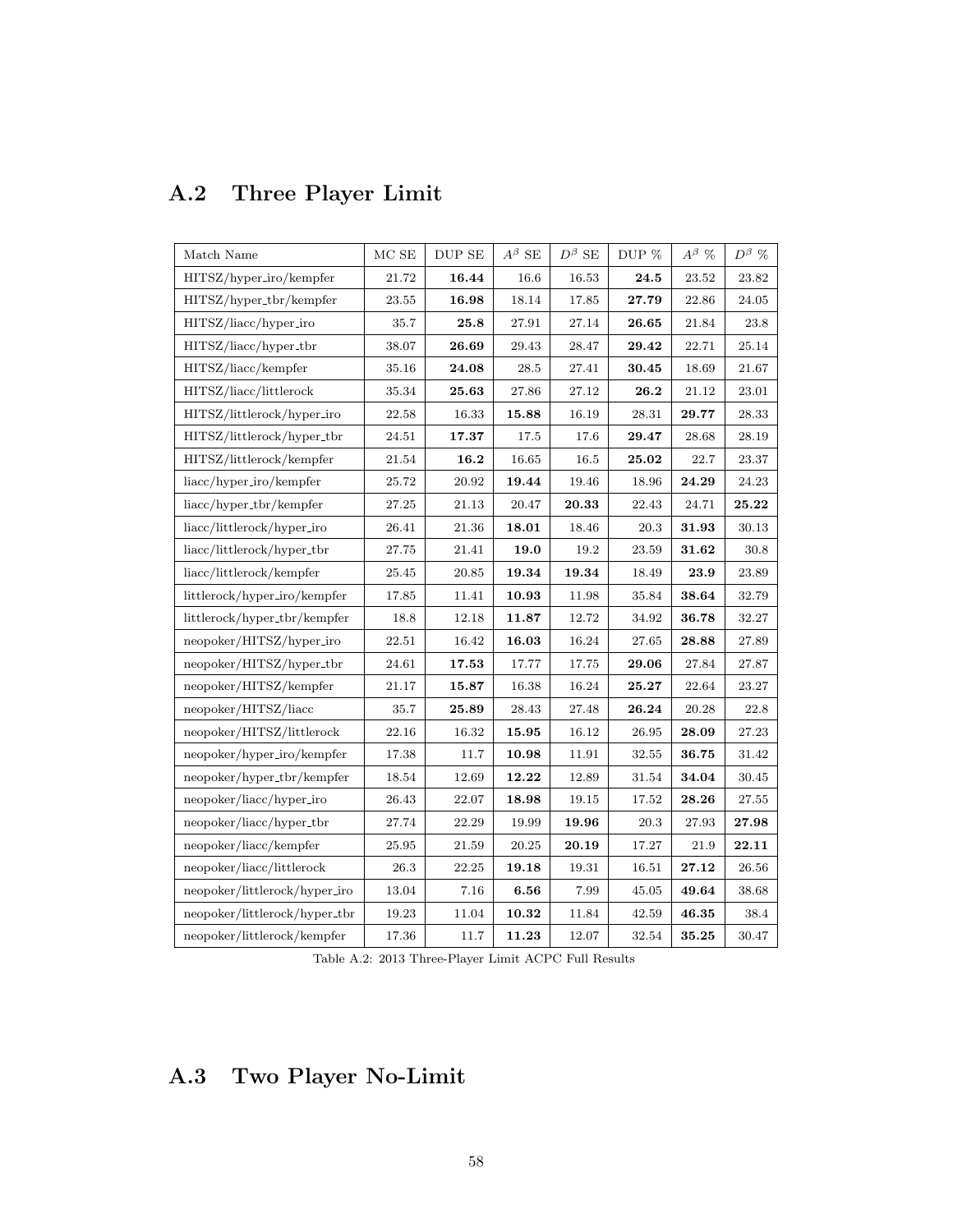## A.2 Three Player Limit

| Match Name | MC SE | DUP SE | $A^\beta$ SE | $D^\beta$ SE | DUP % | $A^\beta$ % | $D^\beta$ % |
|---|---|---|---|---|---|---|---|
| HITSZ/hyper_iro/kempfer | 21.72 | **16.44** | 16.6 | 16.53 | **24.5** | 23.52 | 23.82 |
| HITSZ/hyper_tbr/kempfer | 23.55 | **16.98** | 18.14 | 17.85 | **27.79** | 22.86 | 24.05 |
| HITSZ/liacc/hyper_iro | 35.7 | **25.8** | 27.91 | 27.14 | **26.65** | 21.84 | 23.8 |
| HITSZ/liacc/hyper_tbr | 38.07 | **26.69** | 29.43 | 28.47 | **29.42** | 22.71 | 25.14 |
| HITSZ/liacc/kempfer | 35.16 | **24.08** | 28.5 | 27.41 | **30.45** | 18.69 | 21.67 |
| HITSZ/liacc/littlerock | 35.34 | **25.63** | 27.86 | 27.12 | **26.2** | 21.12 | 23.01 |
| HITSZ/littlerock/hyper_iro | 22.58 | 16.33 | **15.88** | 16.19 | 28.31 | **29.77** | 28.33 |
| HITSZ/littlerock/hyper_tbr | 24.51 | **17.37** | 17.5 | 17.6 | **29.47** | 28.68 | 28.19 |
| HITSZ/littlerock/kempfer | 21.54 | **16.2** | 16.65 | 16.5 | **25.02** | 22.7 | 23.37 |
| liacc/hyper_iro/kempfer | 25.72 | 20.92 | **19.44** | 19.46 | 18.96 | **24.29** | 24.23 |
| liacc/hyper_tbr/kempfer | 27.25 | 21.13 | 20.47 | **20.33** | 22.43 | 24.71 | **25.22** |
| liacc/littlerock/hyper_iro | 26.41 | 21.36 | **18.01** | 18.46 | 20.3 | **31.93** | 30.13 |
| liacc/littlerock/hyper_tbr | 27.75 | 21.41 | **19.0** | 19.2 | 23.59 | **31.62** | 30.8 |
| liacc/littlerock/kempfer | 25.45 | 20.85 | **19.34** | **19.34** | 18.49 | **23.9** | 23.89 |
| littlerock/hyper_iro/kempfer | 17.85 | 11.41 | **10.93** | 11.98 | 35.84 | **38.64** | 32.79 |
| littlerock/hyper_tbr/kempfer | 18.8 | 12.18 | **11.87** | 12.72 | 34.92 | **36.78** | 32.27 |
| neopoker/HITSZ/hyper_iro | 22.51 | 16.42 | **16.03** | 16.24 | 27.65 | **28.88** | 27.89 |
| neopoker/HITSZ/hyper_tbr | 24.61 | **17.53** | 17.77 | 17.75 | **29.06** | 27.84 | 27.87 |
| neopoker/HITSZ/kempfer | 21.17 | **15.87** | 16.38 | 16.24 | **25.27** | 22.64 | 23.27 |
| neopoker/HITSZ/liacc | 35.7 | **25.89** | 28.43 | 27.48 | **26.24** | 20.28 | 22.8 |
| neopoker/HITSZ/littlerock | 22.16 | 16.32 | **15.95** | 16.12 | 26.95 | **28.09** | 27.23 |
| neopoker/hyper_iro/kempfer | 17.38 | 11.7 | **10.98** | 11.91 | 32.55 | **36.75** | 31.42 |
| neopoker/hyper_tbr/kempfer | 18.54 | 12.69 | **12.22** | 12.89 | 31.54 | **34.04** | 30.45 |
| neopoker/liacc/hyper_iro | 26.43 | 22.07 | **18.98** | 19.15 | 17.52 | **28.26** | 27.55 |
| neopoker/liacc/hyper_tbr | 27.74 | 22.29 | 19.99 | **19.96** | 20.3 | 27.93 | **27.98** |
| neopoker/liacc/kempfer | 25.95 | 21.59 | 20.25 | **20.19** | 17.27 | 21.9 | **22.11** |
| neopoker/liacc/littlerock | 26.3 | 22.25 | **19.18** | 19.31 | 16.51 | **27.12** | 26.56 |
| neopoker/littlerock/hyper_iro | 13.04 | 7.16 | **6.56** | 7.99 | 45.05 | **49.64** | 38.68 |
| neopoker/littlerock/hyper_tbr | 19.23 | 11.04 | **10.32** | 11.84 | 42.59 | **46.35** | 38.4 |
| neopoker/littlerock/kempfer | 17.36 | 11.7 | **11.23** | 12.07 | 32.54 | **35.25** | 30.47 |

Table A.2: 2013 Three-Player Limit ACPC Full Results

## A.3 Two Player No-Limit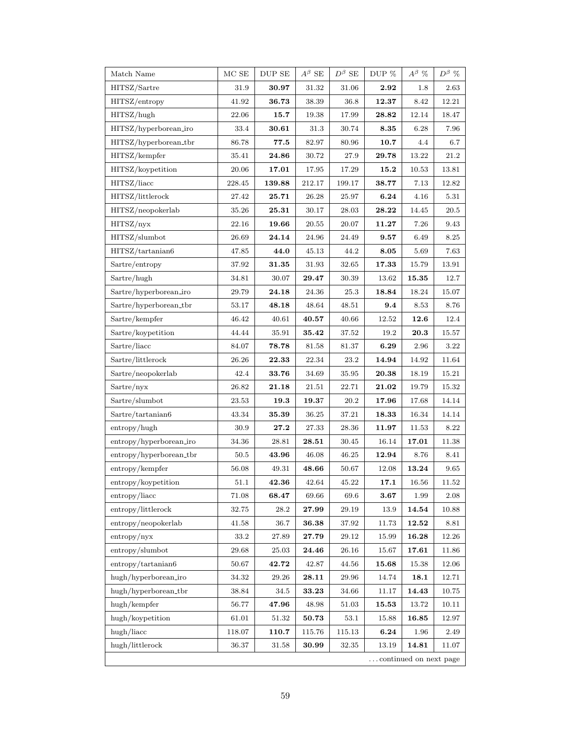| Match Name | MC SE | DUP SE | $A^\beta$ SE | $D^\beta$ SE | DUP % | $A^\beta$ % | $D^\beta$ % |
|---|---|---|---|---|---|---|---|
| HITSZ/Sartre | 31.9 | **30.97** | 31.32 | 31.06 | **2.92** | 1.8 | 2.63 |
| HITSZ/entropy | 41.92 | **36.73** | 38.39 | 36.8 | **12.37** | 8.42 | 12.21 |
| HITSZ/hugh | 22.06 | **15.7** | 19.38 | 17.99 | **28.82** | 12.14 | 18.47 |
| HITSZ/hyperborean_iro | 33.4 | **30.61** | 31.3 | 30.74 | **8.35** | 6.28 | 7.96 |
| HITSZ/hyperborean_tbr | 86.78 | **77.5** | 82.97 | 80.96 | **10.7** | 4.4 | 6.7 |
| HITSZ/kempfer | 35.41 | **24.86** | 30.72 | 27.9 | **29.78** | 13.22 | 21.2 |
| HITSZ/koypetition | 20.06 | **17.01** | 17.95 | 17.29 | **15.2** | 10.53 | 13.81 |
| HITSZ/liacc | 228.45 | **139.88** | 212.17 | 199.17 | **38.77** | 7.13 | 12.82 |
| HITSZ/littlerock | 27.42 | **25.71** | 26.28 | 25.97 | **6.24** | 4.16 | 5.31 |
| HITSZ/neopokerlab | 35.26 | **25.31** | 30.17 | 28.03 | **28.22** | 14.45 | 20.5 |
| HITSZ/nyx | 22.16 | **19.66** | 20.55 | 20.07 | **11.27** | 7.26 | 9.43 |
| HITSZ/slumbot | 26.69 | **24.14** | 24.96 | 24.49 | **9.57** | 6.49 | 8.25 |
| HITSZ/tartanian6 | 47.85 | **44.0** | 45.13 | 44.2 | **8.05** | 5.69 | 7.63 |
| Sartre/entropy | 37.92 | **31.35** | 31.93 | 32.65 | **17.33** | 15.79 | 13.91 |
| Sartre/hugh | 34.81 | 30.07 | **29.47** | 30.39 | 13.62 | **15.35** | 12.7 |
| Sartre/hyperborean_iro | 29.79 | **24.18** | 24.36 | 25.3 | **18.84** | 18.24 | 15.07 |
| Sartre/hyperborean_tbr | 53.17 | **48.18** | 48.64 | 48.51 | **9.4** | 8.53 | 8.76 |
| Sartre/kempfer | 46.42 | 40.61 | **40.57** | 40.66 | 12.52 | **12.6** | 12.4 |
| Sartre/koypetition | 44.44 | 35.91 | **35.42** | 37.52 | 19.2 | **20.3** | 15.57 |
| Sartre/liacc | 84.07 | **78.78** | 81.58 | 81.37 | **6.29** | 2.96 | 3.22 |
| Sartre/littlerock | 26.26 | **22.33** | 22.34 | 23.2 | **14.94** | 14.92 | 11.64 |
| Sartre/neopokerlab | 42.4 | **33.76** | 34.69 | 35.95 | **20.38** | 18.19 | 15.21 |
| Sartre/nyx | 26.82 | **21.18** | 21.51 | 22.71 | **21.02** | 19.79 | 15.32 |
| Sartre/slumbot | 23.53 | **19.3** | **19.37** | 20.2 | **17.96** | 17.68 | 14.14 |
| Sartre/tartanian6 | 43.34 | **35.39** | 36.25 | 37.21 | **18.33** | 16.34 | 14.14 |
| entropy/hugh | 30.9 | **27.2** | 27.33 | 28.36 | **11.97** | 11.53 | 8.22 |
| entropy/hyperborean_iro | 34.36 | 28.81 | **28.51** | 30.45 | 16.14 | **17.01** | 11.38 |
| entropy/hyperborean_tbr | 50.5 | **43.96** | 46.08 | 46.25 | **12.94** | 8.76 | 8.41 |
| entropy/kempfer | 56.08 | 49.31 | **48.66** | 50.67 | 12.08 | **13.24** | 9.65 |
| entropy/koypetition | 51.1 | **42.36** | 42.64 | 45.22 | **17.1** | 16.56 | 11.52 |
| entropy/liacc | 71.08 | **68.47** | 69.66 | 69.6 | **3.67** | 1.99 | 2.08 |
| entropy/littlerock | 32.75 | 28.2 | **27.99** | 29.19 | 13.9 | **14.54** | 10.88 |
| entropy/neopokerlab | 41.58 | 36.7 | **36.38** | 37.92 | 11.73 | **12.52** | 8.81 |
| entropy/nyx | 33.2 | 27.89 | **27.79** | 29.12 | 15.99 | **16.28** | 12.26 |
| entropy/slumbot | 29.68 | 25.03 | **24.46** | 26.16 | 15.67 | **17.61** | 11.86 |
| entropy/tartanian6 | 50.67 | **42.72** | 42.87 | 44.56 | **15.68** | 15.38 | 12.06 |
| hugh/hyperborean_iro | 34.32 | 29.26 | **28.11** | 29.96 | 14.74 | **18.1** | 12.71 |
| hugh/hyperborean_tbr | 38.84 | 34.5 | **33.23** | 34.66 | 11.17 | **14.43** | 10.75 |
| hugh/kempfer | 56.77 | **47.96** | 48.98 | 51.03 | **15.53** | 13.72 | 10.11 |
| hugh/koypetition | 61.01 | 51.32 | **50.73** | 53.1 | 15.88 | **16.85** | 12.97 |
| hugh/liacc | 118.07 | **110.7** | 115.76 | 115.13 | **6.24** | 1.96 | 2.49 |
| hugh/littlerock | 36.37 | 31.58 | **30.99** | 32.35 | 13.19 | **14.81** | 11.07 |

...continued on next page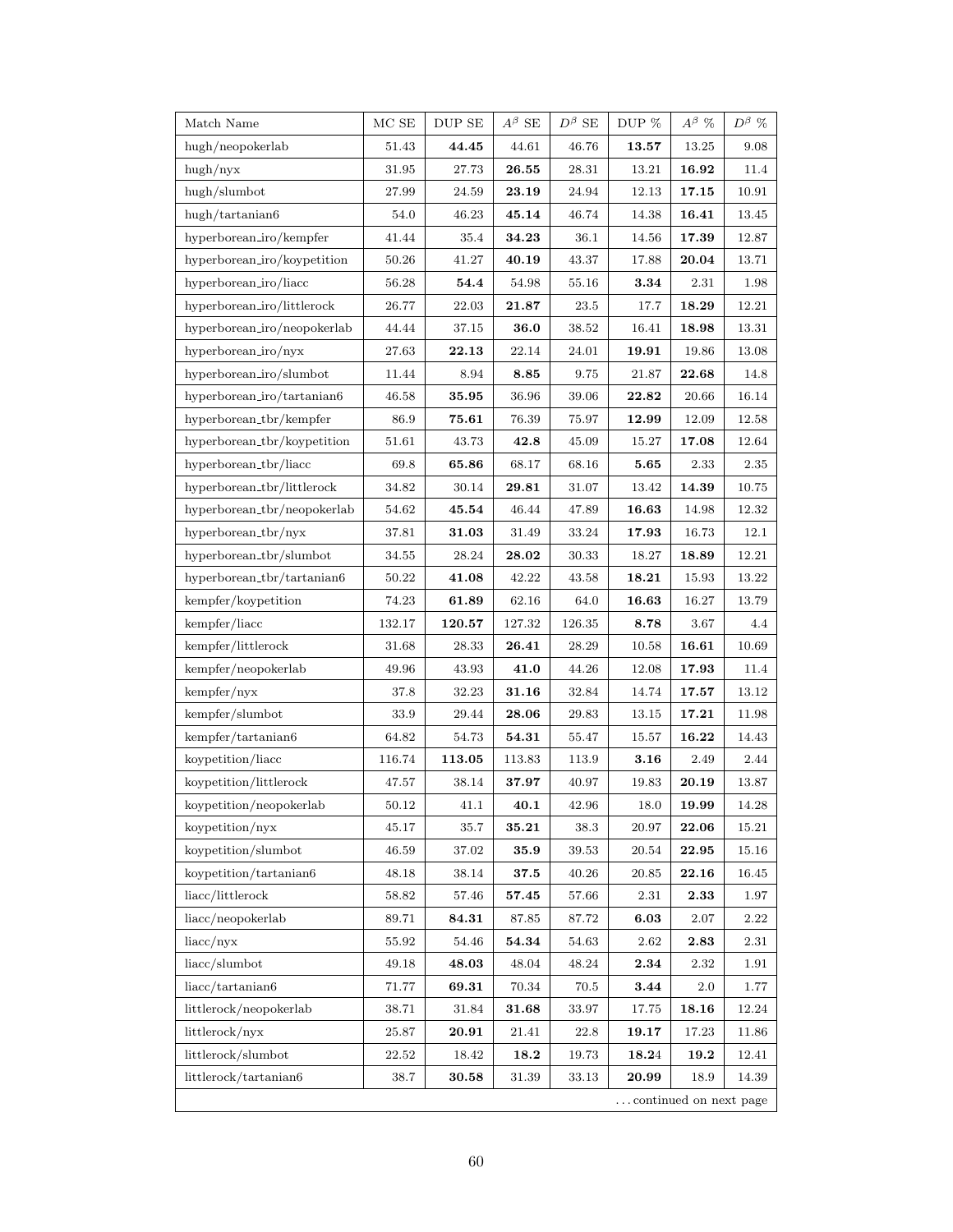| Match Name | MC SE | DUP SE | $A^\beta$ SE | $D^\beta$ SE | DUP % | $A^\beta$ % | $D^\beta$ % |
|---|---|---|---|---|---|---|---|
| hugh/neopokerlab | 51.43 | **44.45** | 44.61 | 46.76 | **13.57** | 13.25 | 9.08 |
| hugh/nyx | 31.95 | 27.73 | **26.55** | 28.31 | 13.21 | **16.92** | 11.4 |
| hugh/slumbot | 27.99 | 24.59 | **23.19** | 24.94 | 12.13 | **17.15** | 10.91 |
| hugh/tartanian6 | 54.0 | 46.23 | **45.14** | 46.74 | 14.38 | **16.41** | 13.45 |
| hyperborean_iro/kempfer | 41.44 | 35.4 | **34.23** | 36.1 | 14.56 | **17.39** | 12.87 |
| hyperborean_iro/koypetition | 50.26 | 41.27 | **40.19** | 43.37 | 17.88 | **20.04** | 13.71 |
| hyperborean_iro/liacc | 56.28 | **54.4** | 54.98 | 55.16 | **3.34** | 2.31 | 1.98 |
| hyperborean_iro/littlerock | 26.77 | 22.03 | **21.87** | 23.5 | 17.7 | **18.29** | 12.21 |
| hyperborean_iro/neopokerlab | 44.44 | 37.15 | **36.0** | 38.52 | 16.41 | **18.98** | 13.31 |
| hyperborean_iro/nyx | 27.63 | **22.13** | 22.14 | 24.01 | **19.91** | 19.86 | 13.08 |
| hyperborean_iro/slumbot | 11.44 | 8.94 | **8.85** | 9.75 | 21.87 | **22.68** | 14.8 |
| hyperborean_iro/tartanian6 | 46.58 | **35.95** | 36.96 | 39.06 | **22.82** | 20.66 | 16.14 |
| hyperborean_tbr/kempfer | 86.9 | **75.61** | 76.39 | 75.97 | **12.99** | 12.09 | 12.58 |
| hyperborean_tbr/koypetition | 51.61 | 43.73 | **42.8** | 45.09 | 15.27 | **17.08** | 12.64 |
| hyperborean_tbr/liacc | 69.8 | **65.86** | 68.17 | 68.16 | **5.65** | 2.33 | 2.35 |
| hyperborean_tbr/littlerock | 34.82 | 30.14 | **29.81** | 31.07 | 13.42 | **14.39** | 10.75 |
| hyperborean_tbr/neopokerlab | 54.62 | **45.54** | 46.44 | 47.89 | **16.63** | 14.98 | 12.32 |
| hyperborean_tbr/nyx | 37.81 | **31.03** | 31.49 | 33.24 | **17.93** | 16.73 | 12.1 |
| hyperborean_tbr/slumbot | 34.55 | 28.24 | **28.02** | 30.33 | 18.27 | **18.89** | 12.21 |
| hyperborean_tbr/tartanian6 | 50.22 | **41.08** | 42.22 | 43.58 | **18.21** | 15.93 | 13.22 |
| kempfer/koypetition | 74.23 | **61.89** | 62.16 | 64.0 | **16.63** | 16.27 | 13.79 |
| kempfer/liacc | 132.17 | **120.57** | 127.32 | 126.35 | **8.78** | 3.67 | 4.4 |
| kempfer/littlerock | 31.68 | 28.33 | **26.41** | 28.29 | 10.58 | **16.61** | 10.69 |
| kempfer/neopokerlab | 49.96 | 43.93 | **41.0** | 44.26 | 12.08 | **17.93** | 11.4 |
| kempfer/nyx | 37.8 | 32.23 | **31.16** | 32.84 | 14.74 | **17.57** | 13.12 |
| kempfer/slumbot | 33.9 | 29.44 | **28.06** | 29.83 | 13.15 | **17.21** | 11.98 |
| kempfer/tartanian6 | 64.82 | 54.73 | **54.31** | 55.47 | 15.57 | **16.22** | 14.43 |
| koypetition/liacc | 116.74 | **113.05** | 113.83 | 113.9 | **3.16** | 2.49 | 2.44 |
| koypetition/littlerock | 47.57 | 38.14 | **37.97** | 40.97 | 19.83 | **20.19** | 13.87 |
| koypetition/neopokerlab | 50.12 | 41.1 | **40.1** | 42.96 | 18.0 | **19.99** | 14.28 |
| koypetition/nyx | 45.17 | 35.7 | **35.21** | 38.3 | 20.97 | **22.06** | 15.21 |
| koypetition/slumbot | 46.59 | 37.02 | **35.9** | 39.53 | 20.54 | **22.95** | 15.16 |
| koypetition/tartanian6 | 48.18 | 38.14 | **37.5** | 40.26 | 20.85 | **22.16** | 16.45 |
| liacc/littlerock | 58.82 | 57.46 | **57.45** | 57.66 | 2.31 | **2.33** | 1.97 |
| liacc/neopokerlab | 89.71 | **84.31** | 87.85 | 87.72 | **6.03** | 2.07 | 2.22 |
| liacc/nyx | 55.92 | 54.46 | **54.34** | 54.63 | 2.62 | **2.83** | 2.31 |
| liacc/slumbot | 49.18 | **48.03** | 48.04 | 48.24 | **2.34** | 2.32 | 1.91 |
| liacc/tartanian6 | 71.77 | **69.31** | 70.34 | 70.5 | **3.44** | 2.0 | 1.77 |
| littlerock/neopokerlab | 38.71 | 31.84 | **31.68** | 33.97 | 17.75 | **18.16** | 12.24 |
| littlerock/nyx | 25.87 | **20.91** | 21.41 | 22.8 | **19.17** | 17.23 | 11.86 |
| littlerock/slumbot | 22.52 | 18.42 | **18.2** | 19.73 | 18.24 | **19.2** | 12.41 |
| littlerock/tartanian6 | 38.7 | **30.58** | 31.39 | 33.13 | **20.99** | 18.9 | 14.39 |

...continued on next page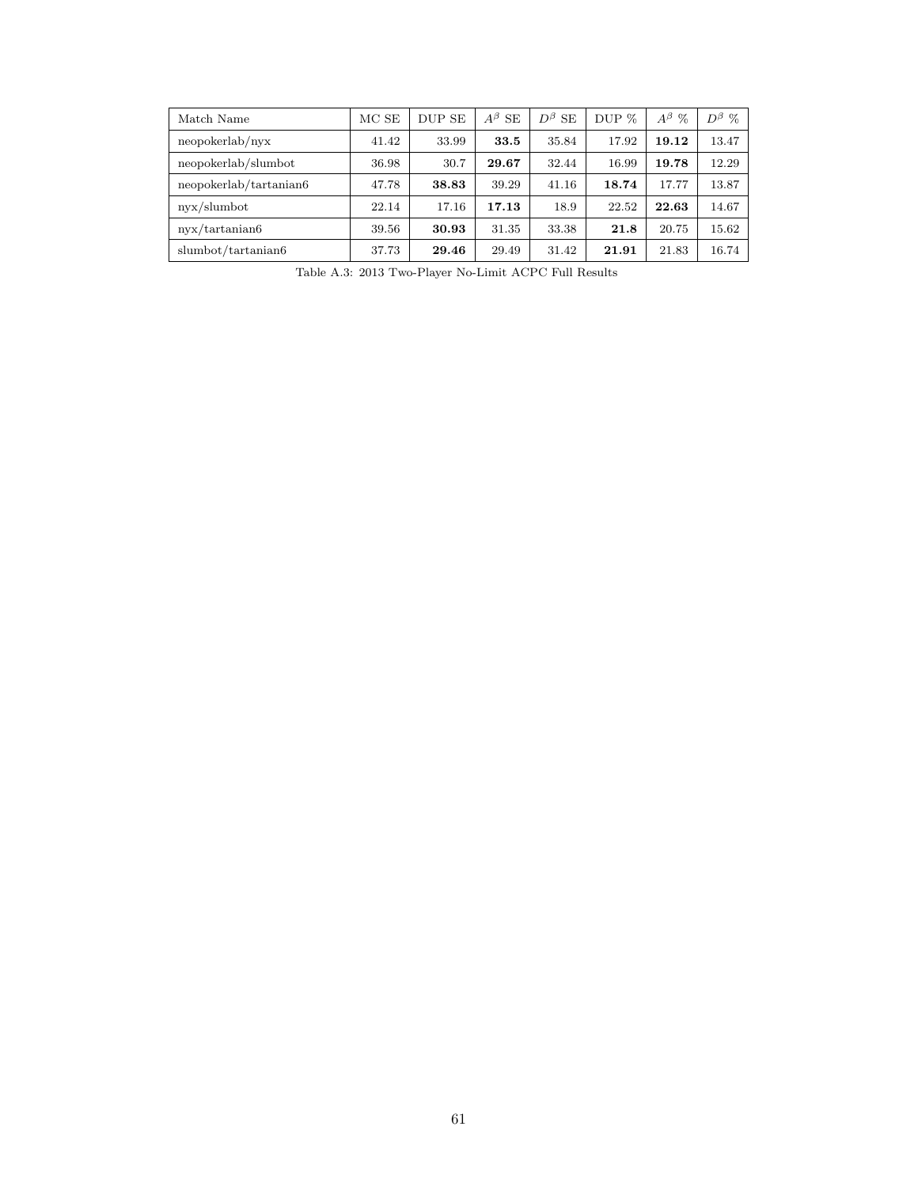| Match Name | MC SE | DUP SE | $A^\beta$ SE | $D^\beta$ SE | DUP % | $A^\beta$ % | $D^\beta$ % |
|---|---|---|---|---|---|---|---|
| neopokerlab/nyx | 41.42 | 33.99 | **33.5** | 35.84 | 17.92 | **19.12** | 13.47 |
| neopokerlab/slumbot | 36.98 | 30.7 | **29.67** | 32.44 | 16.99 | **19.78** | 12.29 |
| neopokerlab/tartanian6 | 47.78 | **38.83** | 39.29 | 41.16 | **18.74** | 17.77 | 13.87 |
| nyx/slumbot | 22.14 | 17.16 | **17.13** | 18.9 | 22.52 | **22.63** | 14.67 |
| nyx/tartanian6 | 39.56 | **30.93** | 31.35 | 33.38 | **21.8** | 20.75 | 15.62 |
| slumbot/tartanian6 | 37.73 | **29.46** | 29.49 | 31.42 | **21.91** | 21.83 | 16.74 |

Table A.3: 2013 Two-Player No-Limit ACPC Full Results